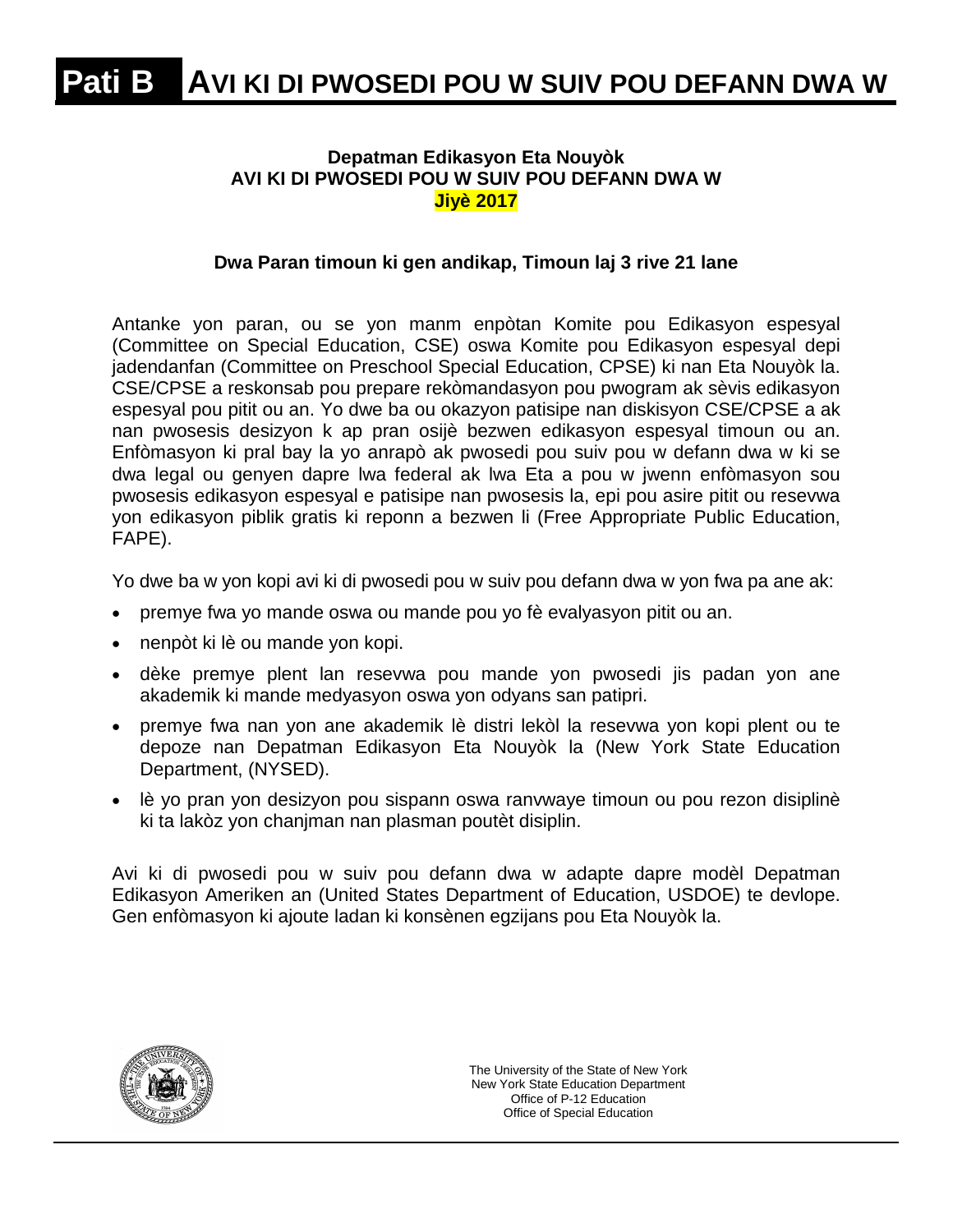# Pati B AVI KI DI PWOSEDI POU W SUIV POU DEFANN DWA W

**Depatman Edikasyon Eta Nouyòk**
**AVI KI DI PWOSEDI POU W SUIV POU DEFANN DWA W**
**Jiyè 2017**

**Dwa Paran timoun ki gen andikap, Timoun laj 3 rive 21 lane**

Antanke yon paran, ou se yon manm enpòtan Komite pou Edikasyon espesyal (Committee on Special Education, CSE) oswa Komite pou Edikasyon espesyal depi jadendanfan (Committee on Preschool Special Education, CPSE) ki nan Eta Nouyòk la. CSE/CPSE a reskonsab pou prepare rekòmandasyon pou pwogram ak sèvis edikasyon espesyal pou pitit ou an. Yo dwe ba ou okazyon patisipe nan diskisyon CSE/CPSE a ak nan pwosesis desizyon k ap pran osijè bezwen edikasyon espesyal timoun ou an. Enfòmasyon ki pral bay la yo anrapò ak pwosedi pou suiv pou w defann dwa w ki se dwa legal ou genyen dapre lwa federal ak lwa Eta a pou w jwenn enfòmasyon sou pwosesis edikasyon espesyal e patisipe nan pwosesis la, epi pou asire pitit ou resevwa yon edikasyon piblik gratis ki reponn a bezwen li (Free Appropriate Public Education, FAPE).

Yo dwe ba w yon kopi avi ki di pwosedi pou w suiv pou defann dwa w yon fwa pa ane ak:

- premye fwa yo mande oswa ou mande pou yo fè evalyasyon pitit ou an.
- nenpòt ki lè ou mande yon kopi.
- dèke premye plent lan resevwa pou mande yon pwosedi jis padan yon ane akademik ki mande medyasyon oswa yon odyans san patipri.
- premye fwa nan yon ane akademik lè distri lekòl la resevwa yon kopi plent ou te depoze nan Depatman Edikasyon Eta Nouyòk la (New York State Education Department, (NYSED).
- lè yo pran yon desizyon pou sispann oswa ranvwaye timoun ou pou rezon disiplinè ki ta lakòz yon chanjman nan plasman poutèt disiplin.

Avi ki di pwosedi pou w suiv pou defann dwa w adapte dapre modèl Depatman Edikasyon Ameriken an (United States Department of Education, USDOE) te devlope. Gen enfòmasyon ki ajoute ladan ki konsènen egzijans pou Eta Nouyòk la.

The University of the State of New York
New York State Education Department
Office of P-12 Education
Office of Special Education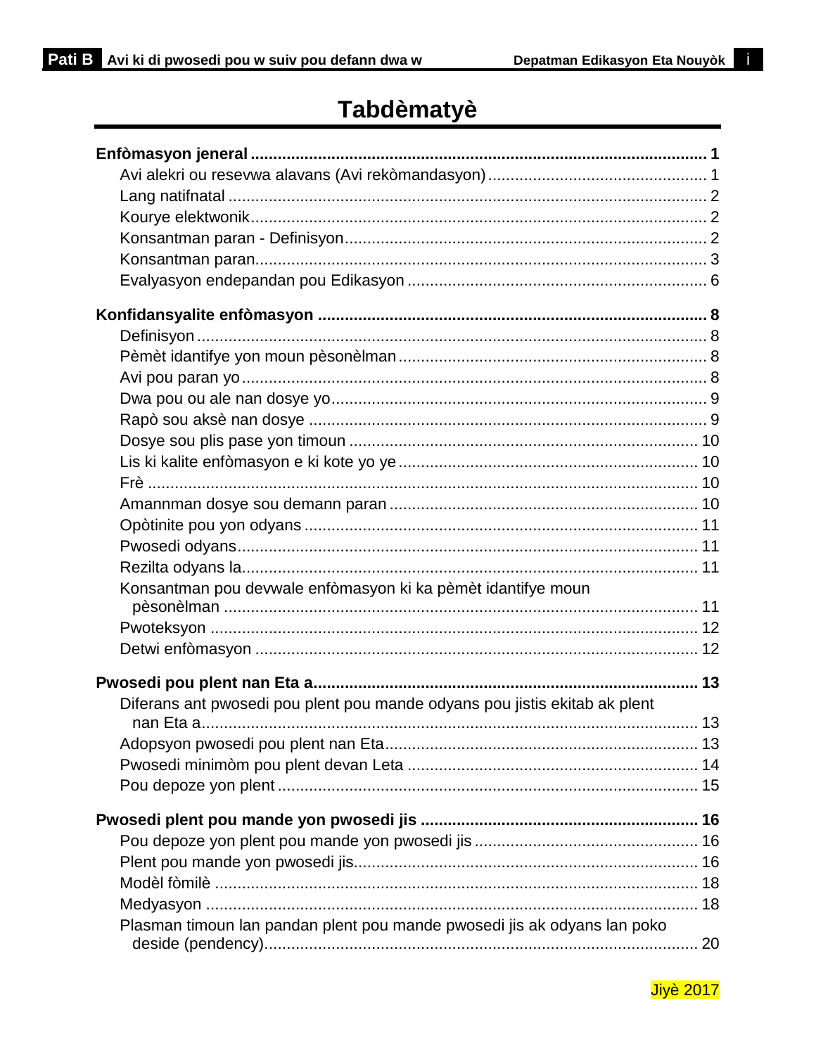# Tabdèmatyè

**Enfòmasyon jeneral** ...... **1**
- Avi alekri ou resevwa alavans (Avi rekòmandasyon) ...... 1
- Lang natifnatal ...... 2
- Kourye elektwonik ...... 2
- Konsantman paran - Definisyon ...... 2
- Konsantman paran ...... 3
- Evalyasyon endepandan pou Edikasyon ...... 6

**Konfidansyalite enfòmasyon** ...... **8**
- Definisyon ...... 8
- Pèmèt idantifye yon moun pèsonèlman ...... 8
- Avi pou paran yo ...... 8
- Dwa pou ou ale nan dosye yo ...... 9
- Rapò sou aksè nan dosye ...... 9
- Dosye sou plis pase yon timoun ...... 10
- Lis ki kalite enfòmasyon e ki kote yo ye ...... 10
- Frè ...... 10
- Amannman dosye sou demann paran ...... 10
- Opòtinite pou yon odyans ...... 11
- Pwosedi odyans ...... 11
- Rezilta odyans la ...... 11
- Konsantman pou devwale enfòmasyon ki ka pèmèt idantifye moun pèsonèlman ...... 11
- Pwoteksyon ...... 12
- Detwi enfòmasyon ...... 12

**Pwosedi pou plent nan Eta a** ...... **13**
- Diferans ant pwosedi pou plent pou mande odyans pou jistis ekitab ak plent nan Eta a ...... 13
- Adopsyon pwosedi pou plent nan Eta ...... 13
- Pwosedi minimòm pou plent devan Leta ...... 14
- Pou depoze yon plent ...... 15

**Pwosedi plent pou mande yon pwosedi jis** ...... **16**
- Pou depoze yon plent pou mande yon pwosedi jis ...... 16
- Plent pou mande yon pwosedi jis ...... 16
- Modèl fòmilè ...... 18
- Medyasyon ...... 18
- Plasman timoun lan pandan plent pou mande pwosedi jis ak odyans lan poko deside (pendency) ...... 20

Jiyè 2017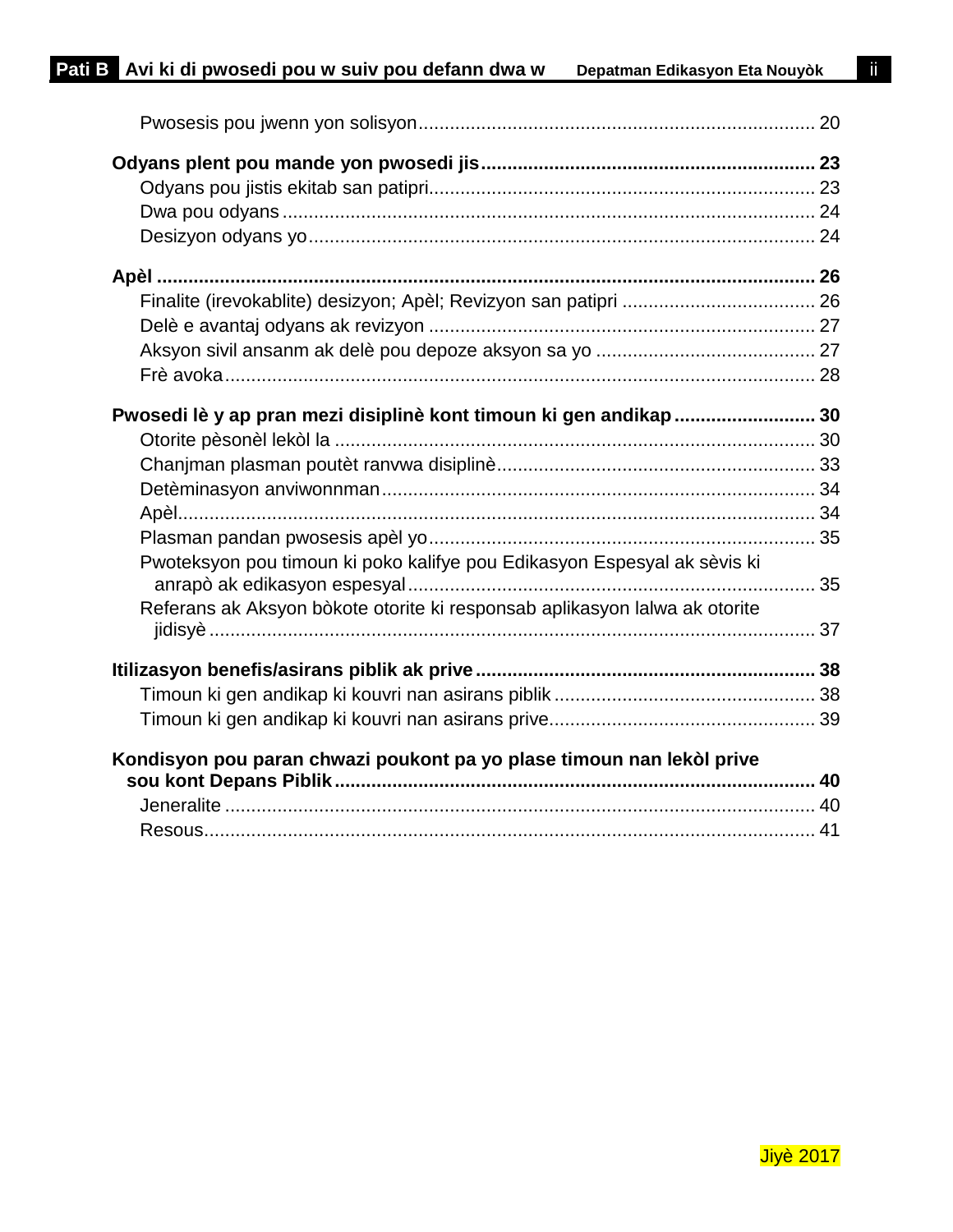Pwosesis pou jwenn yon solisyon ........................................................................... 20

**Odyans plent pou mande yon pwosedi jis ............................................................... 23**

Odyans pou jistis ekitab san patipri ......................................................................... 23
Dwa pou odyans ..................................................................................................... 24
Desizyon odyans yo ................................................................................................ 24

**Apèl ............................................................................................................................ 26**

Finalite (irevokablite) desizyon; Apèl; Revizyon san patipri .................................... 26
Delè e avantaj odyans ak revizyon ......................................................................... 27
Aksyon sivil ansanm ak delè pou depoze aksyon sa yo .......................................... 27
Frè avoka ................................................................................................................ 28

**Pwosedi lè y ap pran mezi disiplinè kont timoun ki gen andikap ........................... 30**

Otorite pèsonèl lekòl la ........................................................................................... 30
Chanjman plasman poutèt ranvwa disiplinè ............................................................ 33
Detèminasyon anviwonnman .................................................................................. 34
Apèl ......................................................................................................................... 34
Plasman pandan pwosesis apèl yo ......................................................................... 35
Pwoteksyon pou timoun ki poko kalifye pou Edikasyon Espesyal ak sèvis ki anrapò ak edikasyon espesyal ............................................................................ 35
Referans ak Aksyon bòkote otorite ki responsab aplikasyon lalwa ak otorite jidisyè ................................................................................................................. 37

**Itilizasyon benefis/asirans piblik ak prive ................................................................ 38**

Timoun ki gen andikap ki kouvri nan asirans piblik ................................................. 38
Timoun ki gen andikap ki kouvri nan asirans prive .................................................. 39

**Kondisyon pou paran chwazi poukont pa yo plase timoun nan lekòl prive sou kont Depans Piblik .......................................................................................... 40**

Jeneralite ................................................................................................................ 40
Resous .................................................................................................................... 41

Jiyè 2017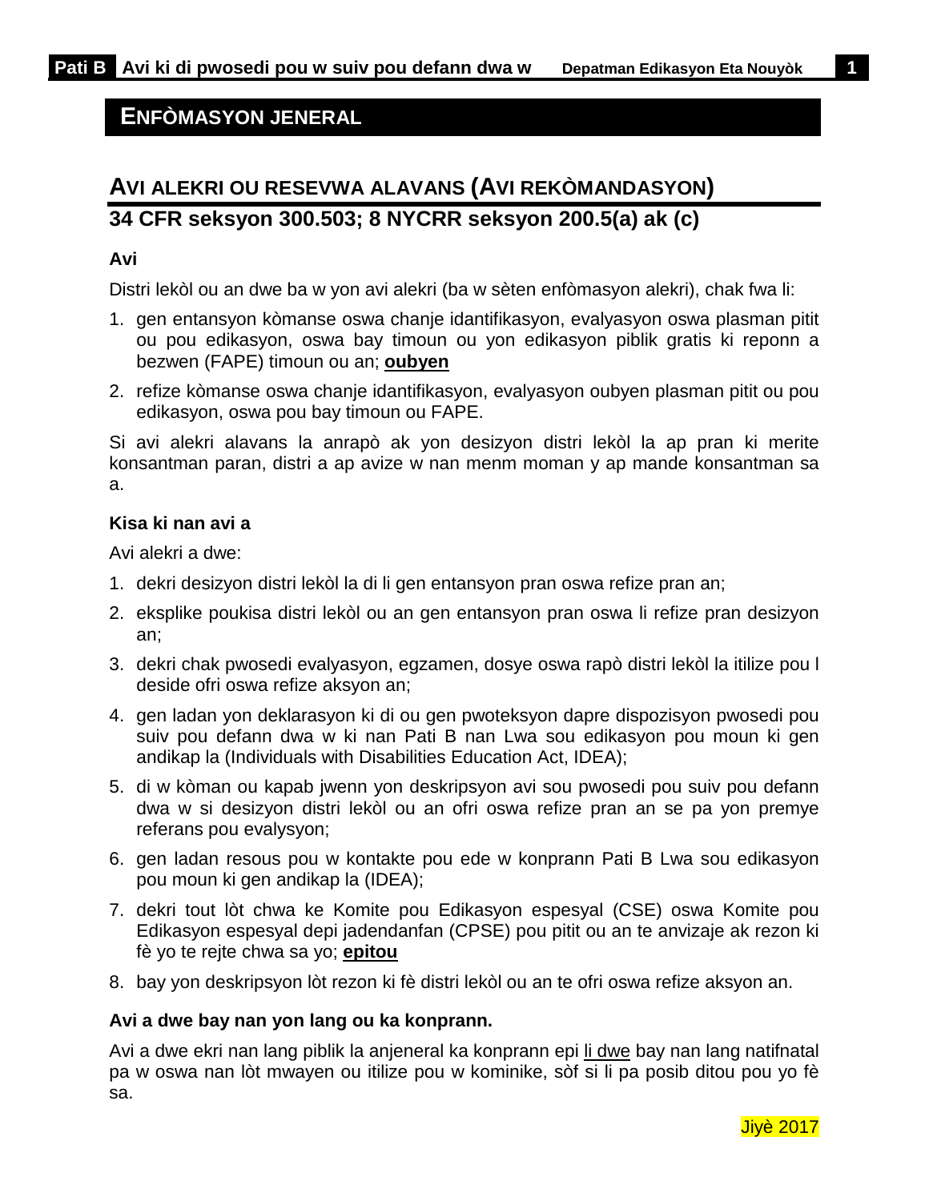## ENFÒMASYON JENERAL

## AVI ALEKRI OU RESEVWA ALAVANS (AVI REKÒMANDASYON)

### 34 CFR seksyon 300.503; 8 NYCRR seksyon 200.5(a) ak (c)

**Avi**

Distri lekòl ou an dwe ba w yon avi alekri (ba w sèten enfòmasyon alekri), chak fwa li:

1. gen entansyon kòmanse oswa chanje idantifikasyon, evalyasyon oswa plasman pitit ou pou edikasyon, oswa bay timoun ou yon edikasyon piblik gratis ki reponn a bezwen (FAPE) timoun ou an; **oubyen**
2. refize kòmanse oswa chanje idantifikasyon, evalyasyon oubyen plasman pitit ou pou edikasyon, oswa pou bay timoun ou FAPE.

Si avi alekri alavans la anrapò ak yon desizyon distri lekòl la ap pran ki merite konsantman paran, distri a ap avize w nan menm moman y ap mande konsantman sa a.

**Kisa ki nan avi a**

Avi alekri a dwe:

1. dekri desizyon distri lekòl la di li gen entansyon pran oswa refize pran an;
2. eksplike poukisa distri lekòl ou an gen entansyon pran oswa li refize pran desizyon an;
3. dekri chak pwosedi evalyasyon, egzamen, dosye oswa rapò distri lekòl la itilize pou l deside ofri oswa refize aksyon an;
4. gen ladan yon deklarasyon ki di ou gen pwoteksyon dapre dispozisyon pwosedi pou suiv pou defann dwa w ki nan Pati B nan Lwa sou edikasyon pou moun ki gen andikap la (Individuals with Disabilities Education Act, IDEA);
5. di w kòman ou kapab jwenn yon deskripsyon avi sou pwosedi pou suiv pou defann dwa w si desizyon distri lekòl ou an ofri oswa refize pran an se pa yon premye referans pou evalysyon;
6. gen ladan resous pou w kontakte pou ede w konprann Pati B Lwa sou edikasyon pou moun ki gen andikap la (IDEA);
7. dekri tout lòt chwa ke Komite pou Edikasyon espesyal (CSE) oswa Komite pou Edikasyon espesyal depi jadendanfan (CPSE) pou pitit ou an te anvizaje ak rezon ki fè yo te rejte chwa sa yo; **epitou**
8. bay yon deskripsyon lòt rezon ki fè distri lekòl ou an te ofri oswa refize aksyon an.

**Avi a dwe bay nan yon lang ou ka konprann.**

Avi a dwe ekri nan lang piblik la anjeneral ka konprann epi li dwe bay nan lang natifnatal pa w oswa nan lòt mwayen ou itilize pou w kominike, sòf si li pa posib ditou pou yo fè sa.

Jiyè 2017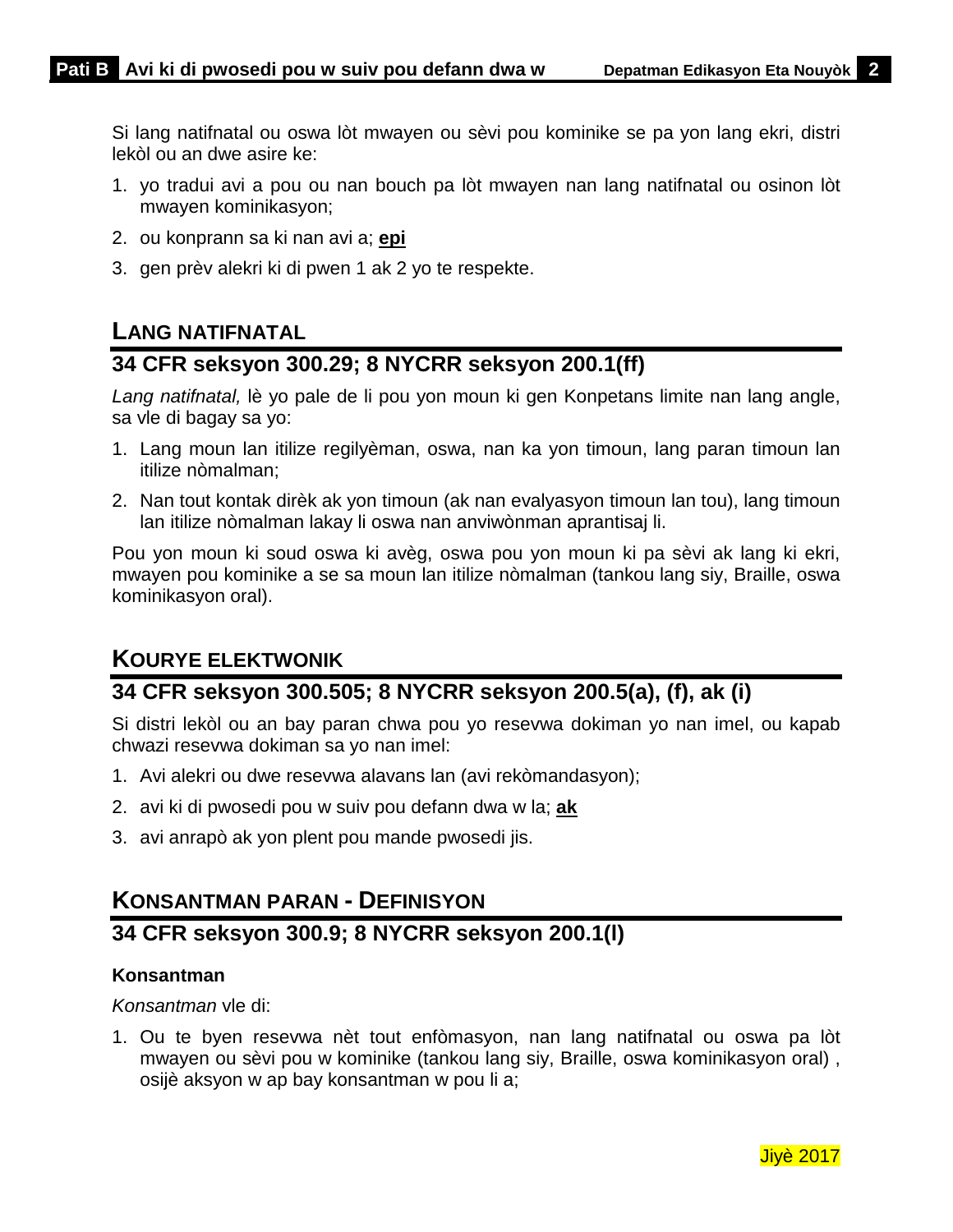Si lang natifnatal ou oswa lòt mwayen ou sèvi pou kominike se pa yon lang ekri, distri lekòl ou an dwe asire ke:

1. yo tradui avi a pou ou nan bouch pa lòt mwayen nan lang natifnatal ou osinon lòt mwayen kominikasyon;
2. ou konprann sa ki nan avi a; **epi**
3. gen prèv alekri ki di pwen 1 ak 2 yo te respekte.

## LANG NATIFNATAL

### 34 CFR seksyon 300.29; 8 NYCRR seksyon 200.1(ff)

*Lang natifnatal,* lè yo pale de li pou yon moun ki gen Konpetans limite nan lang angle, sa vle di bagay sa yo:

1. Lang moun lan itilize regilyèman, oswa, nan ka yon timoun, lang paran timoun lan itilize nòmalman;
2. Nan tout kontak dirèk ak yon timoun (ak nan evalyasyon timoun lan tou), lang timoun lan itilize nòmalman lakay li oswa nan anviwònman aprantisaj li.

Pou yon moun ki soud oswa ki avèg, oswa pou yon moun ki pa sèvi ak lang ki ekri, mwayen pou kominike a se sa moun lan itilize nòmalman (tankou lang siy, Braille, oswa kominikasyon oral).

## KOURYE ELEKTWONIK

### 34 CFR seksyon 300.505; 8 NYCRR seksyon 200.5(a), (f), ak (i)

Si distri lekòl ou an bay paran chwa pou yo resevwa dokiman yo nan imel, ou kapab chwazi resevwa dokiman sa yo nan imel:

1. Avi alekri ou dwe resevwa alavans lan (avi rekòmandasyon);
2. avi ki di pwosedi pou w suiv pou defann dwa w la; **ak**
3. avi anrapò ak yon plent pou mande pwosedi jis.

## KONSANTMAN PARAN - DEFINISYON

### 34 CFR seksyon 300.9; 8 NYCRR seksyon 200.1(l)

**Konsantman**

*Konsantman* vle di:

1. Ou te byen resevwa nèt tout enfòmasyon, nan lang natifnatal ou oswa pa lòt mwayen ou sèvi pou w kominike (tankou lang siy, Braille, oswa kominikasyon oral) , osijè aksyon w ap bay konsantman w pou li a;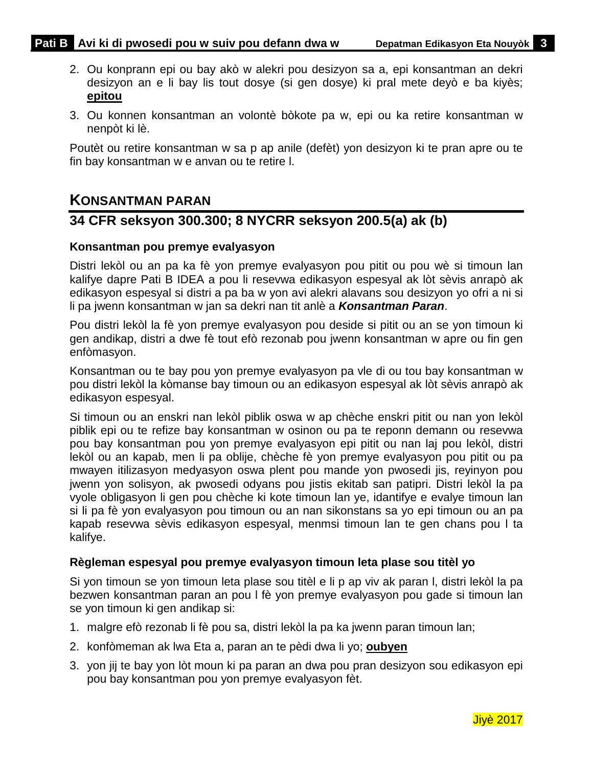2. Ou konprann epi ou bay akò w alekri pou desizyon sa a, epi konsantman an dekri desizyon an e li bay lis tout dosye (si gen dosye) ki pral mete deyò e ba kiyès; **epitou**

3. Ou konnen konsantman an volontè bòkote pa w, epi ou ka retire konsantman w nenpòt ki lè.

Poutèt ou retire konsantman w sa p ap anile (defèt) yon desizyon ki te pran apre ou te fin bay konsantman w e anvan ou te retire l.

## KONSANTMAN PARAN

## 34 CFR seksyon 300.300; 8 NYCRR seksyon 200.5(a) ak (b)

### Konsantman pou premye evalyasyon

Distri lekòl ou an pa ka fè yon premye evalyasyon pou pitit ou pou wè si timoun lan kalifye dapre Pati B IDEA a pou li resevwa edikasyon espesyal ak lòt sèvis anrapò ak edikasyon espesyal si distri a pa ba w yon avi alekri alavans sou desizyon yo ofri a ni si li pa jwenn konsantman w jan sa dekri nan tit anlè a ***Konsantman Paran***.

Pou distri lekòl la fè yon premye evalyasyon pou deside si pitit ou an se yon timoun ki gen andikap, distri a dwe fè tout efò rezonab pou jwenn konsantman w apre ou fin gen enfòmasyon.

Konsantman ou te bay pou yon premye evalyasyon pa vle di ou tou bay konsantman w pou distri lekòl la kòmanse bay timoun ou an edikasyon espesyal ak lòt sèvis anrapò ak edikasyon espesyal.

Si timoun ou an enskri nan lekòl piblik oswa w ap chèche enskri pitit ou nan yon lekòl piblik epi ou te refize bay konsantman w osinon ou pa te reponn demann ou resevwa pou bay konsantman pou yon premye evalyasyon epi pitit ou nan laj pou lekòl, distri lekòl ou an kapab, men li pa oblije, chèche fè yon premye evalyasyon pou pitit ou pa mwayen itilizasyon medyasyon oswa plent pou mande yon pwosedi jis, reyinyon pou jwenn yon solisyon, ak pwosedi odyans pou jistis ekitab san patipri. Distri lekòl la pa vyole obligasyon li gen pou chèche ki kote timoun lan ye, idantifye e evalye timoun lan si li pa fè yon evalyasyon pou timoun ou an nan sikonstans sa yo epi timoun ou an pa kapab resevwa sèvis edikasyon espesyal, menmsi timoun lan te gen chans pou l ta kalifye.

### Règleman espesyal pou premye evalyasyon timoun leta plase sou titèl yo

Si yon timoun se yon timoun leta plase sou titèl e li p ap viv ak paran l, distri lekòl la pa bezwen konsantman paran an pou l fè yon premye evalyasyon pou gade si timoun lan se yon timoun ki gen andikap si:

1. malgre efò rezonab li fè pou sa, distri lekòl la pa ka jwenn paran timoun lan;

2. konfòmeman ak lwa Eta a, paran an te pèdi dwa li yo; **oubyen**

3. yon jij te bay yon lòt moun ki pa paran an dwa pou pran desizyon sou edikasyon epi pou bay konsantman pou yon premye evalyasyon fèt.

Jiyè 2017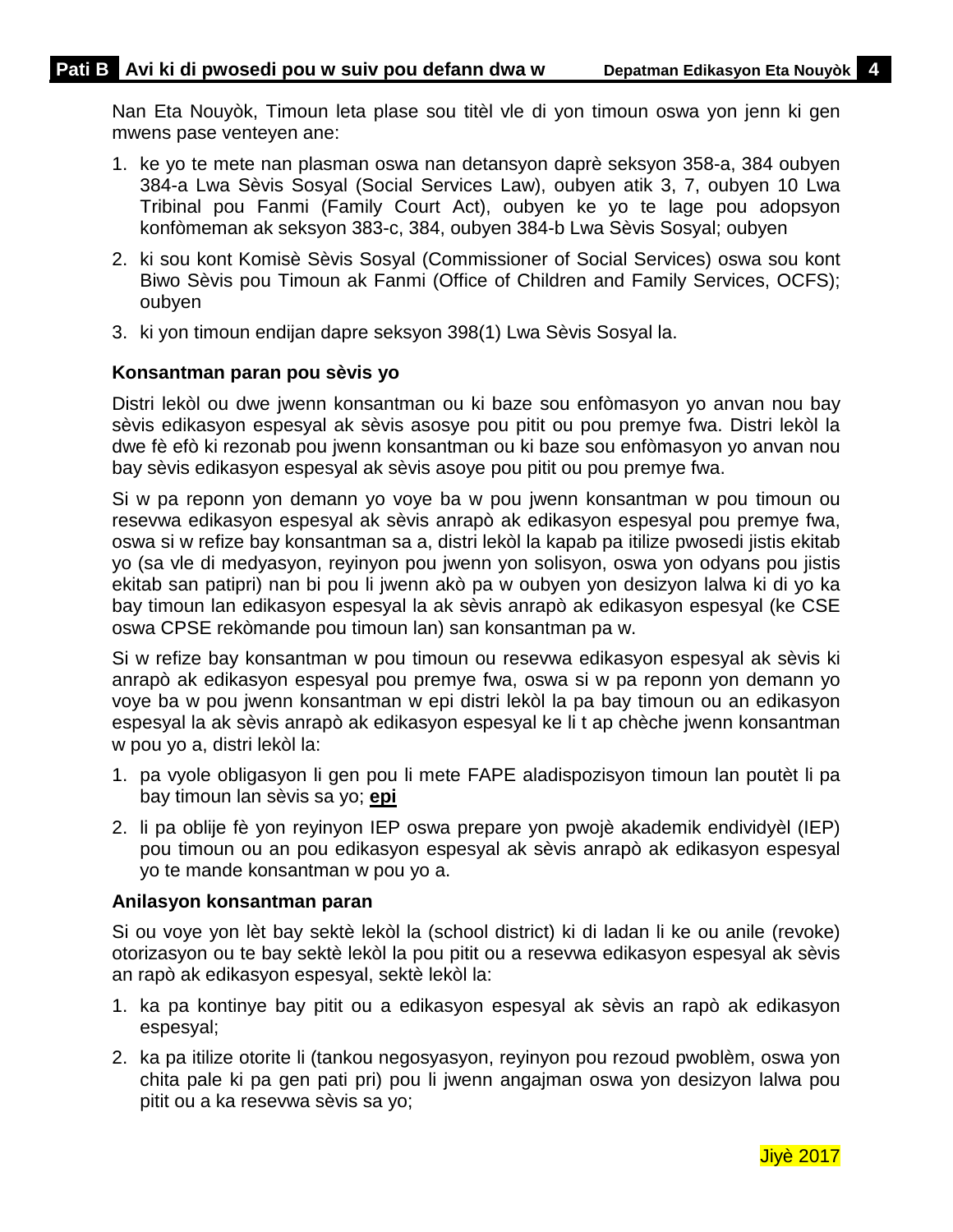Nan Eta Nouyòk, Timoun leta plase sou titèl vle di yon timoun oswa yon jenn ki gen mwens pase venteyen ane:

1. ke yo te mete nan plasman oswa nan detansyon daprè seksyon 358-a, 384 oubyen 384-a Lwa Sèvis Sosyal (Social Services Law), oubyen atik 3, 7, oubyen 10 Lwa Tribinal pou Fanmi (Family Court Act), oubyen ke yo te lage pou adopsyon konfòmeman ak seksyon 383-c, 384, oubyen 384-b Lwa Sèvis Sosyal; oubyen
2. ki sou kont Komisè Sèvis Sosyal (Commissioner of Social Services) oswa sou kont Biwo Sèvis pou Timoun ak Fanmi (Office of Children and Family Services, OCFS); oubyen
3. ki yon timoun endijan dapre seksyon 398(1) Lwa Sèvis Sosyal la.

**Konsantman paran pou sèvis yo**

Distri lekòl ou dwe jwenn konsantman ou ki baze sou enfòmasyon yo anvan nou bay sèvis edikasyon espesyal ak sèvis asosye pou pitit ou pou premye fwa. Distri lekòl la dwe fè efò ki rezonab pou jwenn konsantman ou ki baze sou enfòmasyon yo anvan nou bay sèvis edikasyon espesyal ak sèvis asoye pou pitit ou pou premye fwa.

Si w pa reponn yon demann yo voye ba w pou jwenn konsantman w pou timoun ou resevwa edikasyon espesyal ak sèvis anrapò ak edikasyon espesyal pou premye fwa, oswa si w refize bay konsantman sa a, distri lekòl la kapab pa itilize pwosedi jistis ekitab yo (sa vle di medyasyon, reyinyon pou jwenn yon solisyon, oswa yon odyans pou jistis ekitab san patipri) nan bi pou li jwenn akò pa w oubyen yon desizyon lalwa ki di yo ka bay timoun lan edikasyon espesyal la ak sèvis anrapò ak edikasyon espesyal (ke CSE oswa CPSE rekòmande pou timoun lan) san konsantman pa w.

Si w refize bay konsantman w pou timoun ou resevwa edikasyon espesyal ak sèvis ki anrapò ak edikasyon espesyal pou premye fwa, oswa si w pa reponn yon demann yo voye ba w pou jwenn konsantman w epi distri lekòl la pa bay timoun ou an edikasyon espesyal la ak sèvis anrapò ak edikasyon espesyal ke li t ap chèche jwenn konsantman w pou yo a, distri lekòl la:

1. pa vyole obligasyon li gen pou li mete FAPE aladispozisyon timoun lan poutèt li pa bay timoun lan sèvis sa yo; **epi**
2. li pa oblije fè yon reyinyon IEP oswa prepare yon pwojè akademik endividyèl (IEP) pou timoun ou an pou edikasyon espesyal ak sèvis anrapò ak edikasyon espesyal yo te mande konsantman w pou yo a.

**Anilasyon konsantman paran**

Si ou voye yon lèt bay sektè lekòl la (school district) ki di ladan li ke ou anile (revoke) otorizasyon ou te bay sektè lekòl la pou pitit ou a resevwa edikasyon espesyal ak sèvis an rapò ak edikasyon espesyal, sektè lekòl la:

1. ka pa kontinye bay pitit ou a edikasyon espesyal ak sèvis an rapò ak edikasyon espesyal;
2. ka pa itilize otorite li (tankou negosyasyon, reyinyon pou rezoud pwoblèm, oswa yon chita pale ki pa gen pati pri) pou li jwenn angajman oswa yon desizyon lalwa pou pitit ou a ka resevwa sèvis sa yo;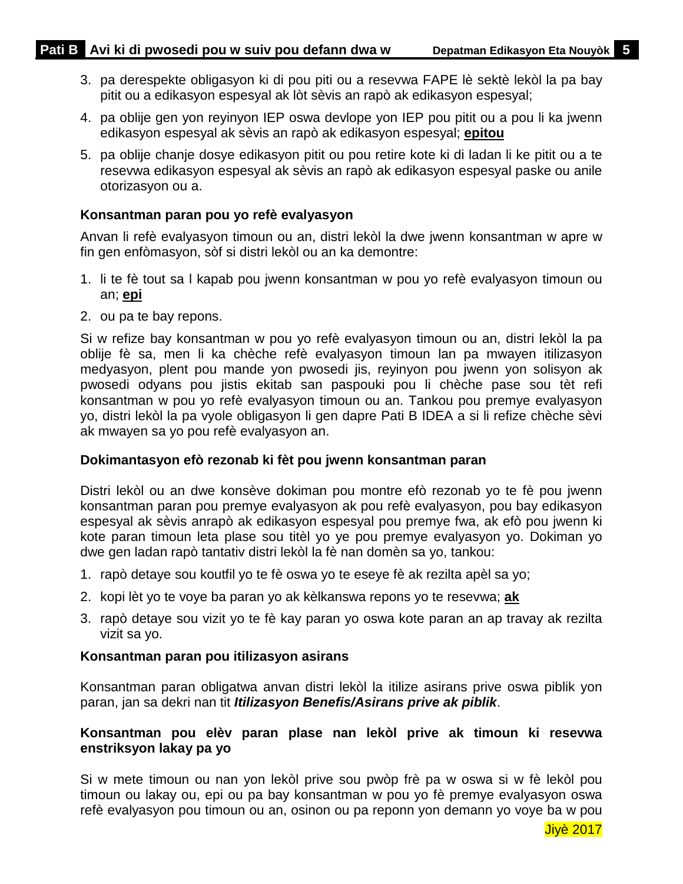3. pa derespekte obligasyon ki di pou piti ou a resevwa FAPE lè sektè lekòl la pa bay pitit ou a edikasyon espesyal ak lòt sèvis an rapò ak edikasyon espesyal;
4. pa oblije gen yon reyinyon IEP oswa devlope yon IEP pou pitit ou a pou li ka jwenn edikasyon espesyal ak sèvis an rapò ak edikasyon espesyal; **epitou**
5. pa oblije chanje dosye edikasyon pitit ou pou retire kote ki di ladan li ke pitit ou a te resevwa edikasyon espesyal ak sèvis an rapò ak edikasyon espesyal paske ou anile otorizasyon ou a.

**Konsantman paran pou yo refè evalyasyon**

Anvan li refè evalyasyon timoun ou an, distri lekòl la dwe jwenn konsantman w apre w fin gen enfòmasyon, sòf si distri lekòl ou an ka demontre:

1. li te fè tout sa l kapab pou jwenn konsantman w pou yo refè evalyasyon timoun ou an; **epi**
2. ou pa te bay repons.

Si w refize bay konsantman w pou yo refè evalyasyon timoun ou an, distri lekòl la pa oblije fè sa, men li ka chèche refè evalyasyon timoun lan pa mwayen itilizasyon medyasyon, plent pou mande yon pwosedi jis, reyinyon pou jwenn yon solisyon ak pwosedi odyans pou jistis ekitab san paspouki pou li chèche pase sou tèt refi konsantman w pou yo refè evalyasyon timoun ou an. Tankou pou premye evalyasyon yo, distri lekòl la pa vyole obligasyon li gen dapre Pati B IDEA a si li refize chèche sèvi ak mwayen sa yo pou refè evalyasyon an.

**Dokimantasyon efò rezonab ki fèt pou jwenn konsantman paran**

Distri lekòl ou an dwe konsève dokiman pou montre efò rezonab yo te fè pou jwenn konsantman paran pou premye evalyasyon ak pou refè evalyasyon, pou bay edikasyon espesyal ak sèvis anrapò ak edikasyon espesyal pou premye fwa, ak efò pou jwenn ki kote paran timoun leta plase sou titèl yo ye pou premye evalyasyon yo. Dokiman yo dwe gen ladan rapò tantativ distri lekòl la fè nan domèn sa yo, tankou:

1. rapò detaye sou koutfil yo te fè oswa yo te eseye fè ak rezilta apèl sa yo;
2. kopi lèt yo te voye ba paran yo ak kèlkanswa repons yo te resevwa; **ak**
3. rapò detaye sou vizit yo te fè kay paran yo oswa kote paran an ap travay ak rezilta vizit sa yo.

**Konsantman paran pou itilizasyon asirans**

Konsantman paran obligatwa anvan distri lekòl la itilize asirans prive oswa piblik yon paran, jan sa dekri nan tit ***Itilizasyon Benefis/Asirans prive ak piblik***.

**Konsantman pou elèv paran plase nan lekòl prive ak timoun ki resevwa enstriksyon lakay pa yo**

Si w mete timoun ou nan yon lekòl prive sou pwòp frè pa w oswa si w fè lekòl pou timoun ou lakay ou, epi ou pa bay konsantman w pou yo fè premye evalyasyon oswa refè evalyasyon pou timoun ou an, osinon ou pa reponn yon demann yo voye ba w pou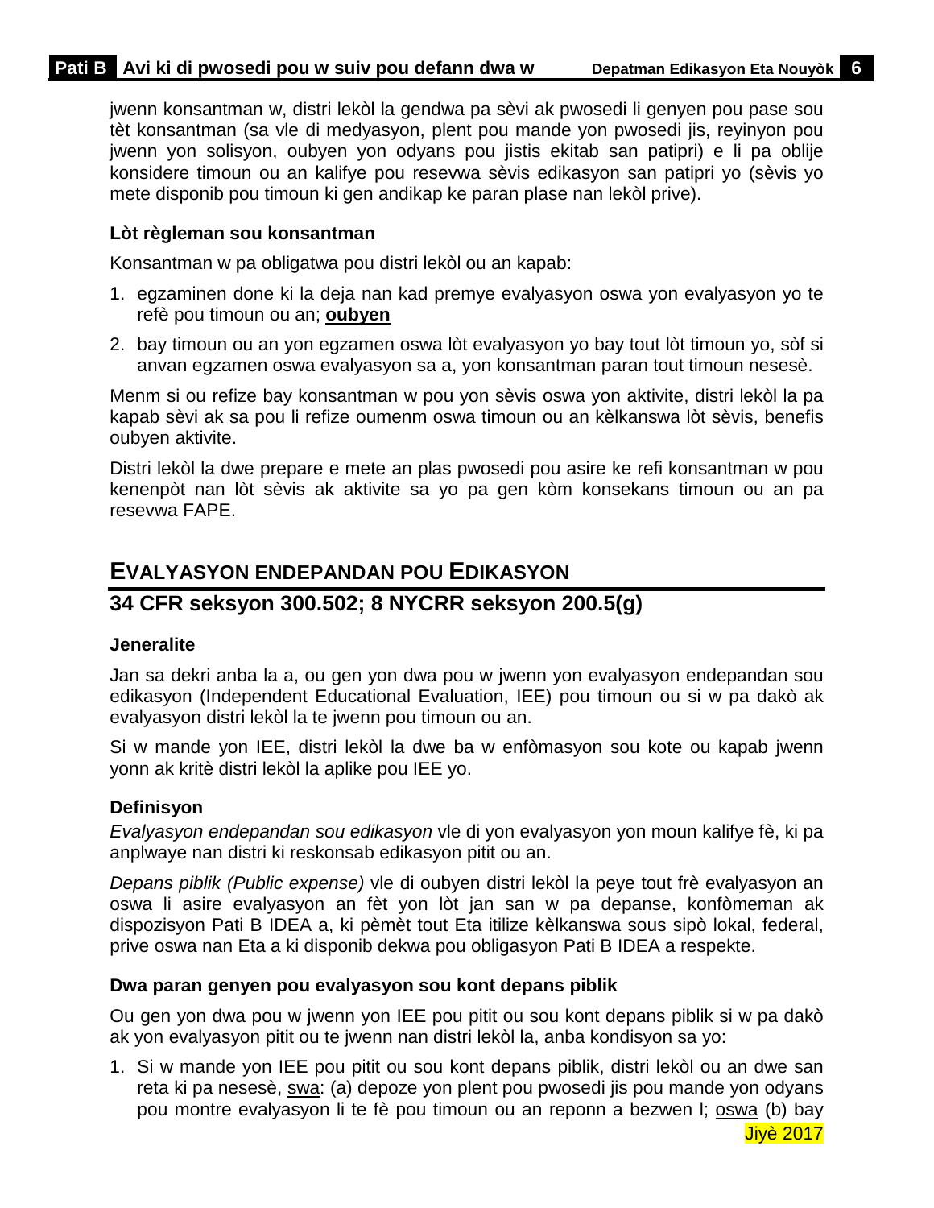jwenn konsantman w, distri lekòl la gendwa pa sèvi ak pwosedi li genyen pou pase sou tèt konsantman (sa vle di medyasyon, plent pou mande yon pwosedi jis, reyinyon pou jwenn yon solisyon, oubyen yon odyans pou jistis ekitab san patipri) e li pa oblije konsidere timoun ou an kalifye pou resevwa sèvis edikasyon san patipri yo (sèvis yo mete disponib pou timoun ki gen andikap ke paran plase nan lekòl prive).

**Lòt règleman sou konsantman**

Konsantman w pa obligatwa pou distri lekòl ou an kapab:

1. egzaminen done ki la deja nan kad premye evalyasyon oswa yon evalyasyon yo te refè pou timoun ou an; **oubyen**
2. bay timoun ou an yon egzamen oswa lòt evalyasyon yo bay tout lòt timoun yo, sòf si anvan egzamen oswa evalyasyon sa a, yon konsantman paran tout timoun nesesè.

Menm si ou refize bay konsantman w pou yon sèvis oswa yon aktivite, distri lekòl la pa kapab sèvi ak sa pou li refize oumenm oswa timoun ou an kèlkanswa lòt sèvis, benefis oubyen aktivite.

Distri lekòl la dwe prepare e mete an plas pwosedi pou asire ke refi konsantman w pou kenenpòt nan lòt sèvis ak aktivite sa yo pa gen kòm konsekans timoun ou an pa resevwa FAPE.

## EVALYASYON ENDEPANDAN POU EDIKASYON

## 34 CFR seksyon 300.502; 8 NYCRR seksyon 200.5(g)

**Jeneralite**

Jan sa dekri anba la a, ou gen yon dwa pou w jwenn yon evalyasyon endepandan sou edikasyon (Independent Educational Evaluation, IEE) pou timoun ou si w pa dakò ak evalyasyon distri lekòl la te jwenn pou timoun ou an.

Si w mande yon IEE, distri lekòl la dwe ba w enfòmasyon sou kote ou kapab jwenn yonn ak kritè distri lekòl la aplike pou IEE yo.

**Definisyon**

*Evalyasyon endepandan sou edikasyon* vle di yon evalyasyon yon moun kalifye fè, ki pa anplwaye nan distri ki reskonsab edikasyon pitit ou an.

*Depans piblik (Public expense)* vle di oubyen distri lekòl la peye tout frè evalyasyon an oswa li asire evalyasyon an fèt yon lòt jan san w pa depanse, konfòmeman ak dispozisyon Pati B IDEA a, ki pèmèt tout Eta itilize kèlkanswa sous sipò lokal, federal, prive oswa nan Eta a ki disponib dekwa pou obligasyon Pati B IDEA a respekte.

**Dwa paran genyen pou evalyasyon sou kont depans piblik**

Ou gen yon dwa pou w jwenn yon IEE pou pitit ou sou kont depans piblik si w pa dakò ak yon evalyasyon pitit ou te jwenn nan distri lekòl la, anba kondisyon sa yo:

1. Si w mande yon IEE pou pitit ou sou kont depans piblik, distri lekòl ou an dwe san reta ki pa nesesè, swa: (a) depoze yon plent pou pwosedi jis pou mande yon odyans pou montre evalyasyon li te fè pou timoun ou an reponn a bezwen l; oswa (b) bay

Jiyè 2017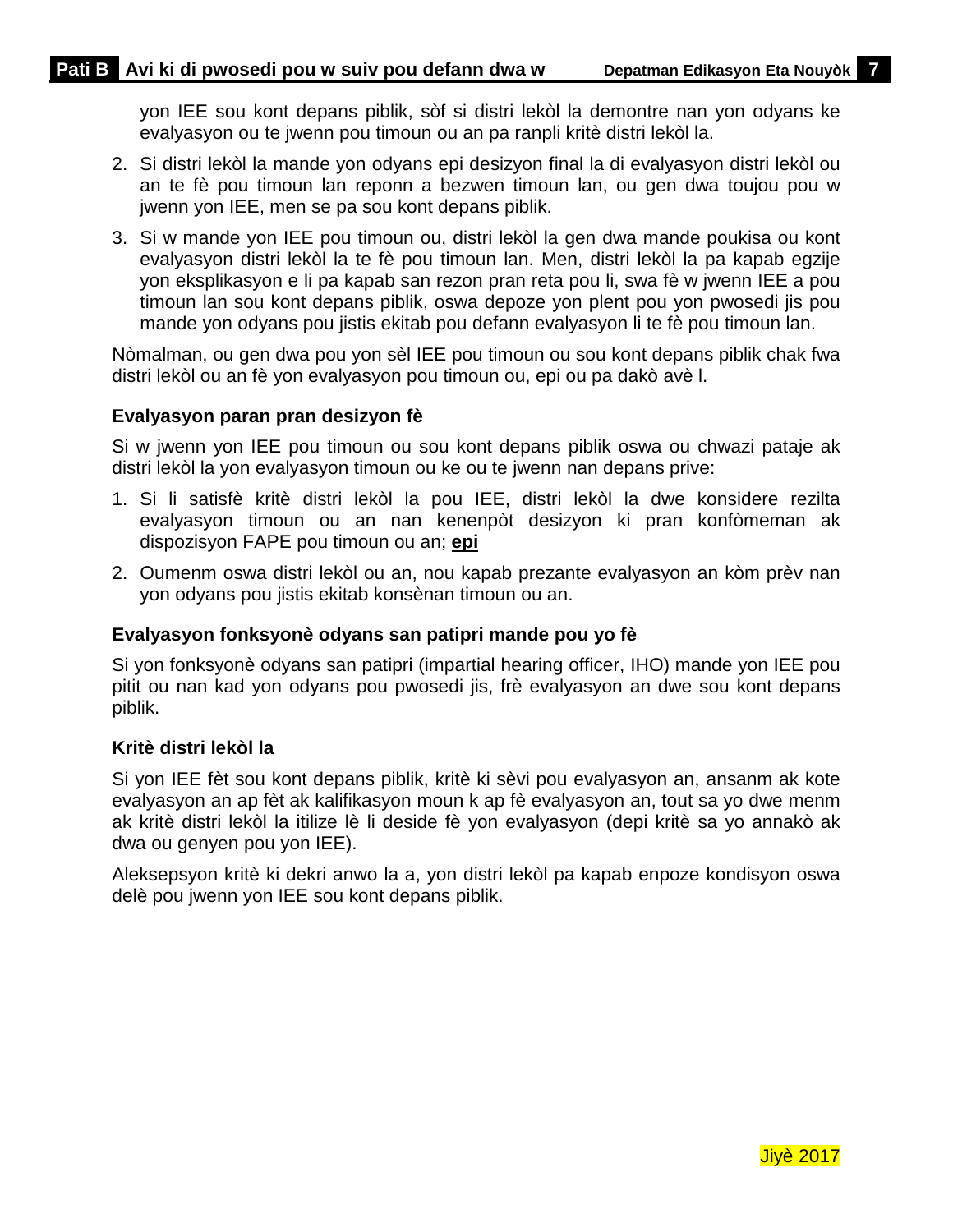yon IEE sou kont depans piblik, sòf si distri lekòl la demontre nan yon odyans ke evalyasyon ou te jwenn pou timoun ou an pa ranpli kritè distri lekòl la.

2. Si distri lekòl la mande yon odyans epi desizyon final la di evalyasyon distri lekòl ou an te fè pou timoun lan reponn a bezwen timoun lan, ou gen dwa toujou pou w jwenn yon IEE, men se pa sou kont depans piblik.
3. Si w mande yon IEE pou timoun ou, distri lekòl la gen dwa mande poukisa ou kont evalyasyon distri lekòl la te fè pou timoun lan. Men, distri lekòl la pa kapab egzije yon eksplikasyon e li pa kapab san rezon pran reta pou li, swa fè w jwenn IEE a pou timoun lan sou kont depans piblik, oswa depoze yon plent pou yon pwosedi jis pou mande yon odyans pou jistis ekitab pou defann evalyasyon li te fè pou timoun lan.

Nòmalman, ou gen dwa pou yon sèl IEE pou timoun ou sou kont depans piblik chak fwa distri lekòl ou an fè yon evalyasyon pou timoun ou, epi ou pa dakò avè l.

**Evalyasyon paran pran desizyon fè**

Si w jwenn yon IEE pou timoun ou sou kont depans piblik oswa ou chwazi pataje ak distri lekòl la yon evalyasyon timoun ou ke ou te jwenn nan depans prive:

1. Si li satisfè kritè distri lekòl la pou IEE, distri lekòl la dwe konsidere rezilta evalyasyon timoun ou an nan kenenpòt desizyon ki pran konfòmeman ak dispozisyon FAPE pou timoun ou an; **epi**
2. Oumenm oswa distri lekòl ou an, nou kapab prezante evalyasyon an kòm prèv nan yon odyans pou jistis ekitab konsènan timoun ou an.

**Evalyasyon fonksyonè odyans san patipri mande pou yo fè**

Si yon fonksyonè odyans san patipri (impartial hearing officer, IHO) mande yon IEE pou pitit ou nan kad yon odyans pou pwosedi jis, frè evalyasyon an dwe sou kont depans piblik.

**Kritè distri lekòl la**

Si yon IEE fèt sou kont depans piblik, kritè ki sèvi pou evalyasyon an, ansanm ak kote evalyasyon an ap fèt ak kalifikasyon moun k ap fè evalyasyon an, tout sa yo dwe menm ak kritè distri lekòl la itilize lè li deside fè yon evalyasyon (depi kritè sa yo annakò ak dwa ou genyen pou yon IEE).

Aleksepsyon kritè ki dekri anwo la a, yon distri lekòl pa kapab enpoze kondisyon oswa delè pou jwenn yon IEE sou kont depans piblik.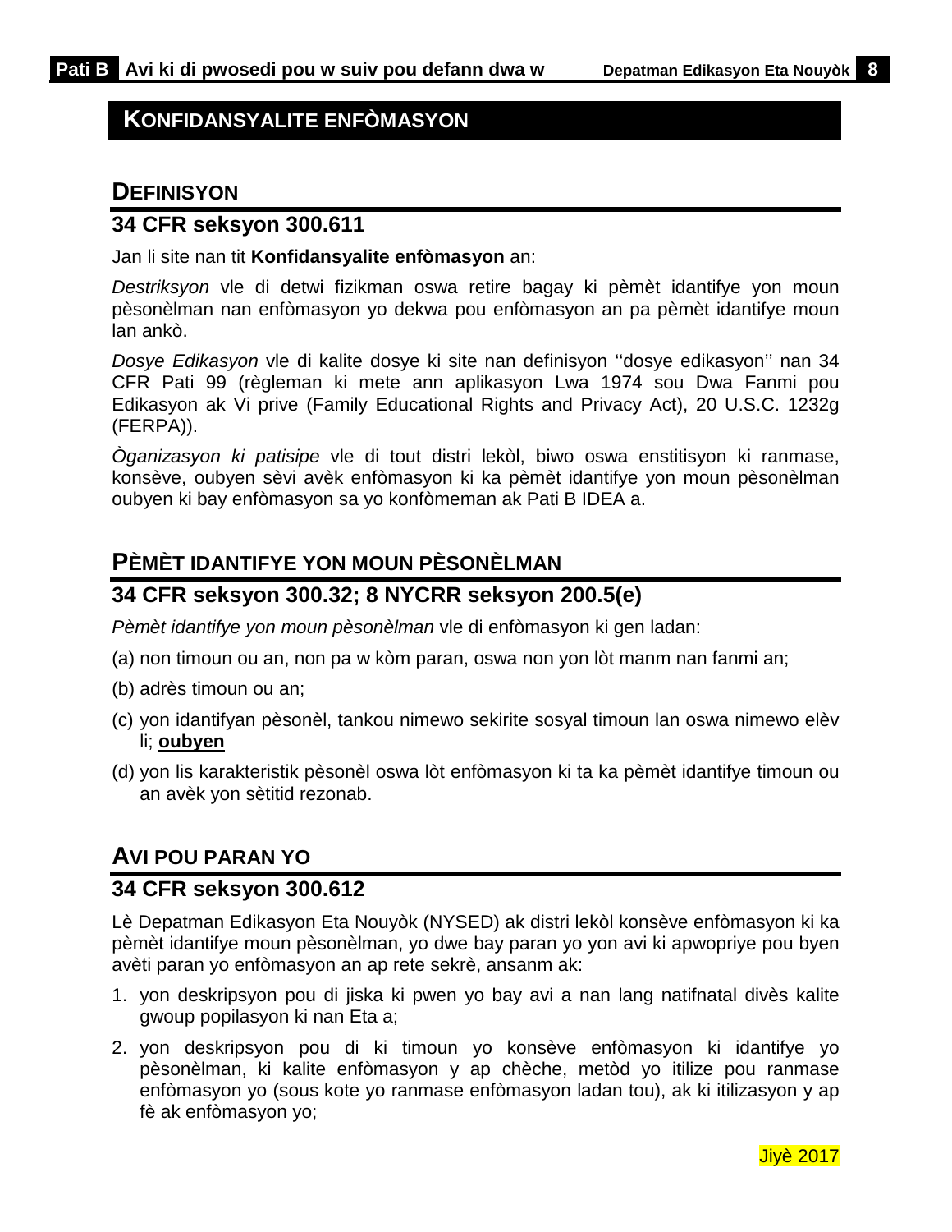## KONFIDANSYALITE ENFÒMASYON

### DEFINISYON

### 34 CFR seksyon 300.611

Jan li site nan tit **Konfidansyalite enfòmasyon** an:

*Destriksyon* vle di detwi fizikman oswa retire bagay ki pèmèt idantifye yon moun pèsonèlman nan enfòmasyon yo dekwa pou enfòmasyon an pa pèmèt idantifye moun lan ankò.

*Dosye Edikasyon* vle di kalite dosye ki site nan definisyon ''dosye edikasyon'' nan 34 CFR Pati 99 (règleman ki mete ann aplikasyon Lwa 1974 sou Dwa Fanmi pou Edikasyon ak Vi prive (Family Educational Rights and Privacy Act), 20 U.S.C. 1232g (FERPA)).

*Òganizasyon ki patisipe* vle di tout distri lekòl, biwo oswa enstitisyon ki ranmase, konsève, oubyen sèvi avèk enfòmasyon ki ka pèmèt idantifye yon moun pèsonèlman oubyen ki bay enfòmasyon sa yo konfòmeman ak Pati B IDEA a.

### PÈMÈT IDANTIFYE YON MOUN PÈSONÈLMAN

### 34 CFR seksyon 300.32; 8 NYCRR seksyon 200.5(e)

*Pèmèt idantifye yon moun pèsonèlman* vle di enfòmasyon ki gen ladan:

(a) non timoun ou an, non pa w kòm paran, oswa non yon lòt manm nan fanmi an;

(b) adrès timoun ou an;

(c) yon idantifyan pèsonèl, tankou nimewo sekirite sosyal timoun lan oswa nimewo elèv li; **oubyen**

(d) yon lis karakteristik pèsonèl oswa lòt enfòmasyon ki ta ka pèmèt idantifye timoun ou an avèk yon sètitid rezonab.

### AVI POU PARAN YO

### 34 CFR seksyon 300.612

Lè Depatman Edikasyon Eta Nouyòk (NYSED) ak distri lekòl konsève enfòmasyon ki ka pèmèt idantifye moun pèsonèlman, yo dwe bay paran yo yon avi ki apwopriye pou byen avèti paran yo enfòmasyon an ap rete sekrè, ansanm ak:

1. yon deskripsyon pou di jiska ki pwen yo bay avi a nan lang natifnatal divès kalite gwoup popilasyon ki nan Eta a;
2. yon deskripsyon pou di ki timoun yo konsève enfòmasyon ki idantifye yo pèsonèlman, ki kalite enfòmasyon y ap chèche, metòd yo itilize pou ranmase enfòmasyon yo (sous kote yo ranmase enfòmasyon ladan tou), ak ki itilizasyon y ap fè ak enfòmasyon yo;

Jiyè 2017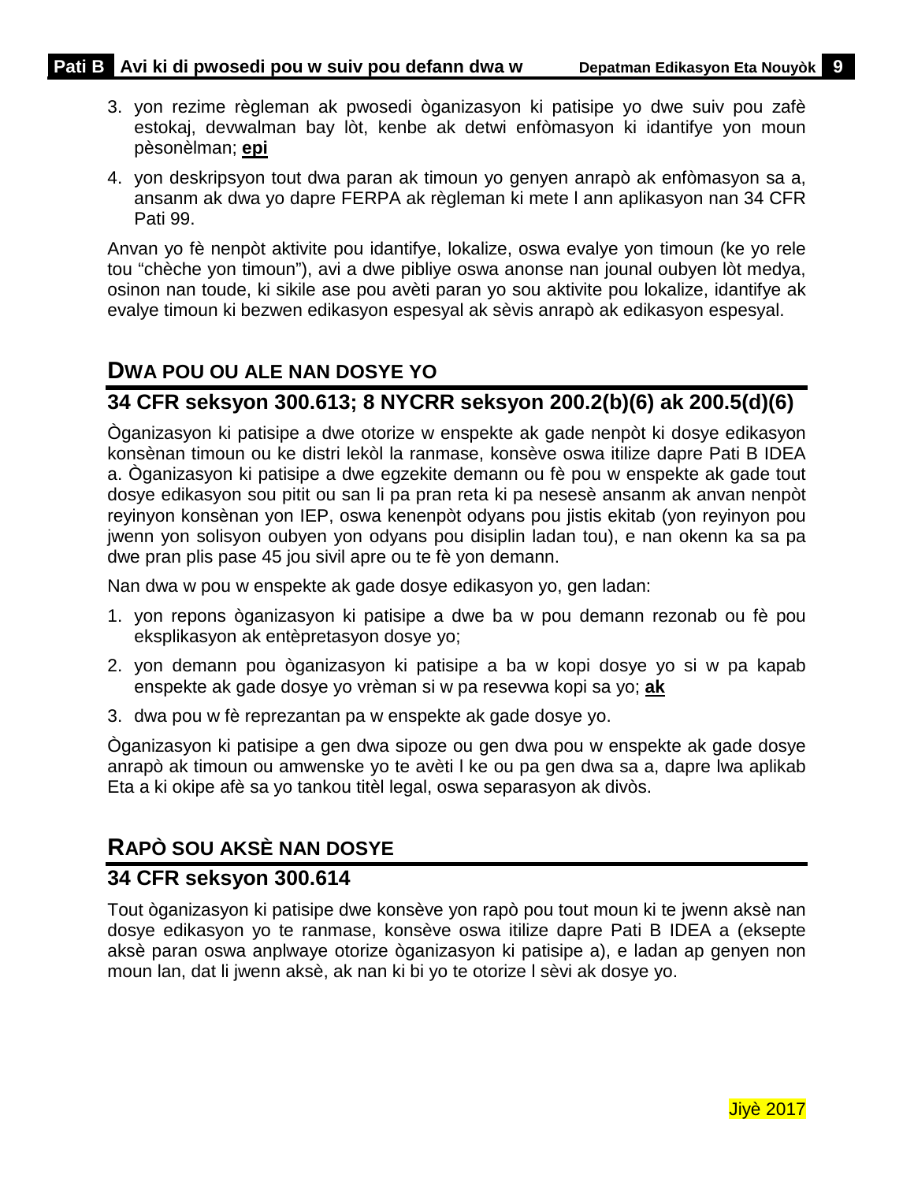3. yon rezime règleman ak pwosedi òganizasyon ki patisipe yo dwe suiv pou zafè estokaj, devwalman bay lòt, kenbe ak detwi enfòmasyon ki idantifye yon moun pèsonèlman; **epi**

4. yon deskripsyon tout dwa paran ak timoun yo genyen anrapò ak enfòmasyon sa a, ansanm ak dwa yo dapre FERPA ak règleman ki mete l ann aplikasyon nan 34 CFR Pati 99.

Anvan yo fè nenpòt aktivite pou idantifye, lokalize, oswa evalye yon timoun (ke yo rele tou "chèche yon timoun"), avi a dwe pibliye oswa anonse nan jounal oubyen lòt medya, osinon nan toude, ki sikile ase pou avèti paran yo sou aktivite pou lokalize, idantifye ak evalye timoun ki bezwen edikasyon espesyal ak sèvis anrapò ak edikasyon espesyal.

## DWA POU OU ALE NAN DOSYE YO

## 34 CFR seksyon 300.613; 8 NYCRR seksyon 200.2(b)(6) ak 200.5(d)(6)

Òganizasyon ki patisipe a dwe otorize w enspekte ak gade nenpòt ki dosye edikasyon konsènan timoun ou ke distri lekòl la ranmase, konsève oswa itilize dapre Pati B IDEA a. Òganizasyon ki patisipe a dwe egzekite demann ou fè pou w enspekte ak gade tout dosye edikasyon sou pitit ou san li pa pran reta ki pa nesesè ansanm ak anvan nenpòt reyinyon konsènan yon IEP, oswa kenenpòt odyans pou jistis ekitab (yon reyinyon pou jwenn yon solisyon oubyen yon odyans pou disiplin ladan tou), e nan okenn ka sa pa dwe pran plis pase 45 jou sivil apre ou te fè yon demann.

Nan dwa w pou w enspekte ak gade dosye edikasyon yo, gen ladan:

1. yon repons òganizasyon ki patisipe a dwe ba w pou demann rezonab ou fè pou eksplikasyon ak entèpretasyon dosye yo;

2. yon demann pou òganizasyon ki patisipe a ba w kopi dosye yo si w pa kapab enspekte ak gade dosye yo vrèman si w pa resevwa kopi sa yo; **ak**

3. dwa pou w fè reprezantan pa w enspekte ak gade dosye yo.

Òganizasyon ki patisipe a gen dwa sipoze ou gen dwa pou w enspekte ak gade dosye anrapò ak timoun ou amwenske yo te avèti l ke ou pa gen dwa sa a, dapre lwa aplikab Eta a ki okipe afè sa yo tankou titèl legal, oswa separasyon ak divòs.

## RAPÒ SOU AKSÈ NAN DOSYE

## 34 CFR seksyon 300.614

Tout òganizasyon ki patisipe dwe konsève yon rapò pou tout moun ki te jwenn aksè nan dosye edikasyon yo te ranmase, konsève oswa itilize dapre Pati B IDEA a (eksepte aksè paran oswa anplwaye otorize òganizasyon ki patisipe a), e ladan ap genyen non moun lan, dat li jwenn aksè, ak nan ki bi yo te otorize l sèvi ak dosye yo.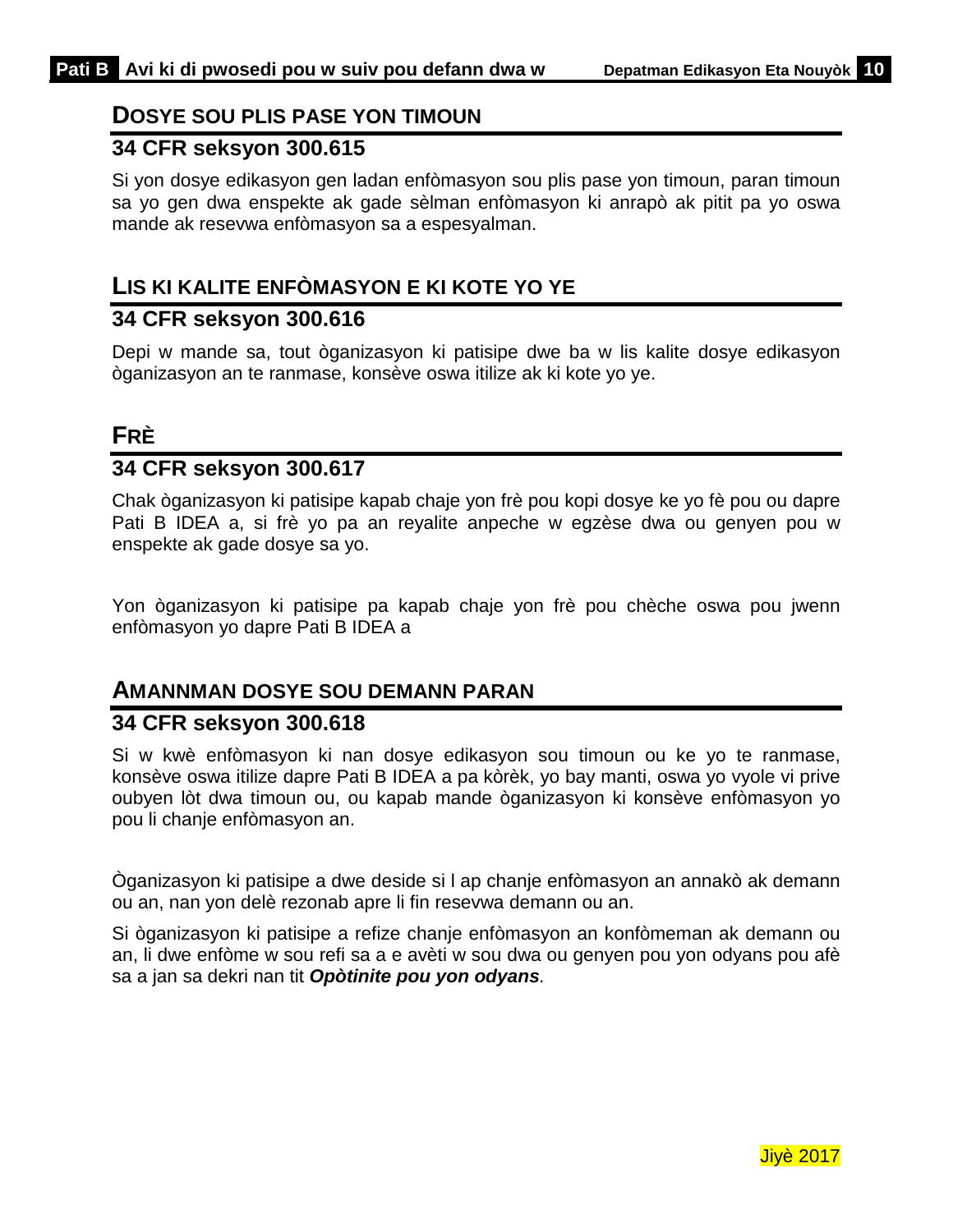## DOSYE SOU PLIS PASE YON TIMOUN

### 34 CFR seksyon 300.615

Si yon dosye edikasyon gen ladan enfòmasyon sou plis pase yon timoun, paran timoun sa yo gen dwa enspekte ak gade sèlman enfòmasyon ki anrapò ak pitit pa yo oswa mande ak resevwa enfòmasyon sa a espesyalman.

## LIS KI KALITE ENFÒMASYON E KI KOTE YO YE

### 34 CFR seksyon 300.616

Depi w mande sa, tout òganizasyon ki patisipe dwe ba w lis kalite dosye edikasyon òganizasyon an te ranmase, konsève oswa itilize ak ki kote yo ye.

## FRÈ

### 34 CFR seksyon 300.617

Chak òganizasyon ki patisipe kapab chaje yon frè pou kopi dosye ke yo fè pou ou dapre Pati B IDEA a, si frè yo pa an reyalite anpeche w egzèse dwa ou genyen pou w enspekte ak gade dosye sa yo.

Yon òganizasyon ki patisipe pa kapab chaje yon frè pou chèche oswa pou jwenn enfòmasyon yo dapre Pati B IDEA a

## AMANNMAN DOSYE SOU DEMANN PARAN

### 34 CFR seksyon 300.618

Si w kwè enfòmasyon ki nan dosye edikasyon sou timoun ou ke yo te ranmase, konsève oswa itilize dapre Pati B IDEA a pa kòrèk, yo bay manti, oswa yo vyole vi prive oubyen lòt dwa timoun ou, ou kapab mande òganizasyon ki konsève enfòmasyon yo pou li chanje enfòmasyon an.

Òganizasyon ki patisipe a dwe deside si l ap chanje enfòmasyon an annakò ak demann ou an, nan yon delè rezonab apre li fin resevwa demann ou an.

Si òganizasyon ki patisipe a refize chanje enfòmasyon an konfòmeman ak demann ou an, li dwe enfòme w sou refi sa a e avèti w sou dwa ou genyen pou yon odyans pou afè sa a jan sa dekri nan tit ***Opòtinite pou yon odyans***.

Jiyè 2017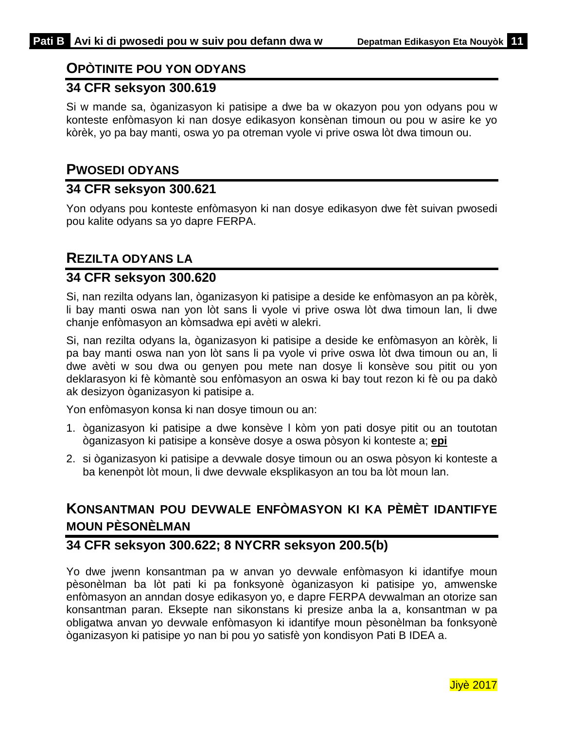## OPÒTINITE POU YON ODYANS

### 34 CFR seksyon 300.619

Si w mande sa, òganizasyon ki patisipe a dwe ba w okazyon pou yon odyans pou w konteste enfòmasyon ki nan dosye edikasyon konsènan timoun ou pou w asire ke yo kòrèk, yo pa bay manti, oswa yo pa otreman vyole vi prive oswa lòt dwa timoun ou.

## PWOSEDI ODYANS

### 34 CFR seksyon 300.621

Yon odyans pou konteste enfòmasyon ki nan dosye edikasyon dwe fèt suivan pwosedi pou kalite odyans sa yo dapre FERPA.

## REZILTA ODYANS LA

### 34 CFR seksyon 300.620

Si, nan rezilta odyans lan, òganizasyon ki patisipe a deside ke enfòmasyon an pa kòrèk, li bay manti oswa nan yon lòt sans li vyole vi prive oswa lòt dwa timoun lan, li dwe chanje enfòmasyon an kòmsadwa epi avèti w alekri.

Si, nan rezilta odyans la, òganizasyon ki patisipe a deside ke enfòmasyon an kòrèk, li pa bay manti oswa nan yon lòt sans li pa vyole vi prive oswa lòt dwa timoun ou an, li dwe avèti w sou dwa ou genyen pou mete nan dosye li konsève sou pitit ou yon deklarasyon ki fè kòmantè sou enfòmasyon an oswa ki bay tout rezon ki fè ou pa dakò ak desizyon òganizasyon ki patisipe a.

Yon enfòmasyon konsa ki nan dosye timoun ou an:

1. òganizasyon ki patisipe a dwe konsève l kòm yon pati dosye pitit ou an toutotan òganizasyon ki patisipe a konsève dosye a oswa pòsyon ki konteste a; **epi**
2. si òganizasyon ki patisipe a devwale dosye timoun ou an oswa pòsyon ki konteste a ba kenenpòt lòt moun, li dwe devwale eksplikasyon an tou ba lòt moun lan.

## KONSANTMAN POU DEVWALE ENFÒMASYON KI KA PÈMÈT IDANTIFYE MOUN PÈSONÈLMAN

### 34 CFR seksyon 300.622; 8 NYCRR seksyon 200.5(b)

Yo dwe jwenn konsantman pa w anvan yo devwale enfòmasyon ki idantifye moun pèsonèlman ba lòt pati ki pa fonksyonè òganizasyon ki patisipe yo, amwenske enfòmasyon an anndan dosye edikasyon yo, e dapre FERPA devwalman an otorize san konsantman paran. Eksepte nan sikonstans ki presize anba la a, konsantman w pa obligatwa anvan yo devwale enfòmasyon ki idantifye moun pèsonèlman ba fonksyonè òganizasyon ki patisipe yo nan bi pou yo satisfè yon kondisyon Pati B IDEA a.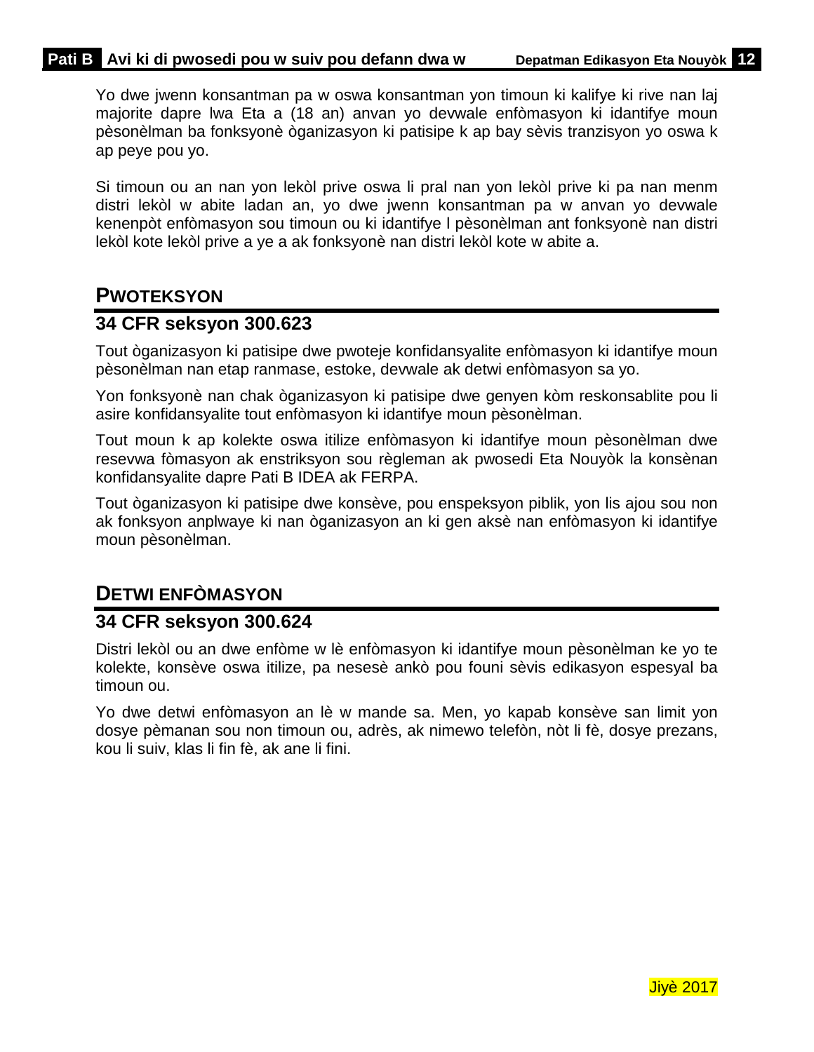Yo dwe jwenn konsantman pa w oswa konsantman yon timoun ki kalifye ki rive nan laj majorite dapre lwa Eta a (18 an) anvan yo devwale enfòmasyon ki idantifye moun pèsonèlman ba fonksyonè òganizasyon ki patisipe k ap bay sèvis tranzisyon yo oswa k ap peye pou yo.

Si timoun ou an nan yon lekòl prive oswa li pral nan yon lekòl prive ki pa nan menm distri lekòl w abite ladan an, yo dwe jwenn konsantman pa w anvan yo devwale kenenpòt enfòmasyon sou timoun ou ki idantifye l pèsonèlman ant fonksyonè nan distri lekòl kote lekòl prive a ye a ak fonksyonè nan distri lekòl kote w abite a.

## PWOTEKSYON

### 34 CFR seksyon 300.623

Tout òganizasyon ki patisipe dwe pwoteje konfidansyalite enfòmasyon ki idantifye moun pèsonèlman nan etap ranmase, estoke, devwale ak detwi enfòmasyon sa yo.

Yon fonksyonè nan chak òganizasyon ki patisipe dwe genyen kòm reskonsablite pou li asire konfidansyalite tout enfòmasyon ki idantifye moun pèsonèlman.

Tout moun k ap kolekte oswa itilize enfòmasyon ki idantifye moun pèsonèlman dwe resevwa fòmasyon ak enstriksyon sou règleman ak pwosedi Eta Nouyòk la konsènan konfidansyalite dapre Pati B IDEA ak FERPA.

Tout òganizasyon ki patisipe dwe konsève, pou enspeksyon piblik, yon lis ajou sou non ak fonksyon anplwaye ki nan òganizasyon an ki gen aksè nan enfòmasyon ki idantifye moun pèsonèlman.

## DETWI ENFÒMASYON

### 34 CFR seksyon 300.624

Distri lekòl ou an dwe enfòme w lè enfòmasyon ki idantifye moun pèsonèlman ke yo te kolekte, konsève oswa itilize, pa nesesè ankò pou founi sèvis edikasyon espesyal ba timoun ou.

Yo dwe detwi enfòmasyon an lè w mande sa. Men, yo kapab konsève san limit yon dosye pèmanan sou non timoun ou, adrès, ak nimewo telefòn, nòt li fè, dosye prezans, kou li suiv, klas li fin fè, ak ane li fini.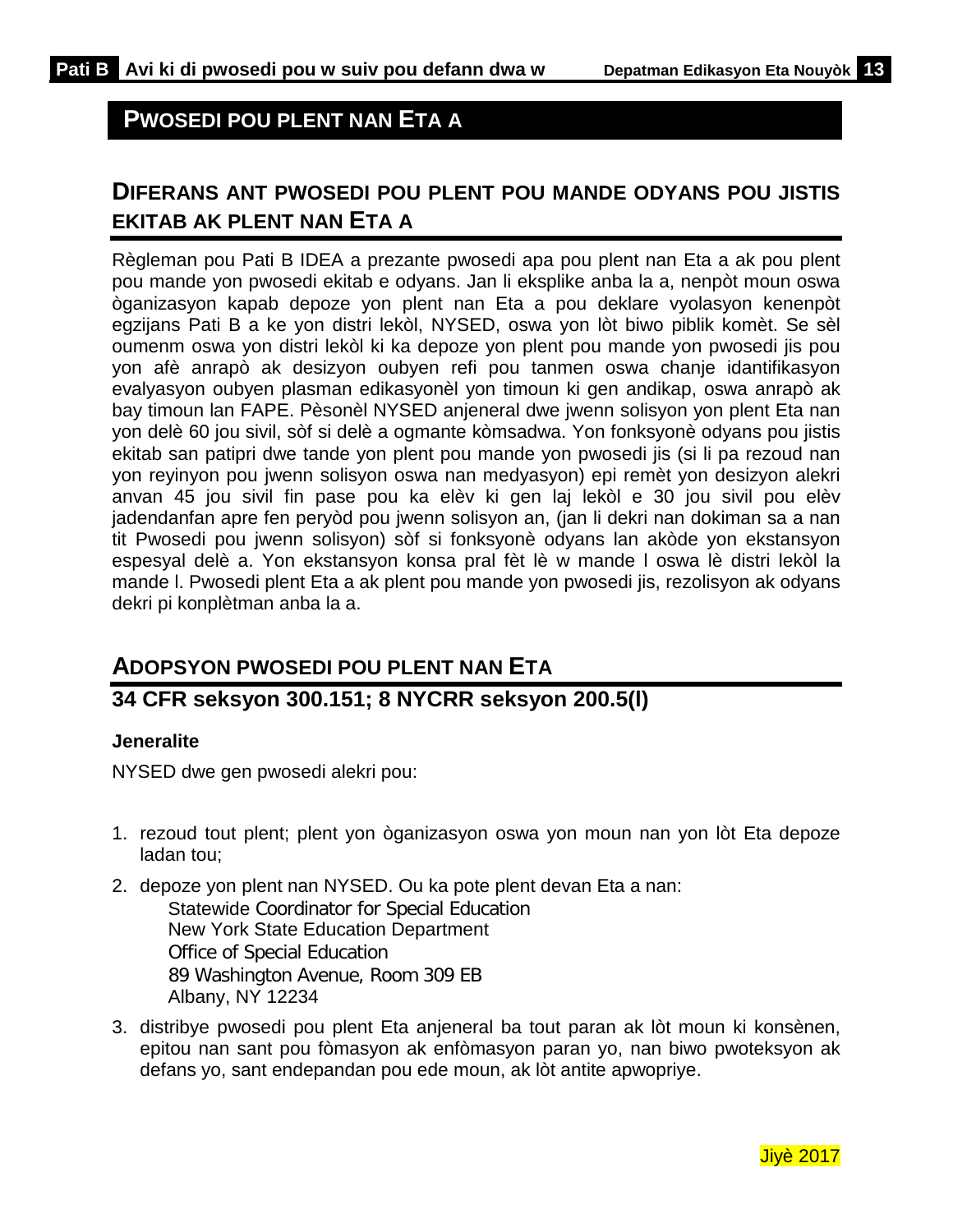## PWOSEDI POU PLENT NAN ETA A

### DIFERANS ANT PWOSEDI POU PLENT POU MANDE ODYANS POU JISTIS EKITAB AK PLENT NAN ETA A

Règleman pou Pati B IDEA a prezante pwosedi apa pou plent nan Eta a ak pou plent pou mande yon pwosedi ekitab e odyans. Jan li eksplike anba la a, nenpòt moun oswa òganizasyon kapab depoze yon plent nan Eta a pou deklare vyolasyon kenenpòt egzijans Pati B a ke yon distri lekòl, NYSED, oswa yon lòt biwo piblik komèt. Se sèl oumenm oswa yon distri lekòl ki ka depoze yon plent pou mande yon pwosedi jis pou yon afè anrapò ak desizyon oubyen refi pou tanmen oswa chanje idantifikasyon evalyasyon oubyen plasman edikasyonèl yon timoun ki gen andikap, oswa anrapò ak bay timoun lan FAPE. Pèsonèl NYSED anjeneral dwe jwenn solisyon yon plent Eta nan yon delè 60 jou sivil, sòf si delè a ogmante kòmsadwa. Yon fonksyonè odyans pou jistis ekitab san patipri dwe tande yon plent pou mande yon pwosedi jis (si li pa rezoud nan yon reyinyon pou jwenn solisyon oswa nan medyasyon) epi remèt yon desizyon alekri anvan 45 jou sivil fin pase pou ka elèv ki gen laj lekòl e 30 jou sivil pou elèv jadendanfan apre fen peryòd pou jwenn solisyon an, (jan li dekri nan dokiman sa a nan tit Pwosedi pou jwenn solisyon) sòf si fonksyonè odyans lan akòde yon ekstansyon espesyal delè a. Yon ekstansyon konsa pral fèt lè w mande l oswa lè distri lekòl la mande l. Pwosedi plent Eta a ak plent pou mande yon pwosedi jis, rezolisyon ak odyans dekri pi konplètman anba la a.

### ADOPSYON PWOSEDI POU PLENT NAN ETA

### 34 CFR seksyon 300.151; 8 NYCRR seksyon 200.5(l)

**Jeneralite**

NYSED dwe gen pwosedi alekri pou:

1. rezoud tout plent; plent yon òganizasyon oswa yon moun nan yon lòt Eta depoze ladan tou;
2. depoze yon plent nan NYSED. Ou ka pote plent devan Eta a nan:
   Statewide Coordinator for Special Education
   New York State Education Department
   Office of Special Education
   89 Washington Avenue, Room 309 EB
   Albany, NY 12234
3. distribye pwosedi pou plent Eta anjeneral ba tout paran ak lòt moun ki konsènen, epitou nan sant pou fòmasyon ak enfòmasyon paran yo, nan biwo pwoteksyon ak defans yo, sant endepandan pou ede moun, ak lòt antite apwopriye.

Jiyè 2017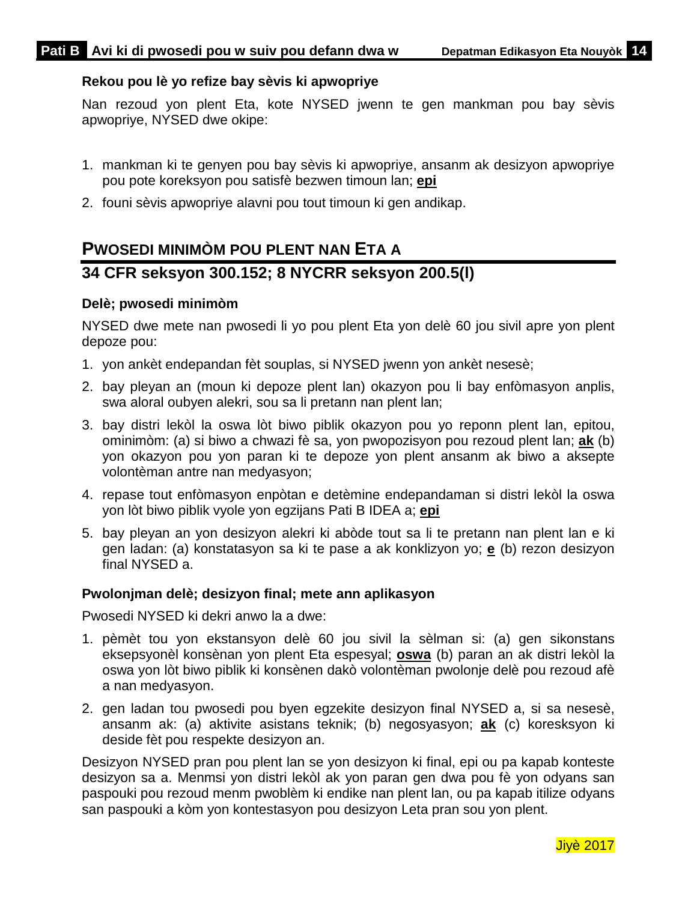**Rekou pou lè yo refize bay sèvis ki apwopriye**

Nan rezoud yon plent Eta, kote NYSED jwenn te gen mankman pou bay sèvis apwopriye, NYSED dwe okipe:

1. mankman ki te genyen pou bay sèvis ki apwopriye, ansanm ak desizyon apwopriye pou pote koreksyon pou satisfè bezwen timoun lan; **epi**
2. founi sèvis apwopriye alavni pou tout timoun ki gen andikap.

## PWOSEDI MINIMÒM POU PLENT NAN ETA A

## 34 CFR seksyon 300.152; 8 NYCRR seksyon 200.5(l)

**Delè; pwosedi minimòm**

NYSED dwe mete nan pwosedi li yo pou plent Eta yon delè 60 jou sivil apre yon plent depoze pou:

1. yon ankèt endepandan fèt souplas, si NYSED jwenn yon ankèt nesesè;
2. bay pleyan an (moun ki depoze plent lan) okazyon pou li bay enfòmasyon anplis, swa aloral oubyen alekri, sou sa li pretann nan plent lan;
3. bay distri lekòl la oswa lòt biwo piblik okazyon pou yo reponn plent lan, epitou, ominimòm: (a) si biwo a chwazi fè sa, yon pwopozisyon pou rezoud plent lan; **ak** (b) yon okazyon pou yon paran ki te depoze yon plent ansanm ak biwo a aksepte volontèman antre nan medyasyon;
4. repase tout enfòmasyon enpòtan e detèmine endepandaman si distri lekòl la oswa yon lòt biwo piblik vyole yon egzijans Pati B IDEA a; **epi**
5. bay pleyan an yon desizyon alekri ki abòde tout sa li te pretann nan plent lan e ki gen ladan: (a) konstatasyon sa ki te pase a ak konklizyon yo; **e** (b) rezon desizyon final NYSED a.

**Pwolonjman delè; desizyon final; mete ann aplikasyon**

Pwosedi NYSED ki dekri anwo la a dwe:

1. pèmèt tou yon ekstansyon delè 60 jou sivil la sèlman si: (a) gen sikonstans eksepsyonèl konsènan yon plent Eta espesyal; **oswa** (b) paran an ak distri lekòl la oswa yon lòt biwo piblik ki konsènen dakò volontèman pwolonje delè pou rezoud afè a nan medyasyon.
2. gen ladan tou pwosedi pou byen egzekite desizyon final NYSED a, si sa nesesè, ansanm ak: (a) aktivite asistans teknik; (b) negosyasyon; **ak** (c) koresksyon ki deside fèt pou respekte desizyon an.

Desizyon NYSED pran pou plent lan se yon desizyon ki final, epi ou pa kapab konteste desizyon sa a. Menmsi yon distri lekòl ak yon paran gen dwa pou fè yon odyans san paspouki pou rezoud menm pwoblèm ki endike nan plent lan, ou pa kapab itilize odyans san paspouki a kòm yon kontestasyon pou desizyon Leta pran sou yon plent.

Jiyè 2017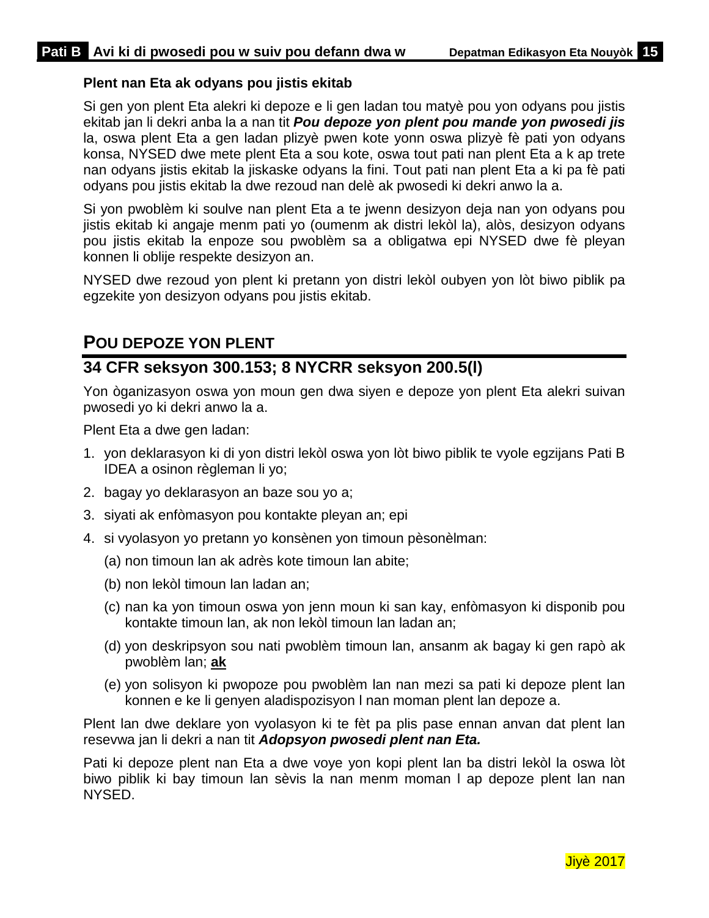**Plent nan Eta ak odyans pou jistis ekitab**

Si gen yon plent Eta alekri ki depoze e li gen ladan tou matyè pou yon odyans pou jistis ekitab jan li dekri anba la a nan tit ***Pou depoze yon plent pou mande yon pwosedi jis*** la, oswa plent Eta a gen ladan plizyè pwen kote yonn oswa plizyè fè pati yon odyans konsa, NYSED dwe mete plent Eta a sou kote, oswa tout pati nan plent Eta a k ap trete nan odyans jistis ekitab la jiskaske odyans la fini. Tout pati nan plent Eta a ki pa fè pati odyans pou jistis ekitab la dwe rezoud nan delè ak pwosedi ki dekri anwo la a.

Si yon pwoblèm ki soulve nan plent Eta a te jwenn desizyon deja nan yon odyans pou jistis ekitab ki angaje menm pati yo (oumenm ak distri lekòl la), alòs, desizyon odyans pou jistis ekitab la enpoze sou pwoblèm sa a obligatwa epi NYSED dwe fè pleyan konnen li oblije respekte desizyon an.

NYSED dwe rezoud yon plent ki pretann yon distri lekòl oubyen yon lòt biwo piblik pa egzekite yon desizyon odyans pou jistis ekitab.

## POU DEPOZE YON PLENT

### 34 CFR seksyon 300.153; 8 NYCRR seksyon 200.5(l)

Yon òganizasyon oswa yon moun gen dwa siyen e depoze yon plent Eta alekri suivan pwosedi yo ki dekri anwo la a.

Plent Eta a dwe gen ladan:

1. yon deklarasyon ki di yon distri lekòl oswa yon lòt biwo piblik te vyole egzijans Pati B IDEA a osinon règleman li yo;
2. bagay yo deklarasyon an baze sou yo a;
3. siyati ak enfòmasyon pou kontakte pleyan an; epi
4. si vyolasyon yo pretann yo konsènen yon timoun pèsonèlman:
   (a) non timoun lan ak adrès kote timoun lan abite;
   (b) non lekòl timoun lan ladan an;
   (c) nan ka yon timoun oswa yon jenn moun ki san kay, enfòmasyon ki disponib pou kontakte timoun lan, ak non lekòl timoun lan ladan an;
   (d) yon deskripsyon sou nati pwoblèm timoun lan, ansanm ak bagay ki gen rapò ak pwoblèm lan; **ak**
   (e) yon solisyon ki pwopoze pou pwoblèm lan nan mezi sa pati ki depoze plent lan konnen e ke li genyen aladispozisyon l nan moman plent lan depoze a.

Plent lan dwe deklare yon vyolasyon ki te fèt pa plis pase ennan anvan dat plent lan resevwa jan li dekri a nan tit ***Adopsyon pwosedi plent nan Eta.***

Pati ki depoze plent nan Eta a dwe voye yon kopi plent lan ba distri lekòl la oswa lòt biwo piblik ki bay timoun lan sèvis la nan menm moman l ap depoze plent lan nan NYSED.

Jiyè 2017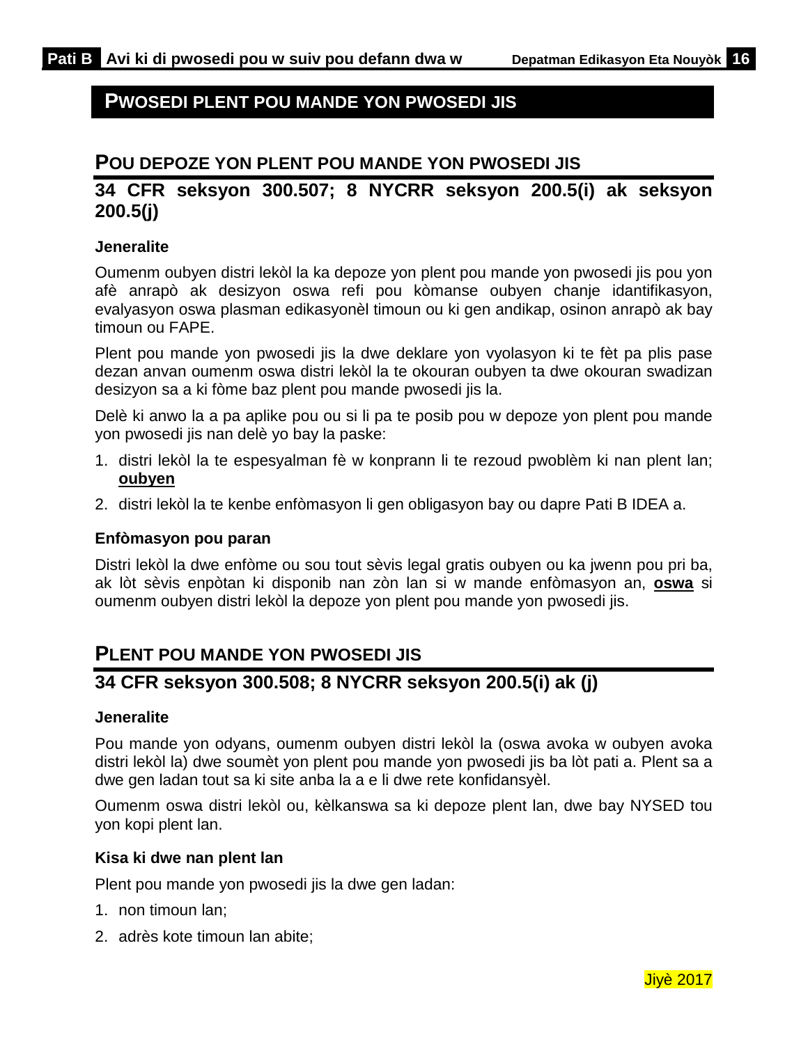## PWOSEDI PLENT POU MANDE YON PWOSEDI JIS

### POU DEPOZE YON PLENT POU MANDE YON PWOSEDI JIS

### 34 CFR seksyon 300.507; 8 NYCRR seksyon 200.5(i) ak seksyon 200.5(j)

**Jeneralite**

Oumenm oubyen distri lekòl la ka depoze yon plent pou mande yon pwosedi jis pou yon afè anrapò ak desizyon oswa refi pou kòmanse oubyen chanje idantifikasyon, evalyasyon oswa plasman edikasyonèl timoun ou ki gen andikap, osinon anrapò ak bay timoun ou FAPE.

Plent pou mande yon pwosedi jis la dwe deklare yon vyolasyon ki te fèt pa plis pase dezan anvan oumenm oswa distri lekòl la te okouran oubyen ta dwe okouran swadizan desizyon sa a ki fòme baz plent pou mande pwosedi jis la.

Delè ki anwo la a pa aplike pou ou si li pa te posib pou w depoze yon plent pou mande yon pwosedi jis nan delè yo bay la paske:

1. distri lekòl la te espesyalman fè w konprann li te rezoud pwoblèm ki nan plent lan; **oubyen**
2. distri lekòl la te kenbe enfòmasyon li gen obligasyon bay ou dapre Pati B IDEA a.

**Enfòmasyon pou paran**

Distri lekòl la dwe enfòme ou sou tout sèvis legal gratis oubyen ou ka jwenn pou pri ba, ak lòt sèvis enpòtan ki disponib nan zòn lan si w mande enfòmasyon an, **oswa** si oumenm oubyen distri lekòl la depoze yon plent pou mande yon pwosedi jis.

### PLENT POU MANDE YON PWOSEDI JIS

### 34 CFR seksyon 300.508; 8 NYCRR seksyon 200.5(i) ak (j)

**Jeneralite**

Pou mande yon odyans, oumenm oubyen distri lekòl la (oswa avoka w oubyen avoka distri lekòl la) dwe soumèt yon plent pou mande yon pwosedi jis ba lòt pati a. Plent sa a dwe gen ladan tout sa ki site anba la a e li dwe rete konfidansyèl.

Oumenm oswa distri lekòl ou, kèlkanswa sa ki depoze plent lan, dwe bay NYSED tou yon kopi plent lan.

**Kisa ki dwe nan plent lan**

Plent pou mande yon pwosedi jis la dwe gen ladan:

1. non timoun lan;
2. adrès kote timoun lan abite;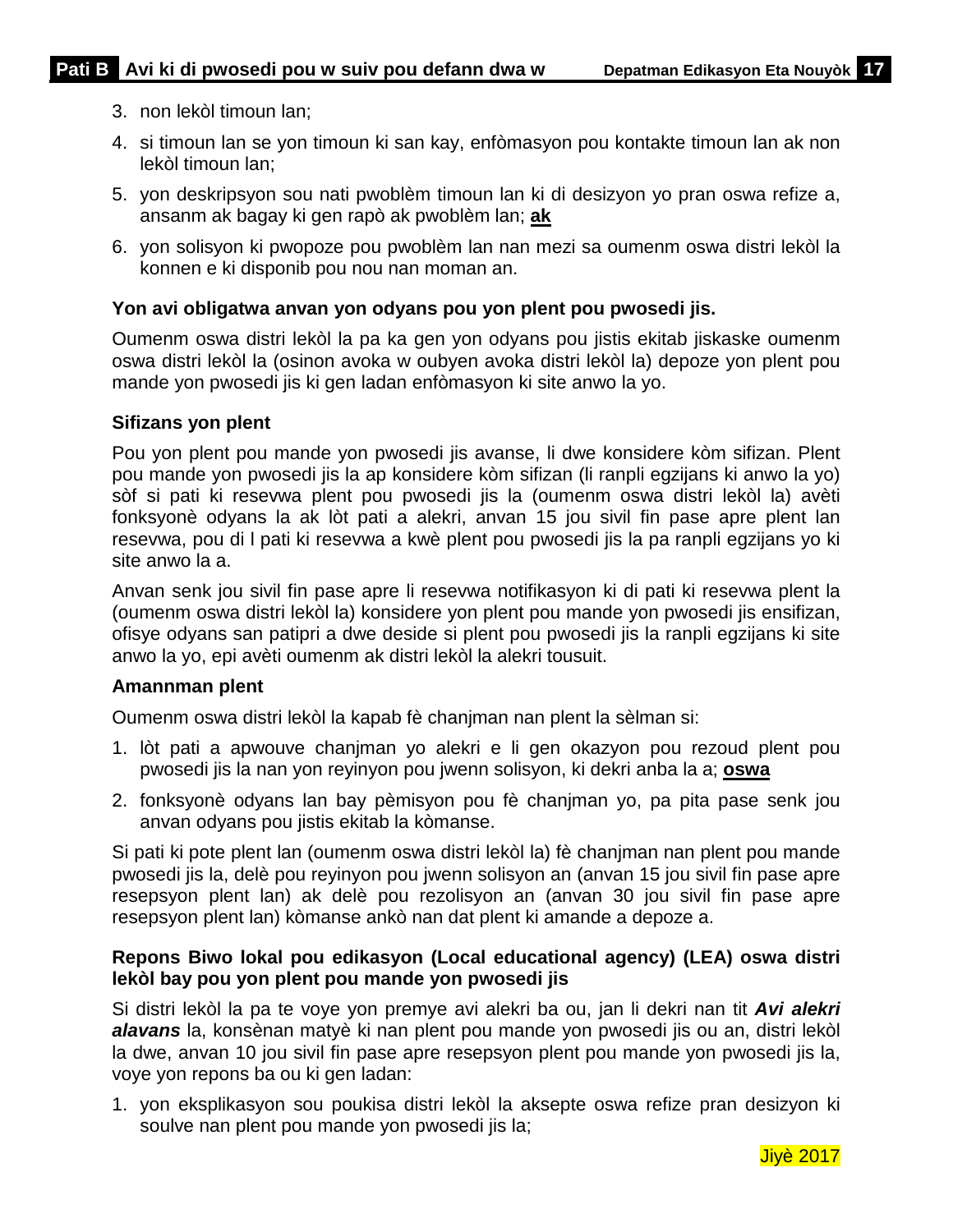3. non lekòl timoun lan;
4. si timoun lan se yon timoun ki san kay, enfòmasyon pou kontakte timoun lan ak non lekòl timoun lan;
5. yon deskripsyon sou nati pwoblèm timoun lan ki di desizyon yo pran oswa refize a, ansanm ak bagay ki gen rapò ak pwoblèm lan; **ak**
6. yon solisyon ki pwopoze pou pwoblèm lan nan mezi sa oumenm oswa distri lekòl la konnen e ki disponib pou nou nan moman an.

**Yon avi obligatwa anvan yon odyans pou yon plent pou pwosedi jis.**

Oumenm oswa distri lekòl la pa ka gen yon odyans pou jistis ekitab jiskaske oumenm oswa distri lekòl la (osinon avoka w oubyen avoka distri lekòl la) depoze yon plent pou mande yon pwosedi jis ki gen ladan enfòmasyon ki site anwo la yo.

**Sifizans yon plent**

Pou yon plent pou mande yon pwosedi jis avanse, li dwe konsidere kòm sifizan. Plent pou mande yon pwosedi jis la ap konsidere kòm sifizan (li ranpli egzijans ki anwo la yo) sòf si pati ki resevwa plent pou pwosedi jis la (oumenm oswa distri lekòl la) avèti fonksyonè odyans la ak lòt pati a alekri, anvan 15 jou sivil fin pase apre plent lan resevwa, pou di l pati ki resevwa a kwè plent pou pwosedi jis la pa ranpli egzijans yo ki site anwo la a.

Anvan senk jou sivil fin pase apre li resevwa notifikasyon ki di pati ki resevwa plent la (oumenm oswa distri lekòl la) konsidere yon plent pou mande yon pwosedi jis ensifizan, ofisye odyans san patipri a dwe deside si plent pou pwosedi jis la ranpli egzijans ki site anwo la yo, epi avèti oumenm ak distri lekòl la alekri tousuit.

**Amannman plent**

Oumenm oswa distri lekòl la kapab fè chanjman nan plent la sèlman si:

1. lòt pati a apwouve chanjman yo alekri e li gen okazyon pou rezoud plent pou pwosedi jis la nan yon reyinyon pou jwenn solisyon, ki dekri anba la a; **oswa**
2. fonksyonè odyans lan bay pèmisyon pou fè chanjman yo, pa pita pase senk jou anvan odyans pou jistis ekitab la kòmanse.

Si pati ki pote plent lan (oumenm oswa distri lekòl la) fè chanjman nan plent pou mande pwosedi jis la, delè pou reyinyon pou jwenn solisyon an (anvan 15 jou sivil fin pase apre resepsyon plent lan) ak delè pou rezolisyon an (anvan 30 jou sivil fin pase apre resepsyon plent lan) kòmanse ankò nan dat plent ki amande a depoze a.

**Repons Biwo lokal pou edikasyon (Local educational agency) (LEA) oswa distri lekòl bay pou yon plent pou mande yon pwosedi jis**

Si distri lekòl la pa te voye yon premye avi alekri ba ou, jan li dekri nan tit ***Avi alekri alavans*** la, konsènan matyè ki nan plent pou mande yon pwosedi jis ou an, distri lekòl la dwe, anvan 10 jou sivil fin pase apre resepsyon plent pou mande yon pwosedi jis la, voye yon repons ba ou ki gen ladan:

1. yon eksplikasyon sou poukisa distri lekòl la aksepte oswa refize pran desizyon ki soulve nan plent pou mande yon pwosedi jis la;

Jiyè 2017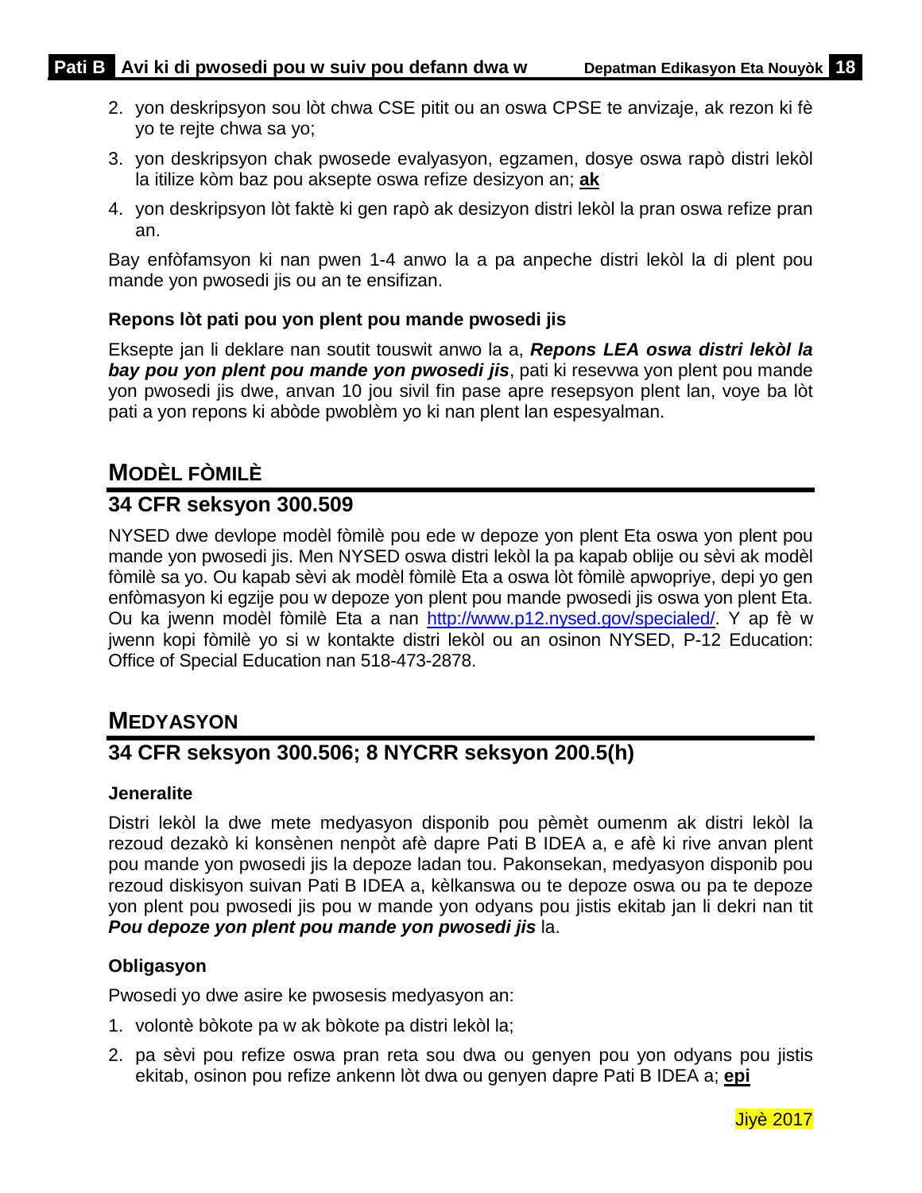2. yon deskripsyon sou lòt chwa CSE pitit ou an oswa CPSE te anvizaje, ak rezon ki fè yo te rejte chwa sa yo;
3. yon deskripsyon chak pwosede evalyasyon, egzamen, dosye oswa rapò distri lekòl la itilize kòm baz pou aksepte oswa refize desizyon an; **ak**
4. yon deskripsyon lòt faktè ki gen rapò ak desizyon distri lekòl la pran oswa refize pran an.

Bay enfòfamsyon ki nan pwen 1-4 anwo la a pa anpeche distri lekòl la di plent pou mande yon pwosedi jis ou an te ensifizan.

#### Repons lòt pati pou yon plent pou mande pwosedi jis

Eksepte jan li deklare nan soutit touswit anwo la a, ***Repons LEA oswa distri lekòl la bay pou yon plent pou mande yon pwosedi jis***, pati ki resevwa yon plent pou mande yon pwosedi jis dwe, anvan 10 jou sivil fin pase apre resepsyon plent lan, voye ba lòt pati a yon repons ki abòde pwoblèm yo ki nan plent lan espesyalman.

## MODÈL FÒMILÈ

### 34 CFR seksyon 300.509

NYSED dwe devlope modèl fòmilè pou ede w depoze yon plent Eta oswa yon plent pou mande yon pwosedi jis. Men NYSED oswa distri lekòl la pa kapab oblije ou sèvi ak modèl fòmilè sa yo. Ou kapab sèvi ak modèl fòmilè Eta a oswa lòt fòmilè apwopriye, depi yo gen enfòmasyon ki egzije pou w depoze yon plent pou mande pwosedi jis oswa yon plent Eta. Ou ka jwenn modèl fòmilè Eta a nan http://www.p12.nysed.gov/specialed/. Y ap fè w jwenn kopi fòmilè yo si w kontakte distri lekòl ou an osinon NYSED, P-12 Education: Office of Special Education nan 518-473-2878.

## MEDYASYON

### 34 CFR seksyon 300.506; 8 NYCRR seksyon 200.5(h)

#### Jeneralite

Distri lekòl la dwe mete medyasyon disponib pou pèmèt oumenm ak distri lekòl la rezoud dezakò ki konsènen nenpòt afè dapre Pati B IDEA a, e afè ki rive anvan plent pou mande yon pwosedi jis la depoze ladan tou. Pakonsekan, medyasyon disponib pou rezoud diskisyon suivan Pati B IDEA a, kèlkanswa ou te depoze oswa ou pa te depoze yon plent pou pwosedi jis pou w mande yon odyans pou jistis ekitab jan li dekri nan tit ***Pou depoze yon plent pou mande yon pwosedi jis*** la.

#### Obligasyon

Pwosedi yo dwe asire ke pwosesis medyasyon an:

1. volontè bòkote pa w ak bòkote pa distri lekòl la;
2. pa sèvi pou refize oswa pran reta sou dwa ou genyen pou yon odyans pou jistis ekitab, osinon pou refize ankenn lòt dwa ou genyen dapre Pati B IDEA a; **epi**

Jiyè 2017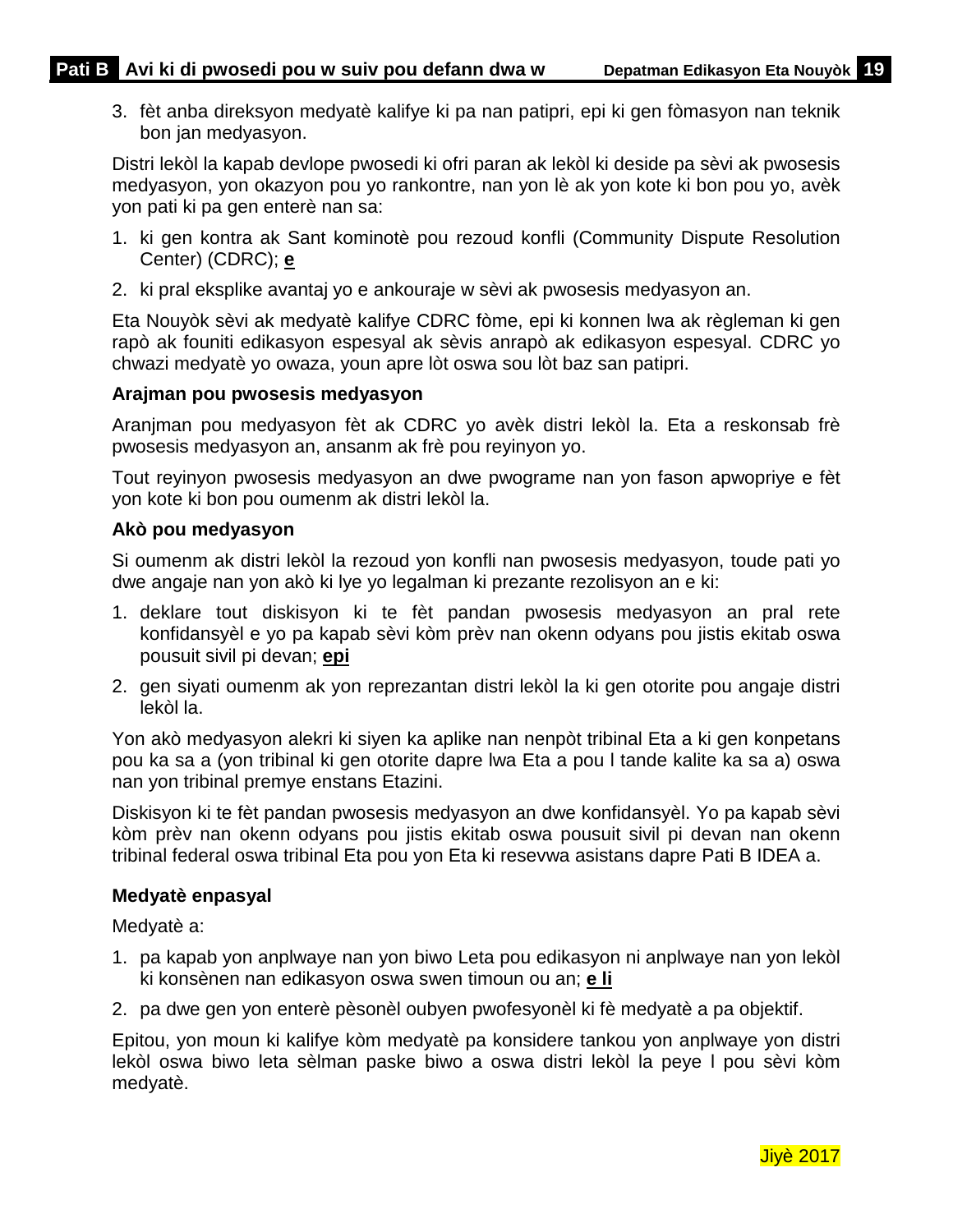3. fèt anba direksyon medyatè kalifye ki pa nan patipri, epi ki gen fòmasyon nan teknik bon jan medyasyon.

Distri lekòl la kapab devlope pwosedi ki ofri paran ak lekòl ki deside pa sèvi ak pwosesis medyasyon, yon okazyon pou yo rankontre, nan yon lè ak yon kote ki bon pou yo, avèk yon pati ki pa gen enterè nan sa:

1. ki gen kontra ak Sant kominotè pou rezoud konfli (Community Dispute Resolution Center) (CDRC); **e**
2. ki pral eksplike avantaj yo e ankouraje w sèvi ak pwosesis medyasyon an.

Eta Nouyòk sèvi ak medyatè kalifye CDRC fòme, epi ki konnen lwa ak règleman ki gen rapò ak founiti edikasyon espesyal ak sèvis anrapò ak edikasyon espesyal. CDRC yo chwazi medyatè yo owaza, youn apre lòt oswa sou lòt baz san patipri.

**Arajman pou pwosesis medyasyon**

Aranjman pou medyasyon fèt ak CDRC yo avèk distri lekòl la. Eta a reskonsab frè pwosesis medyasyon an, ansanm ak frè pou reyinyon yo.

Tout reyinyon pwosesis medyasyon an dwe pwograme nan yon fason apwopriye e fèt yon kote ki bon pou oumenm ak distri lekòl la.

**Akò pou medyasyon**

Si oumenm ak distri lekòl la rezoud yon konfli nan pwosesis medyasyon, toude pati yo dwe angaje nan yon akò ki lye yo legalman ki prezante rezolisyon an e ki:

1. deklare tout diskisyon ki te fèt pandan pwosesis medyasyon an pral rete konfidansyèl e yo pa kapab sèvi kòm prèv nan okenn odyans pou jistis ekitab oswa pousuit sivil pi devan; **epi**
2. gen siyati oumenm ak yon reprezantan distri lekòl la ki gen otorite pou angaje distri lekòl la.

Yon akò medyasyon alekri ki siyen ka aplike nan nenpòt tribinal Eta a ki gen konpetans pou ka sa a (yon tribinal ki gen otorite dapre lwa Eta a pou l tande kalite ka sa a) oswa nan yon tribinal premye enstans Etazini.

Diskisyon ki te fèt pandan pwosesis medyasyon an dwe konfidansyèl. Yo pa kapab sèvi kòm prèv nan okenn odyans pou jistis ekitab oswa pousuit sivil pi devan nan okenn tribinal federal oswa tribinal Eta pou yon Eta ki resevwa asistans dapre Pati B IDEA a.

**Medyatè enpasyal**

Medyatè a:

1. pa kapab yon anplwaye nan yon biwo Leta pou edikasyon ni anplwaye nan yon lekòl ki konsènen nan edikasyon oswa swen timoun ou an; **e li**
2. pa dwe gen yon enterè pèsonèl oubyen pwofesyonèl ki fè medyatè a pa objektif.

Epitou, yon moun ki kalifye kòm medyatè pa konsidere tankou yon anplwaye yon distri lekòl oswa biwo leta sèlman paske biwo a oswa distri lekòl la peye l pou sèvi kòm medyatè.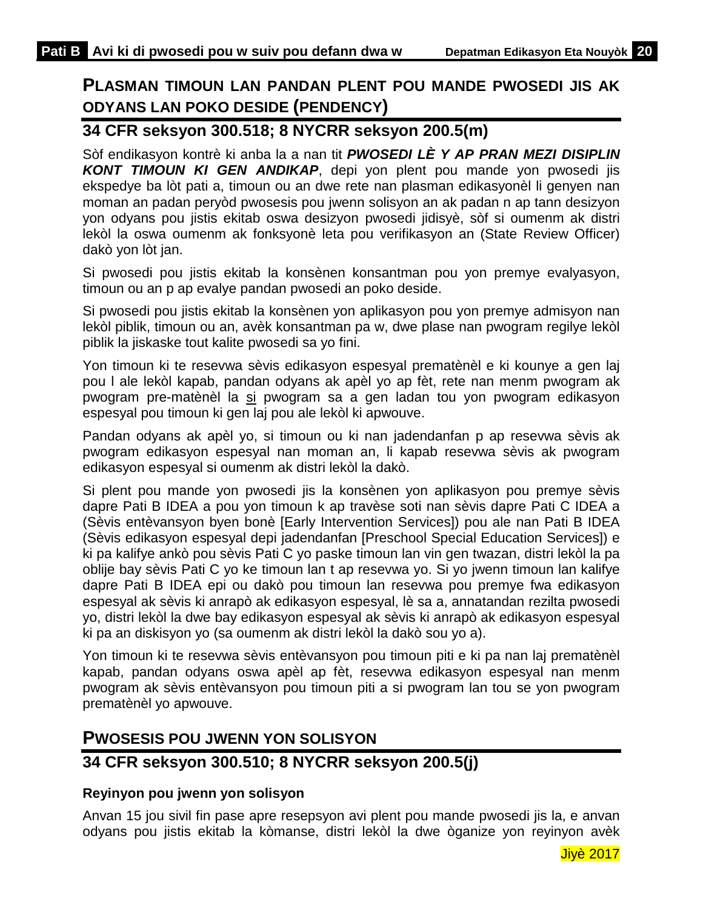## PLASMAN TIMOUN LAN PANDAN PLENT POU MANDE PWOSEDI JIS AK ODYANS LAN POKO DESIDE (PENDENCY)

## 34 CFR seksyon 300.518; 8 NYCRR seksyon 200.5(m)

Sòf endikasyon kontrè ki anba la a nan tit ***PWOSEDI LÈ Y AP PRAN MEZI DISIPLIN KONT TIMOUN KI GEN ANDIKAP***, depi yon plent pou mande yon pwosedi jis ekspedye ba lòt pati a, timoun ou an dwe rete nan plasman edikasyonèl li genyen nan moman an padan peryòd pwosesis pou jwenn solisyon an ak padan n ap tann desizyon yon odyans pou jistis ekitab oswa desizyon pwosedi jidisyè, sòf si oumenm ak distri lekòl la oswa oumenm ak fonksyonè leta pou verifikasyon an (State Review Officer) dakò yon lòt jan.

Si pwosedi pou jistis ekitab la konsènen konsantman pou yon premye evalyasyon, timoun ou an p ap evalye pandan pwosedi an poko deside.

Si pwosedi pou jistis ekitab la konsènen yon aplikasyon pou yon premye admisyon nan lekòl piblik, timoun ou an, avèk konsantman pa w, dwe plase nan pwogram regilye lekòl piblik la jiskaske tout kalite pwosedi sa yo fini.

Yon timoun ki te resevwa sèvis edikasyon espesyal prematènèl e ki kounye a gen laj pou l ale lekòl kapab, pandan odyans ak apèl yo ap fèt, rete nan menm pwogram ak pwogram pre-matènèl la si pwogram sa a gen ladan tou yon pwogram edikasyon espesyal pou timoun ki gen laj pou ale lekòl ki apwouve.

Pandan odyans ak apèl yo, si timoun ou ki nan jadendanfan p ap resevwa sèvis ak pwogram edikasyon espesyal nan moman an, li kapab resevwa sèvis ak pwogram edikasyon espesyal si oumenm ak distri lekòl la dakò.

Si plent pou mande yon pwosedi jis la konsènen yon aplikasyon pou premye sèvis dapre Pati B IDEA a pou yon timoun k ap travèse soti nan sèvis dapre Pati C IDEA a (Sèvis entèvansyon byen bonè [Early Intervention Services]) pou ale nan Pati B IDEA (Sèvis edikasyon espesyal depi jadendanfan [Preschool Special Education Services]) e ki pa kalifye ankò pou sèvis Pati C yo paske timoun lan vin gen twazan, distri lekòl la pa oblije bay sèvis Pati C yo ke timoun lan t ap resevwa yo. Si yo jwenn timoun lan kalifye dapre Pati B IDEA epi ou dakò pou timoun lan resevwa pou premye fwa edikasyon espesyal ak sèvis ki anrapò ak edikasyon espesyal, lè sa a, annatandan rezilta pwosedi yo, distri lekòl la dwe bay edikasyon espesyal ak sèvis ki anrapò ak edikasyon espesyal ki pa an diskisyon yo (sa oumenm ak distri lekòl la dakò sou yo a).

Yon timoun ki te resevwa sèvis entèvansyon pou timoun piti e ki pa nan laj prematènèl kapab, pandan odyans oswa apèl ap fèt, resevwa edikasyon espesyal nan menm pwogram ak sèvis entèvansyon pou timoun piti a si pwogram lan tou se yon pwogram prematènèl yo apwouve.

## PWOSESIS POU JWENN YON SOLISYON

## 34 CFR seksyon 300.510; 8 NYCRR seksyon 200.5(j)

**Reyinyon pou jwenn yon solisyon**

Anvan 15 jou sivil fin pase apre resepsyon avi plent pou mande pwosedi jis la, e anvan odyans pou jistis ekitab la kòmanse, distri lekòl la dwe òganize yon reyinyon avèk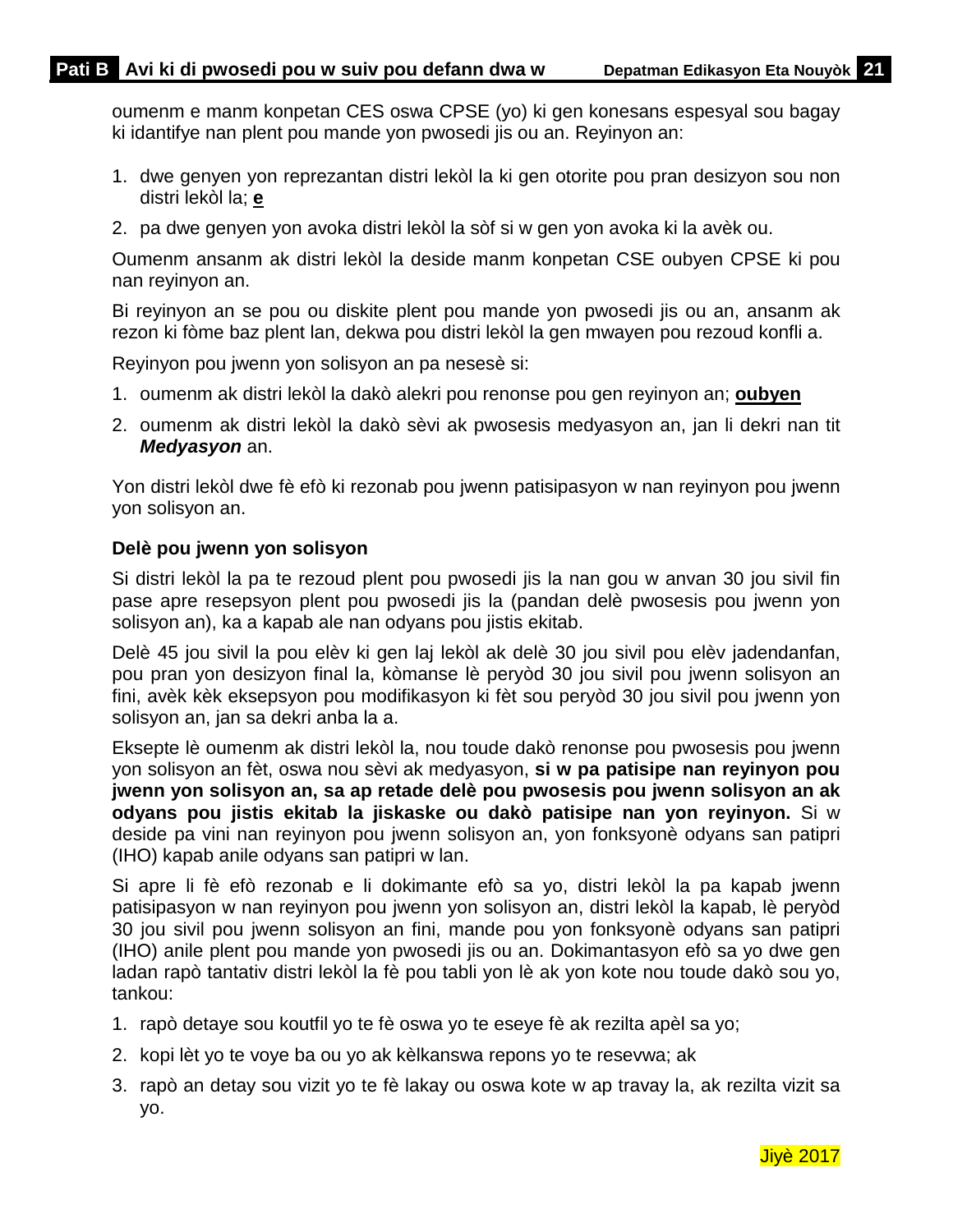oumenm e manm konpetan CES oswa CPSE (yo) ki gen konesans espesyal sou bagay ki idantifye nan plent pou mande yon pwosedi jis ou an. Reyinyon an:

1. dwe genyen yon reprezantan distri lekòl la ki gen otorite pou pran desizyon sou non distri lekòl la; **e**
2. pa dwe genyen yon avoka distri lekòl la sòf si w gen yon avoka ki la avèk ou.

Oumenm ansanm ak distri lekòl la deside manm konpetan CSE oubyen CPSE ki pou nan reyinyon an.

Bi reyinyon an se pou ou diskite plent pou mande yon pwosedi jis ou an, ansanm ak rezon ki fòme baz plent lan, dekwa pou distri lekòl la gen mwayen pou rezoud konfli a.

Reyinyon pou jwenn yon solisyon an pa nesesè si:

1. oumenm ak distri lekòl la dakò alekri pou renonse pou gen reyinyon an; **oubyen**
2. oumenm ak distri lekòl la dakò sèvi ak pwosesis medyasyon an, jan li dekri nan tit ***Medyasyon*** an.

Yon distri lekòl dwe fè efò ki rezonab pou jwenn patisipasyon w nan reyinyon pou jwenn yon solisyon an.

**Delè pou jwenn yon solisyon**

Si distri lekòl la pa te rezoud plent pou pwosedi jis la nan gou w anvan 30 jou sivil fin pase apre resepsyon plent pou pwosedi jis la (pandan delè pwosesis pou jwenn yon solisyon an), ka a kapab ale nan odyans pou jistis ekitab.

Delè 45 jou sivil la pou elèv ki gen laj lekòl ak delè 30 jou sivil pou elèv jadendanfan, pou pran yon desizyon final la, kòmanse lè peryòd 30 jou sivil pou jwenn solisyon an fini, avèk kèk eksepsyon pou modifikasyon ki fèt sou peryòd 30 jou sivil pou jwenn yon solisyon an, jan sa dekri anba la a.

Eksepte lè oumenm ak distri lekòl la, nou toude dakò renonse pou pwosesis pou jwenn yon solisyon an fèt, oswa nou sèvi ak medyasyon, **si w pa patisipe nan reyinyon pou jwenn yon solisyon an, sa ap retade delè pou pwosesis pou jwenn solisyon an ak odyans pou jistis ekitab la jiskaske ou dakò patisipe nan yon reyinyon.** Si w deside pa vini nan reyinyon pou jwenn solisyon an, yon fonksyonè odyans san patipri (IHO) kapab anile odyans san patipri w lan.

Si apre li fè efò rezonab e li dokimante efò sa yo, distri lekòl la pa kapab jwenn patisipasyon w nan reyinyon pou jwenn yon solisyon an, distri lekòl la kapab, lè peryòd 30 jou sivil pou jwenn solisyon an fini, mande pou yon fonksyonè odyans san patipri (IHO) anile plent pou mande yon pwosedi jis ou an. Dokimantasyon efò sa yo dwe gen ladan rapò tantativ distri lekòl la fè pou tabli yon lè ak yon kote nou toude dakò sou yo, tankou:

1. rapò detaye sou koutfil yo te fè oswa yo te eseye fè ak rezilta apèl sa yo;
2. kopi lèt yo te voye ba ou yo ak kèlkanswa repons yo te resevwa; ak
3. rapò an detay sou vizit yo te fè lakay ou oswa kote w ap travay la, ak rezilta vizit sa yo.

Jiyè 2017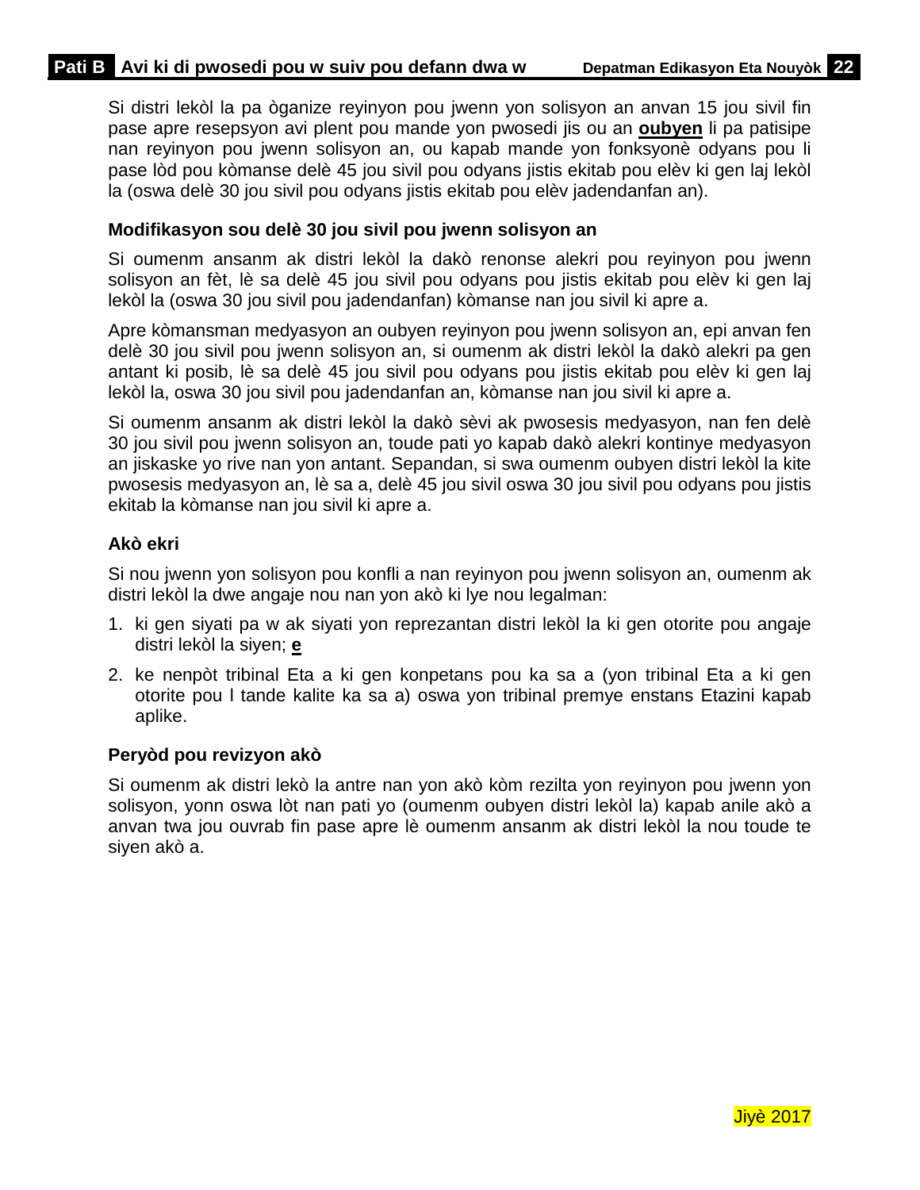Si distri lekòl la pa òganize reyinyon pou jwenn yon solisyon an anvan 15 jou sivil fin pase apre resepsyon avi plent pou mande yon pwosedi jis ou an **oubyen** li pa patisipe nan reyinyon pou jwenn solisyon an, ou kapab mande yon fonksyonè odyans pou li pase lòd pou kòmanse delè 45 jou sivil pou odyans jistis ekitab pou elèv ki gen laj lekòl la (oswa delè 30 jou sivil pou odyans jistis ekitab pou elèv jadendanfan an).

**Modifikasyon sou delè 30 jou sivil pou jwenn solisyon an**

Si oumenm ansanm ak distri lekòl la dakò renonse alekri pou reyinyon pou jwenn solisyon an fèt, lè sa delè 45 jou sivil pou odyans pou jistis ekitab pou elèv ki gen laj lekòl la (oswa 30 jou sivil pou jadendanfan) kòmanse nan jou sivil ki apre a.

Apre kòmansman medyasyon an oubyen reyinyon pou jwenn solisyon an, epi anvan fen delè 30 jou sivil pou jwenn solisyon an, si oumenm ak distri lekòl la dakò alekri pa gen antant ki posib, lè sa delè 45 jou sivil pou odyans pou jistis ekitab pou elèv ki gen laj lekòl la, oswa 30 jou sivil pou jadendanfan an, kòmanse nan jou sivil ki apre a.

Si oumenm ansanm ak distri lekòl la dakò sèvi ak pwosesis medyasyon, nan fen delè 30 jou sivil pou jwenn solisyon an, toude pati yo kapab dakò alekri kontinye medyasyon an jiskaske yo rive nan yon antant. Sepandan, si swa oumenm oubyen distri lekòl la kite pwosesis medyasyon an, lè sa a, delè 45 jou sivil oswa 30 jou sivil pou odyans pou jistis ekitab la kòmanse nan jou sivil ki apre a.

**Akò ekri**

Si nou jwenn yon solisyon pou konfli a nan reyinyon pou jwenn solisyon an, oumenm ak distri lekòl la dwe angaje nou nan yon akò ki lye nou legalman:

1. ki gen siyati pa w ak siyati yon reprezantan distri lekòl la ki gen otorite pou angaje distri lekòl la siyen; **e**
2. ke nenpòt tribinal Eta a ki gen konpetans pou ka sa a (yon tribinal Eta a ki gen otorite pou l tande kalite ka sa a) oswa yon tribinal premye enstans Etazini kapab aplike.

**Peryòd pou revizyon akò**

Si oumenm ak distri lekò la antre nan yon akò kòm rezilta yon reyinyon pou jwenn yon solisyon, yonn oswa lòt nan pati yo (oumenm oubyen distri lekòl la) kapab anile akò a anvan twa jou ouvrab fin pase apre lè oumenm ansanm ak distri lekòl la nou toude te siyen akò a.

Jiyè 2017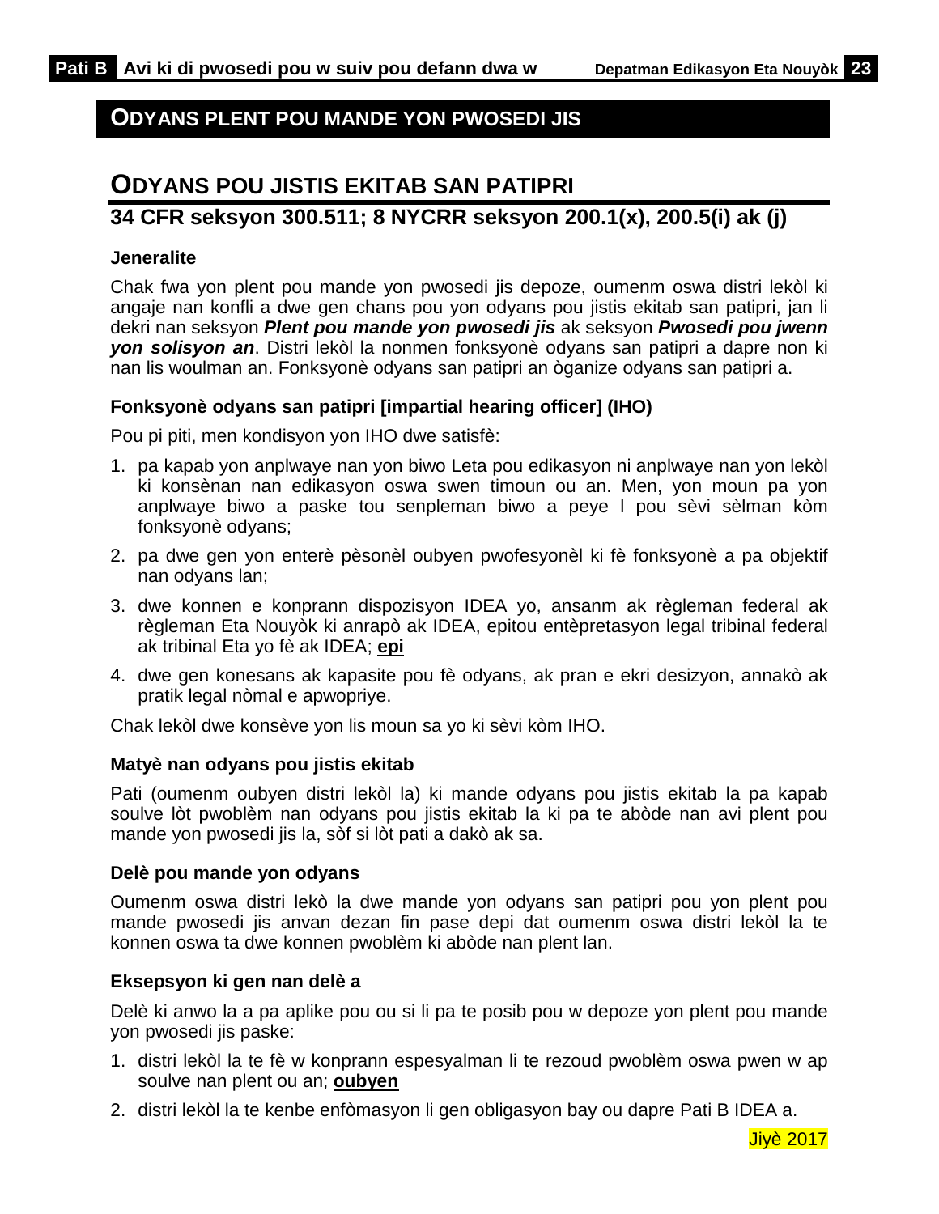## ODYANS PLENT POU MANDE YON PWOSEDI JIS

## ODYANS POU JISTIS EKITAB SAN PATIPRI

### 34 CFR seksyon 300.511; 8 NYCRR seksyon 200.1(x), 200.5(i) ak (j)

**Jeneralite**

Chak fwa yon plent pou mande yon pwosedi jis depoze, oumenm oswa distri lekòl ki angaje nan konfli a dwe gen chans pou yon odyans pou jistis ekitab san patipri, jan li dekri nan seksyon ***Plent pou mande yon pwosedi jis*** ak seksyon ***Pwosedi pou jwenn yon solisyon an***. Distri lekòl la nonmen fonksyonè odyans san patipri a dapre non ki nan lis woulman an. Fonksyonè odyans san patipri an òganize odyans san patipri a.

**Fonksyonè odyans san patipri [impartial hearing officer] (IHO)**

Pou pi piti, men kondisyon yon IHO dwe satisfè:

1. pa kapab yon anplwaye nan yon biwo Leta pou edikasyon ni anplwaye nan yon lekòl ki konsènan nan edikasyon oswa swen timoun ou an. Men, yon moun pa yon anplwaye biwo a paske tou senpleman biwo a peye l pou sèvi sèlman kòm fonksyonè odyans;
2. pa dwe gen yon enterè pèsonèl oubyen pwofesyonèl ki fè fonksyonè a pa objektif nan odyans lan;
3. dwe konnen e konprann dispozisyon IDEA yo, ansanm ak règleman federal ak règleman Eta Nouyòk ki anrapò ak IDEA, epitou entèpretasyon legal tribinal federal ak tribinal Eta yo fè ak IDEA; **epi**
4. dwe gen konesans ak kapasite pou fè odyans, ak pran e ekri desizyon, annakò ak pratik legal nòmal e apwopriye.

Chak lekòl dwe konsève yon lis moun sa yo ki sèvi kòm IHO.

**Matyè nan odyans pou jistis ekitab**

Pati (oumenm oubyen distri lekòl la) ki mande odyans pou jistis ekitab la pa kapab soulve lòt pwoblèm nan odyans pou jistis ekitab la ki pa te abòde nan avi plent pou mande yon pwosedi jis la, sòf si lòt pati a dakò ak sa.

**Delè pou mande yon odyans**

Oumenm oswa distri lekò la dwe mande yon odyans san patipri pou yon plent pou mande pwosedi jis anvan dezan fin pase depi dat oumenm oswa distri lekòl la te konnen oswa ta dwe konnen pwoblèm ki abòde nan plent lan.

**Eksepsyon ki gen nan delè a**

Delè ki anwo la a pa aplike pou ou si li pa te posib pou w depoze yon plent pou mande yon pwosedi jis paske:

1. distri lekòl la te fè w konprann espesyalman li te rezoud pwoblèm oswa pwen w ap soulve nan plent ou an; **oubyen**
2. distri lekòl la te kenbe enfòmasyon li gen obligasyon bay ou dapre Pati B IDEA a.

Jiyè 2017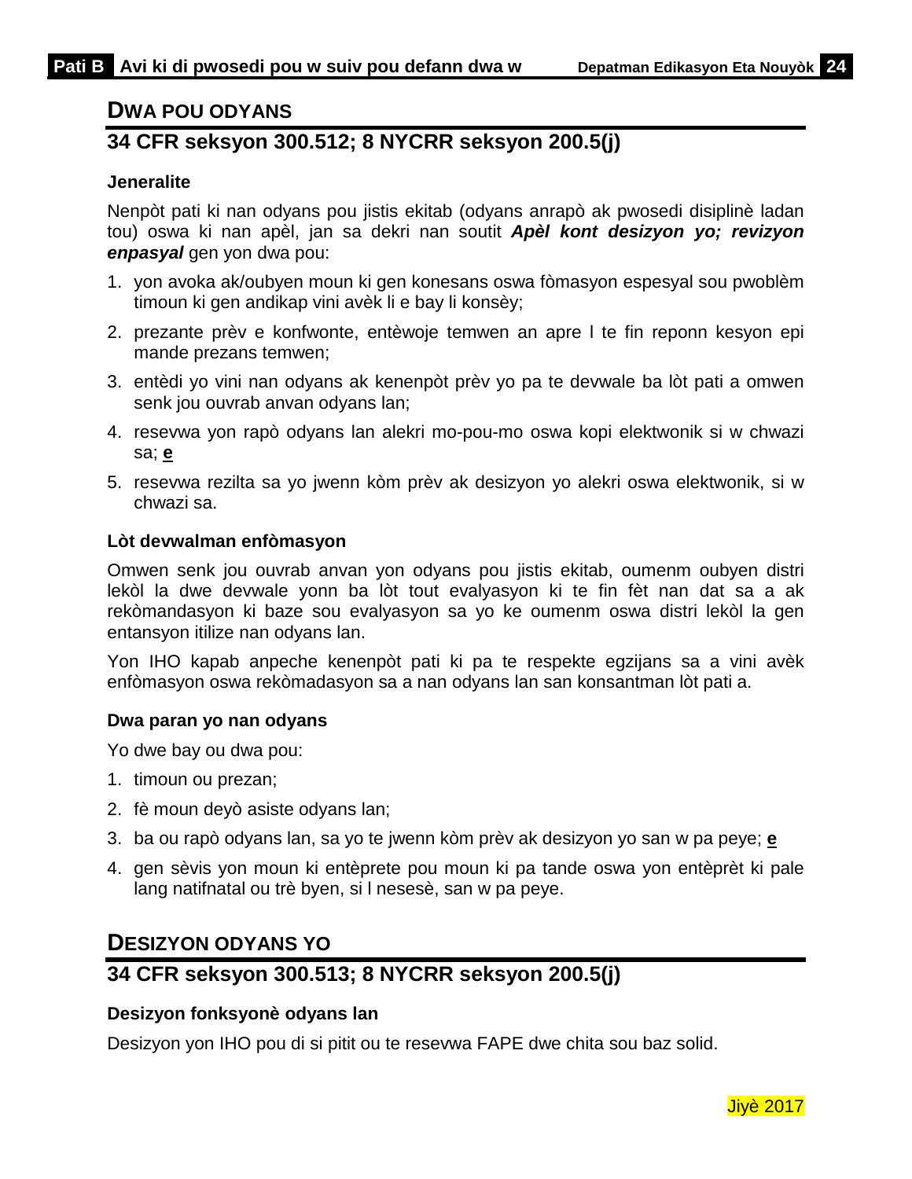## DWA POU ODYANS

## 34 CFR seksyon 300.512; 8 NYCRR seksyon 200.5(j)

### Jeneralite

Nenpòt pati ki nan odyans pou jistis ekitab (odyans anrapò ak pwosedi disiplinè ladan tou) oswa ki nan apèl, jan sa dekri nan soutit ***Apèl kont desizyon yo; revizyon enpasyal*** gen yon dwa pou:

1. yon avoka ak/oubyen moun ki gen konesans oswa fòmasyon espesyal sou pwoblèm timoun ki gen andikap vini avèk li e bay li konsèy;
2. prezante prèv e konfwonte, entèwoje temwen an apre l te fin reponn kesyon epi mande prezans temwen;
3. entèdi yo vini nan odyans ak kenenpòt prèv yo pa te devwale ba lòt pati a omwen senk jou ouvrab anvan odyans lan;
4. resevwa yon rapò odyans lan alekri mo-pou-mo oswa kopi elektwonik si w chwazi sa; **e**
5. resevwa rezilta sa yo jwenn kòm prèv ak desizyon yo alekri oswa elektwonik, si w chwazi sa.

### Lòt devwalman enfòmasyon

Omwen senk jou ouvrab anvan yon odyans pou jistis ekitab, oumenm oubyen distri lekòl la dwe devwale yonn ba lòt tout evalyasyon ki te fin fèt nan dat sa a ak rekòmandasyon ki baze sou evalyasyon sa yo ke oumenm oswa distri lekòl la gen entansyon itilize nan odyans lan.

Yon IHO kapab anpeche kenenpòt pati ki pa te respekte egzijans sa a vini avèk enfòmasyon oswa rekòmadasyon sa a nan odyans lan san konsantman lòt pati a.

### Dwa paran yo nan odyans

Yo dwe bay ou dwa pou:

1. timoun ou prezan;
2. fè moun deyò asiste odyans lan;
3. ba ou rapò odyans lan, sa yo te jwenn kòm prèv ak desizyon yo san w pa peye; **e**
4. gen sèvis yon moun ki entèprete pou moun ki pa tande oswa yon entèprèt ki pale lang natifnatal ou trè byen, si l nesesè, san w pa peye.

## DESIZYON ODYANS YO

## 34 CFR seksyon 300.513; 8 NYCRR seksyon 200.5(j)

### Desizyon fonksyonè odyans lan

Desizyon yon IHO pou di si pitit ou te resevwa FAPE dwe chita sou baz solid.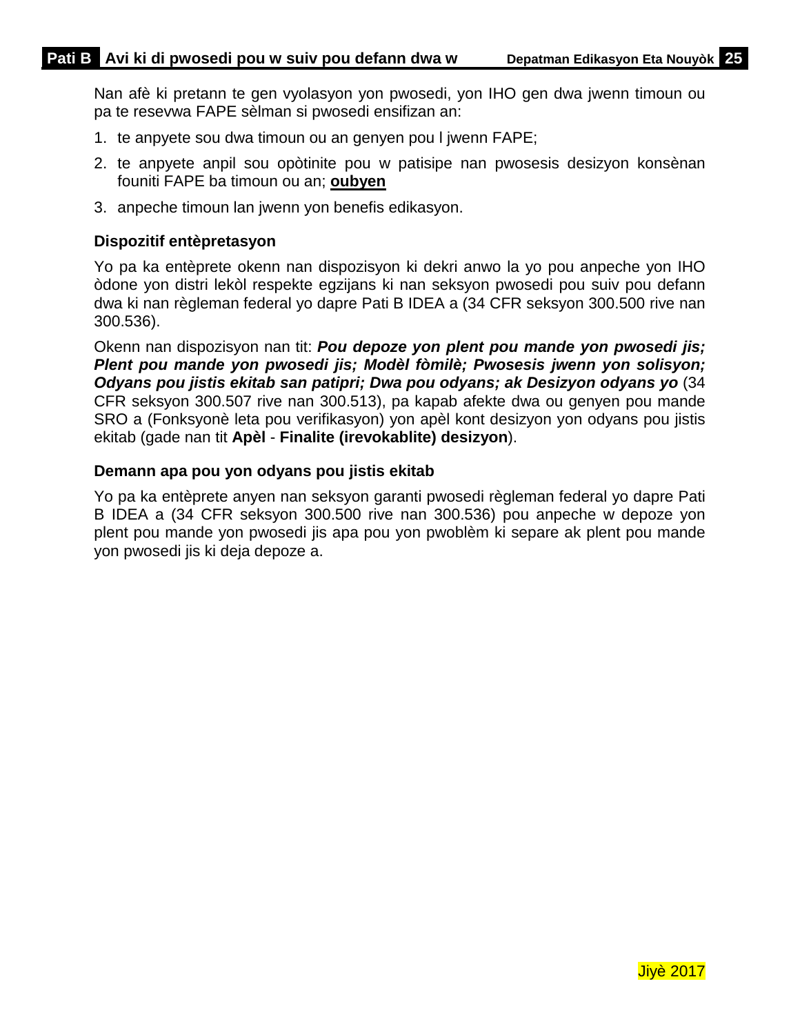Nan afè ki pretann te gen vyolasyon yon pwosedi, yon IHO gen dwa jwenn timoun ou pa te resevwa FAPE sèlman si pwosedi ensifizan an:

1. te anpyete sou dwa timoun ou an genyen pou l jwenn FAPE;
2. te anpyete anpil sou opòtinite pou w patisipe nan pwosesis desizyon konsènan founiti FAPE ba timoun ou an; **<u>oubyen</u>**
3. anpeche timoun lan jwenn yon benefis edikasyon.

### Dispozitif entèpretasyon

Yo pa ka entèprete okenn nan dispozisyon ki dekri anwo la yo pou anpeche yon IHO òdone yon distri lekòl respekte egzijans ki nan seksyon pwosedi pou suiv pou defann dwa ki nan règleman federal yo dapre Pati B IDEA a (34 CFR seksyon 300.500 rive nan 300.536).

Okenn nan dispozisyon nan tit: ***Pou depoze yon plent pou mande yon pwosedi jis; Plent pou mande yon pwosedi jis; Modèl fòmilè; Pwosesis jwenn yon solisyon; Odyans pou jistis ekitab san patipri; Dwa pou odyans; ak Desizyon odyans yo*** (34 CFR seksyon 300.507 rive nan 300.513), pa kapab afekte dwa ou genyen pou mande SRO a (Fonksyonè leta pou verifikasyon) yon apèl kont desizyon yon odyans pou jistis ekitab (gade nan tit **Apèl** - **Finalite (irevokablite) desizyon**).

### Demann apa pou yon odyans pou jistis ekitab

Yo pa ka entèprete anyen nan seksyon garanti pwosedi règleman federal yo dapre Pati B IDEA a (34 CFR seksyon 300.500 rive nan 300.536) pou anpeche w depoze yon plent pou mande yon pwosedi jis apa pou yon pwoblèm ki separe ak plent pou mande yon pwosedi jis ki deja depoze a.

Jiyè 2017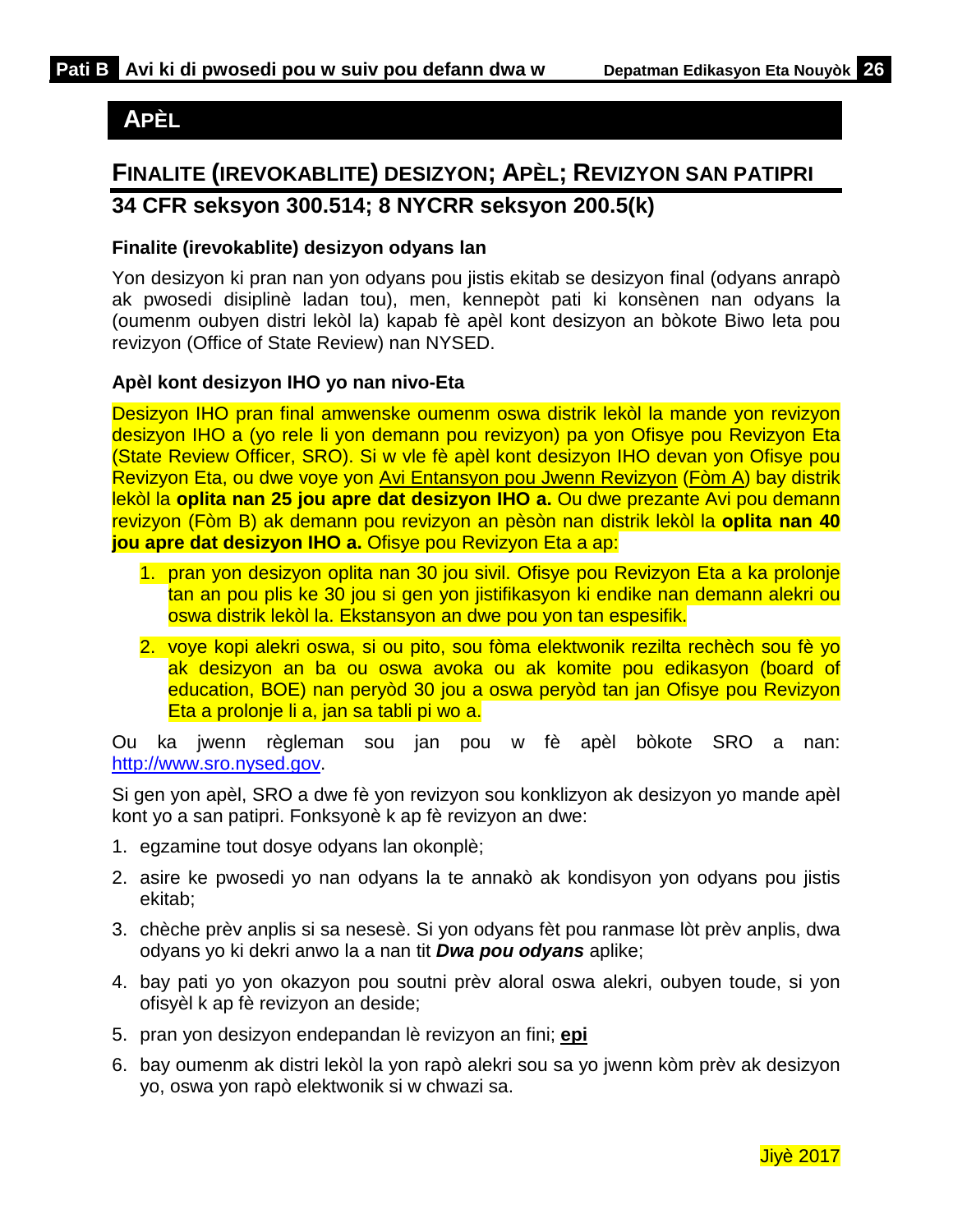## APÈL

### FINALITE (IREVOKABLITE) DESIZYON; APÈL; REVIZYON SAN PATIPRI

### 34 CFR seksyon 300.514; 8 NYCRR seksyon 200.5(k)

**Finalite (irevokablite) desizyon odyans lan**

Yon desizyon ki pran nan yon odyans pou jistis ekitab se desizyon final (odyans anrapò ak pwosedi disiplinè ladan tou), men, kennepòt pati ki konsènen nan odyans la (oumenm oubyen distri lekòl la) kapab fè apèl kont desizyon an bòkote Biwo leta pou revizyon (Office of State Review) nan NYSED.

**Apèl kont desizyon IHO yo nan nivo-Eta**

Desizyon IHO pran final amwenske oumenm oswa distrik lekòl la mande yon revizyon desizyon IHO a (yo rele li yon demann pou revizyon) pa yon Ofisye pou Revizyon Eta (State Review Officer, SRO). Si w vle fè apèl kont desizyon IHO devan yon Ofisye pou Revizyon Eta, ou dwe voye yon Avi Entansyon pou Jwenn Revizyon (Fòm A) bay distrik lekòl la **oplita nan 25 jou apre dat desizyon IHO a.** Ou dwe prezante Avi pou demann revizyon (Fòm B) ak demann pou revizyon an pèsòn nan distrik lekòl la **oplita nan 40 jou apre dat desizyon IHO a.** Ofisye pou Revizyon Eta a ap:

1. pran yon desizyon oplita nan 30 jou sivil. Ofisye pou Revizyon Eta a ka prolonje tan an pou plis ke 30 jou si gen yon jistifikasyon ki endike nan demann alekri ou oswa distrik lekòl la. Ekstansyon an dwe pou yon tan espesifik.
2. voye kopi alekri oswa, si ou pito, sou fòma elektwonik rezilta rechèch sou fè yo ak desizyon an ba ou oswa avoka ou ak komite pou edikasyon (board of education, BOE) nan peryòd 30 jou a oswa peryòd tan jan Ofisye pou Revizyon Eta a prolonje li a, jan sa tabli pi wo a.

Ou ka jwenn règleman sou jan pou w fè apèl bòkote SRO a nan: http://www.sro.nysed.gov.

Si gen yon apèl, SRO a dwe fè yon revizyon sou konklizyon ak desizyon yo mande apèl kont yo a san patipri. Fonksyonè k ap fè revizyon an dwe:

1. egzamine tout dosye odyans lan okonplè;
2. asire ke pwosedi yo nan odyans la te annakò ak kondisyon yon odyans pou jistis ekitab;
3. chèche prèv anplis si sa nesesè. Si yon odyans fèt pou ranmase lòt prèv anplis, dwa odyans yo ki dekri anwo la a nan tit ***Dwa pou odyans*** aplike;
4. bay pati yo yon okazyon pou soutni prèv aloral oswa alekri, oubyen toude, si yon ofisyèl k ap fè revizyon an deside;
5. pran yon desizyon endepandan lè revizyon an fini; **epi**
6. bay oumenm ak distri lekòl la yon rapò alekri sou sa yo jwenn kòm prèv ak desizyon yo, oswa yon rapò elektwonik si w chwazi sa.

Jiyè 2017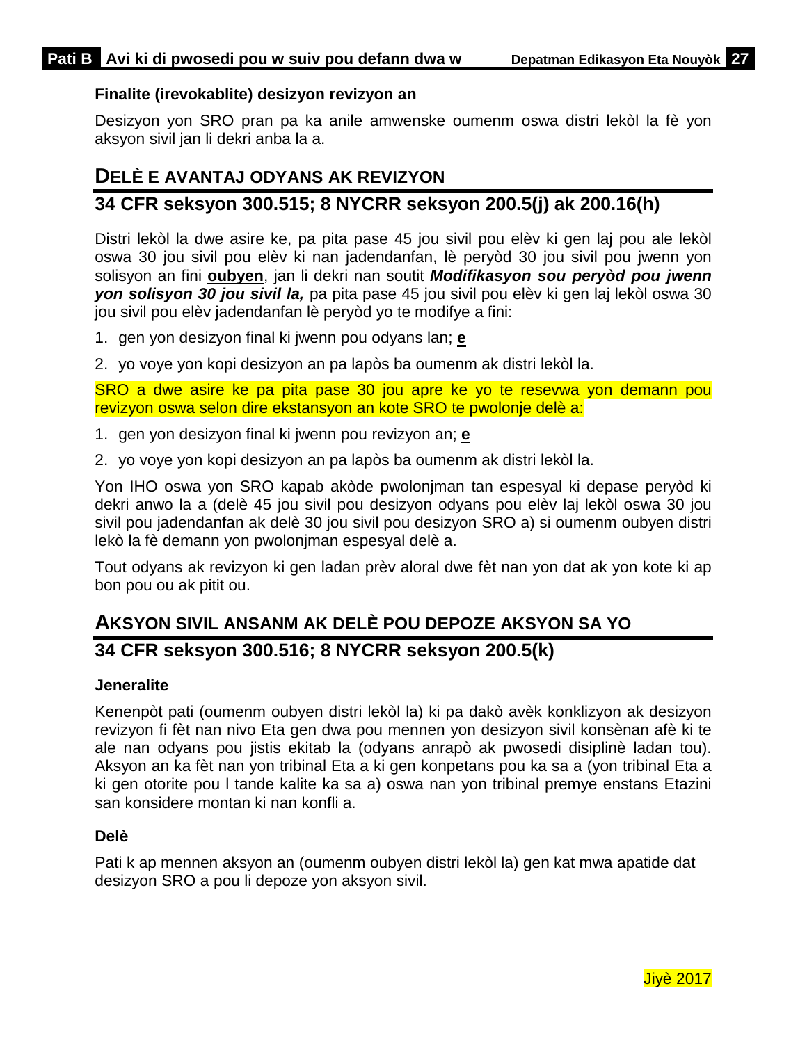**Finalite (irevokablite) desizyon revizyon an**

Desizyon yon SRO pran pa ka anile amwenske oumenm oswa distri lekòl la fè yon aksyon sivil jan li dekri anba la a.

## DELÈ E AVANTAJ ODYANS AK REVIZYON

## 34 CFR seksyon 300.515; 8 NYCRR seksyon 200.5(j) ak 200.16(h)

Distri lekòl la dwe asire ke, pa pita pase 45 jou sivil pou elèv ki gen laj pou ale lekòl oswa 30 jou sivil pou elèv ki nan jadendanfan, lè peryòd 30 jou sivil pou jwenn yon solisyon an fini **oubyen**, jan li dekri nan soutit ***Modifikasyon sou peryòd pou jwenn yon solisyon 30 jou sivil la,*** pa pita pase 45 jou sivil pou elèv ki gen laj lekòl oswa 30 jou sivil pou elèv jadendanfan lè peryòd yo te modifye a fini:

1. gen yon desizyon final ki jwenn pou odyans lan; **e**
2. yo voye yon kopi desizyon an pa lapòs ba oumenm ak distri lekòl la.

SRO a dwe asire ke pa pita pase 30 jou apre ke yo te resevwa yon demann pou revizyon oswa selon dire ekstansyon an kote SRO te pwolonje delè a:

1. gen yon desizyon final ki jwenn pou revizyon an; **e**
2. yo voye yon kopi desizyon an pa lapòs ba oumenm ak distri lekòl la.

Yon IHO oswa yon SRO kapab akòde pwolonjman tan espesyal ki depase peryòd ki dekri anwo la a (delè 45 jou sivil pou desizyon odyans pou elèv laj lekòl oswa 30 jou sivil pou jadendanfan ak delè 30 jou sivil pou desizyon SRO a) si oumenm oubyen distri lekò la fè demann yon pwolonjman espesyal delè a.

Tout odyans ak revizyon ki gen ladan prèv aloral dwe fèt nan yon dat ak yon kote ki ap bon pou ou ak pitit ou.

## AKSYON SIVIL ANSANM AK DELÈ POU DEPOZE AKSYON SA YO

## 34 CFR seksyon 300.516; 8 NYCRR seksyon 200.5(k)

**Jeneralite**

Kenenpòt pati (oumenm oubyen distri lekòl la) ki pa dakò avèk konklizyon ak desizyon revizyon fi fèt nan nivo Eta gen dwa pou mennen yon desizyon sivil konsènan afè ki te ale nan odyans pou jistis ekitab la (odyans anrapò ak pwosedi disiplinè ladan tou). Aksyon an ka fèt nan yon tribinal Eta a ki gen konpetans pou ka sa a (yon tribinal Eta a ki gen otorite pou l tande kalite ka sa a) oswa nan yon tribinal premye enstans Etazini san konsidere montan ki nan konfli a.

**Delè**

Pati k ap mennen aksyon an (oumenm oubyen distri lekòl la) gen kat mwa apatide dat desizyon SRO a pou li depoze yon aksyon sivil.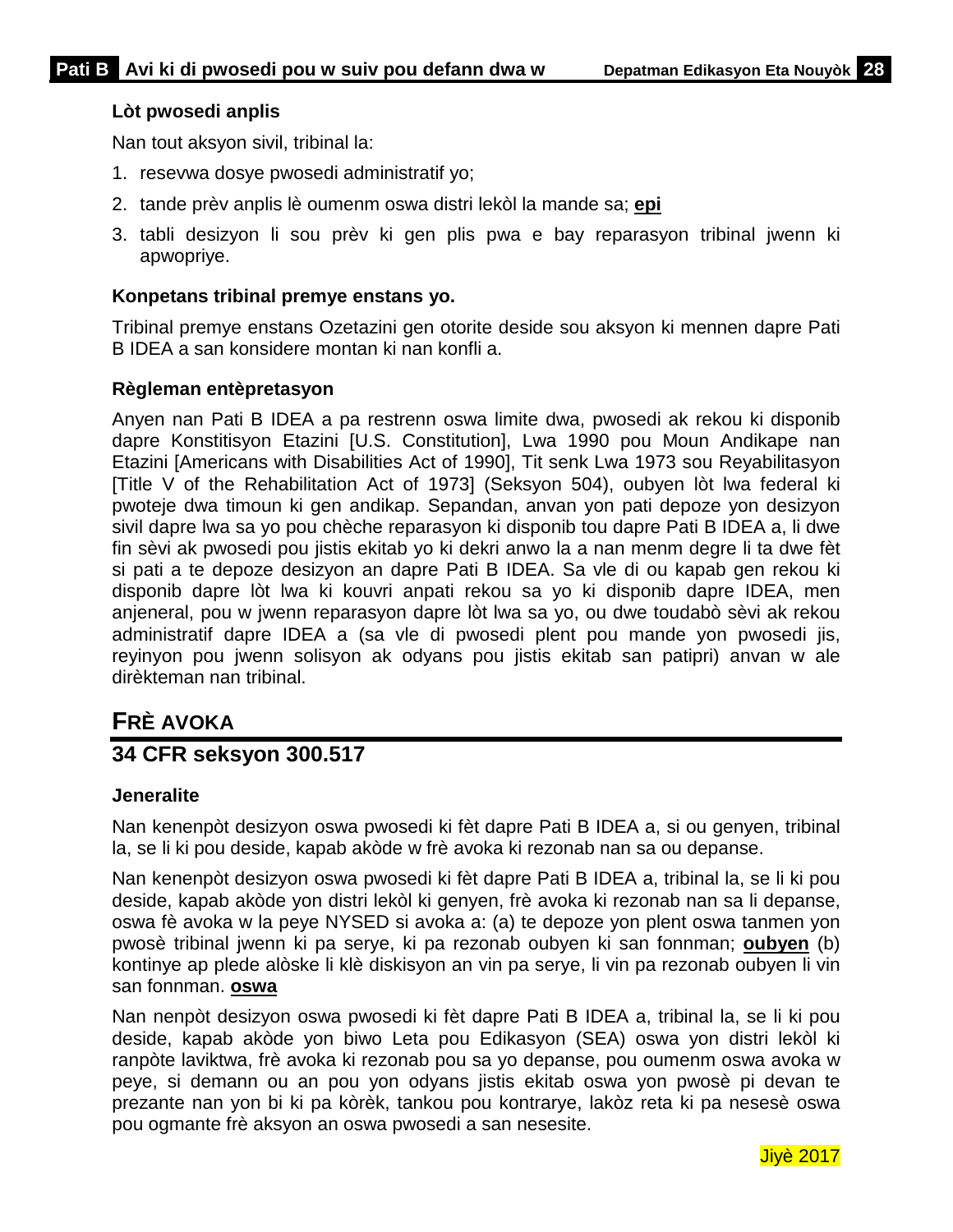**Lòt pwosedi anplis**

Nan tout aksyon sivil, tribinal la:

1. resevwa dosye pwosedi administratif yo;
2. tande prèv anplis lè oumenm oswa distri lekòl la mande sa; **epi**
3. tabli desizyon li sou prèv ki gen plis pwa e bay reparasyon tribinal jwenn ki apwopriye.

**Konpetans tribinal premye enstans yo.**

Tribinal premye enstans Ozetazini gen otorite deside sou aksyon ki mennen dapre Pati B IDEA a san konsidere montan ki nan konfli a.

**Règleman entèpretasyon**

Anyen nan Pati B IDEA a pa restrenn oswa limite dwa, pwosedi ak rekou ki disponib dapre Konstitisyon Etazini [U.S. Constitution], Lwa 1990 pou Moun Andikape nan Etazini [Americans with Disabilities Act of 1990], Tit senk Lwa 1973 sou Reyabilitasyon [Title V of the Rehabilitation Act of 1973] (Seksyon 504), oubyen lòt lwa federal ki pwoteje dwa timoun ki gen andikap. Sepandan, anvan yon pati depoze yon desizyon sivil dapre lwa sa yo pou chèche reparasyon ki disponib tou dapre Pati B IDEA a, li dwe fin sèvi ak pwosedi pou jistis ekitab yo ki dekri anwo la a nan menm degre li ta dwe fèt si pati a te depoze desizyon an dapre Pati B IDEA. Sa vle di ou kapab gen rekou ki disponib dapre lòt lwa ki kouvri anpati rekou sa yo ki disponib dapre IDEA, men anjeneral, pou w jwenn reparasyon dapre lòt lwa sa yo, ou dwe toudabò sèvi ak rekou administratif dapre IDEA a (sa vle di pwosedi plent pou mande yon pwosedi jis, reyinyon pou jwenn solisyon ak odyans pou jistis ekitab san patipri) anvan w ale dirèkteman nan tribinal.

## FRÈ AVOKA

### 34 CFR seksyon 300.517

**Jeneralite**

Nan kenenpòt desizyon oswa pwosedi ki fèt dapre Pati B IDEA a, si ou genyen, tribinal la, se li ki pou deside, kapab akòde w frè avoka ki rezonab nan sa ou depanse.

Nan kenenpòt desizyon oswa pwosedi ki fèt dapre Pati B IDEA a, tribinal la, se li ki pou deside, kapab akòde yon distri lekòl ki genyen, frè avoka ki rezonab nan sa li depanse, oswa fè avoka w la peye NYSED si avoka a: (a) te depoze yon plent oswa tanmen yon pwosè tribinal jwenn ki pa serye, ki pa rezonab oubyen ki san fonnman; **oubyen** (b) kontinye ap plede alòske li klè diskisyon an vin pa serye, li vin pa rezonab oubyen li vin san fonnman. **oswa**

Nan nenpòt desizyon oswa pwosedi ki fèt dapre Pati B IDEA a, tribinal la, se li ki pou deside, kapab akòde yon biwo Leta pou Edikasyon (SEA) oswa yon distri lekòl ki ranpòte laviktwa, frè avoka ki rezonab pou sa yo depanse, pou oumenm oswa avoka w peye, si demann ou an pou yon odyans jistis ekitab oswa yon pwosè pi devan te prezante nan yon bi ki pa kòrèk, tankou pou kontrarye, lakòz reta ki pa nesesè oswa pou ogmante frè aksyon an oswa pwosedi a san nesesite.

Jiyè 2017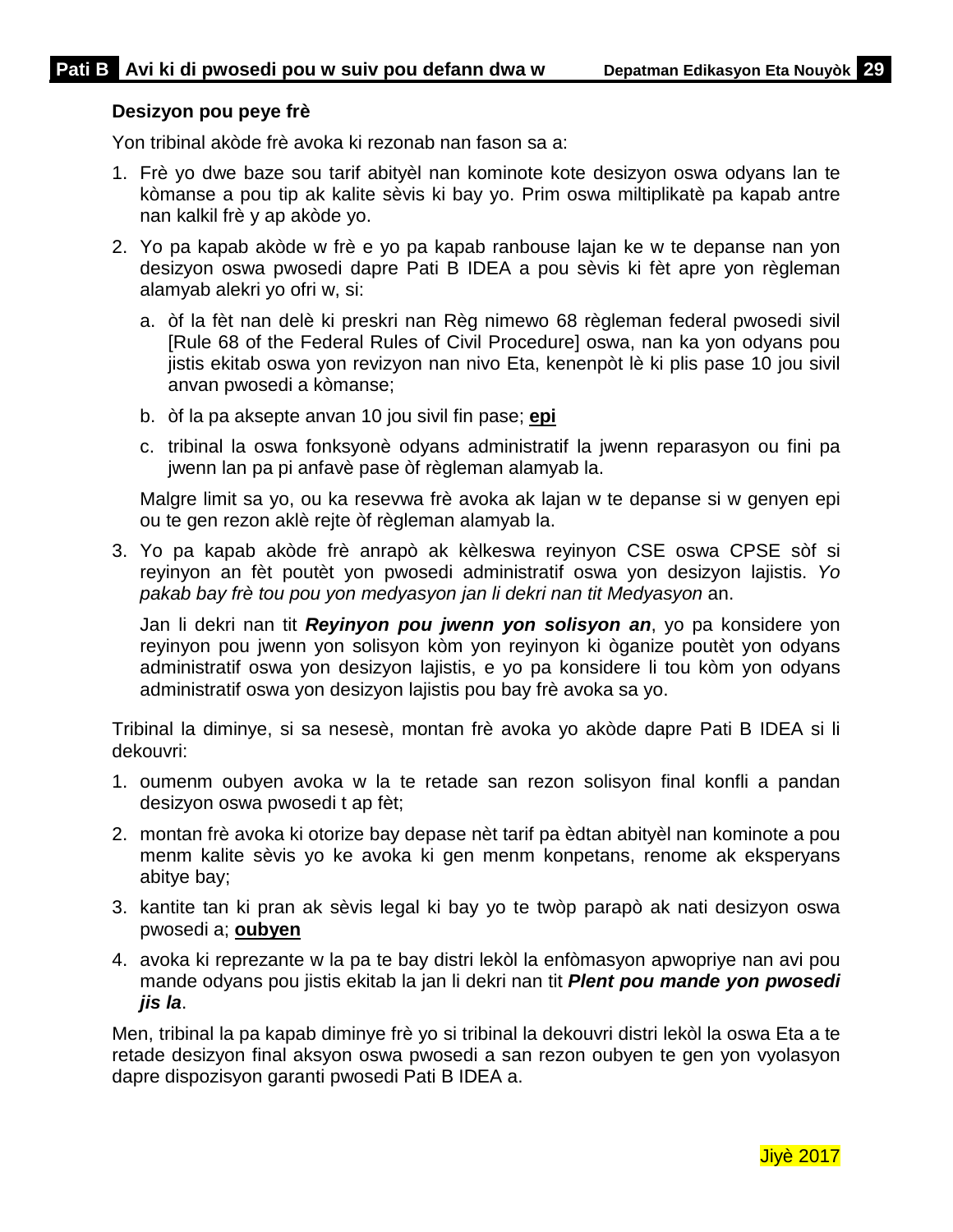**Desizyon pou peye frè**

Yon tribinal akòde frè avoka ki rezonab nan fason sa a:

1. Frè yo dwe baze sou tarif abityèl nan kominote kote desizyon oswa odyans lan te kòmanse a pou tip ak kalite sèvis ki bay yo. Prim oswa miltiplikatè pa kapab antre nan kalkil frè y ap akòde yo.
2. Yo pa kapab akòde w frè e yo pa kapab ranbouse lajan ke w te depanse nan yon desizyon oswa pwosedi dapre Pati B IDEA a pou sèvis ki fèt apre yon règleman alamyab alekri yo ofri w, si:
   a. òf la fèt nan delè ki preskri nan Règ nimewo 68 règleman federal pwosedi sivil [Rule 68 of the Federal Rules of Civil Procedure] oswa, nan ka yon odyans pou jistis ekitab oswa yon revizyon nan nivo Eta, kenenpòt lè ki plis pase 10 jou sivil anvan pwosedi a kòmanse;
   b. òf la pa aksepte anvan 10 jou sivil fin pase; **epi**
   c. tribinal la oswa fonksyonè odyans administratif la jwenn reparasyon ou fini pa jwenn lan pa pi anfavè pase òf règleman alamyab la.

   Malgre limit sa yo, ou ka resevwa frè avoka ak lajan w te depanse si w genyen epi ou te gen rezon aklè rejte òf règleman alamyab la.
3. Yo pa kapab akòde frè anrapò ak kèlkeswa reyinyon CSE oswa CPSE sòf si reyinyon an fèt poutèt yon pwosedi administratif oswa yon desizyon lajistis. *Yo pakab bay frè tou pou yon medyasyon jan li dekri nan tit Medyasyon* an.

   Jan li dekri nan tit ***Reyinyon pou jwenn yon solisyon an***, yo pa konsidere yon reyinyon pou jwenn yon solisyon kòm yon reyinyon ki òganize poutèt yon odyans administratif oswa yon desizyon lajistis, e yo pa konsidere li tou kòm yon odyans administratif oswa yon desizyon lajistis pou bay frè avoka sa yo.

Tribinal la diminye, si sa nesesè, montan frè avoka yo akòde dapre Pati B IDEA si li dekouvri:

1. oumenm oubyen avoka w la te retade san rezon solisyon final konfli a pandan desizyon oswa pwosedi t ap fèt;
2. montan frè avoka ki otorize bay depase nèt tarif pa èdtan abityèl nan kominote a pou menm kalite sèvis yo ke avoka ki gen menm konpetans, renome ak eksperyans abitye bay;
3. kantite tan ki pran ak sèvis legal ki bay yo te twòp parapò ak nati desizyon oswa pwosedi a; **oubyen**
4. avoka ki reprezante w la pa te bay distri lekòl la enfòmasyon apwopriye nan avi pou mande odyans pou jistis ekitab la jan li dekri nan tit ***Plent pou mande yon pwosedi jis la***.

Men, tribinal la pa kapab diminye frè yo si tribinal la dekouvri distri lekòl la oswa Eta a te retade desizyon final aksyon oswa pwosedi a san rezon oubyen te gen yon vyolasyon dapre dispozisyon garanti pwosedi Pati B IDEA a.

Jiyè 2017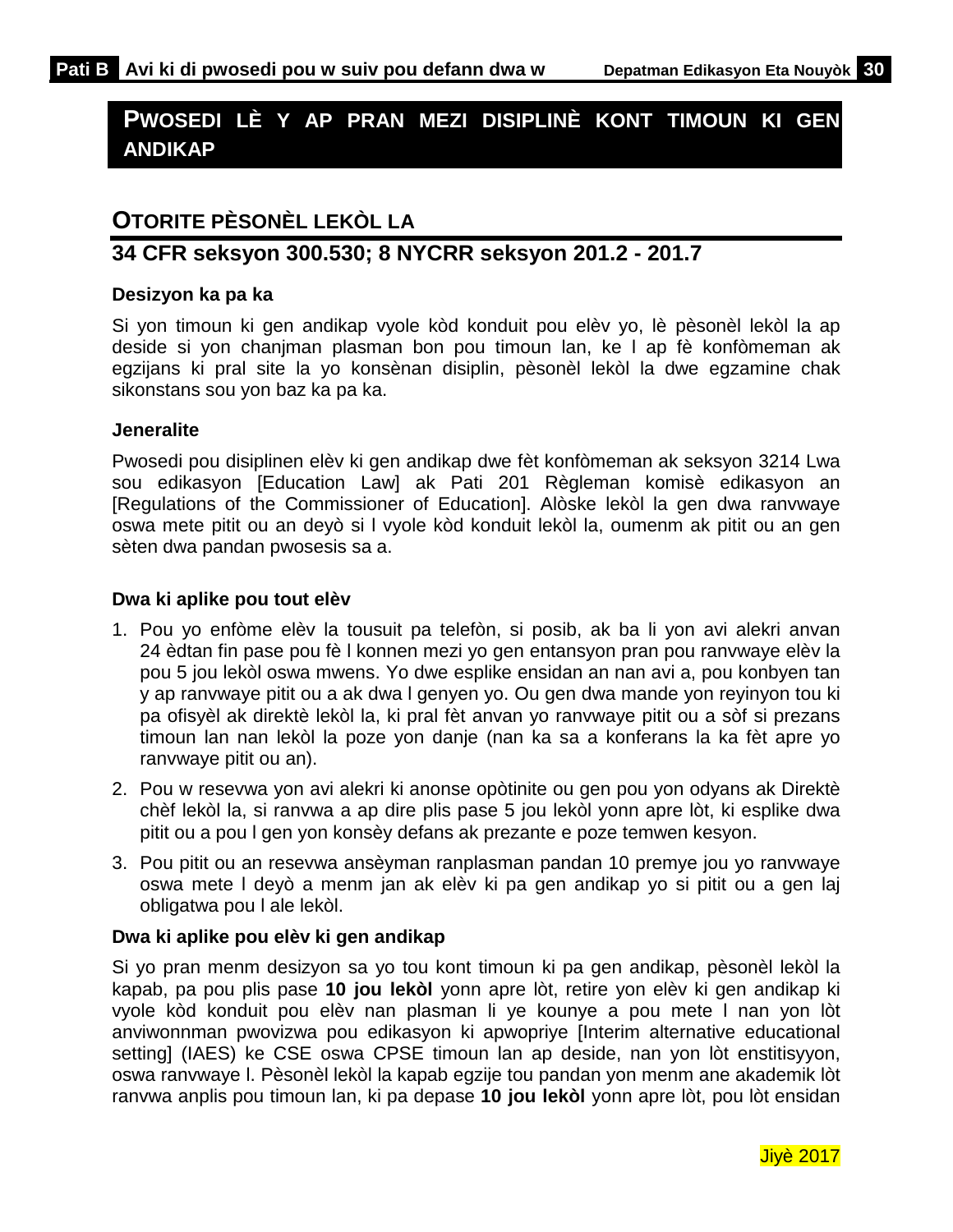# PWOSEDI LÈ Y AP PRAN MEZI DISIPLINÈ KONT TIMOUN KI GEN ANDIKAP

## OTORITE PÈSONÈL LEKÒL LA

## 34 CFR seksyon 300.530; 8 NYCRR seksyon 201.2 - 201.7

### Desizyon ka pa ka

Si yon timoun ki gen andikap vyole kòd konduit pou elèv yo, lè pèsonèl lekòl la ap deside si yon chanjman plasman bon pou timoun lan, ke l ap fè konfòmeman ak egzijans ki pral site la yo konsènan disiplin, pèsonèl lekòl la dwe egzamine chak sikonstans sou yon baz ka pa ka.

### Jeneralite

Pwosedi pou disiplinen elèv ki gen andikap dwe fèt konfòmeman ak seksyon 3214 Lwa sou edikasyon [Education Law] ak Pati 201 Règleman komisè edikasyon an [Regulations of the Commissioner of Education]. Alòske lekòl la gen dwa ranvwaye oswa mete pitit ou an deyò si l vyole kòd konduit lekòl la, oumenm ak pitit ou an gen sèten dwa pandan pwosesis sa a.

### Dwa ki aplike pou tout elèv

1. Pou yo enfòme elèv la tousuit pa telefòn, si posib, ak ba li yon avi alekri anvan 24 èdtan fin pase pou fè l konnen mezi yo gen entansyon pran pou ranvwaye elèv la pou 5 jou lekòl oswa mwens. Yo dwe esplike ensidan an nan avi a, pou konbyen tan y ap ranvwaye pitit ou a ak dwa l genyen yo. Ou gen dwa mande yon reyinyon tou ki pa ofisyèl ak direktè lekòl la, ki pral fèt anvan yo ranvwaye pitit ou a sòf si prezans timoun lan nan lekòl la poze yon danje (nan ka sa a konferans la ka fèt apre yo ranvwaye pitit ou an).
2. Pou w resevwa yon avi alekri ki anonse opòtinite ou gen pou yon odyans ak Direktè chèf lekòl la, si ranvwa a ap dire plis pase 5 jou lekòl yonn apre lòt, ki esplike dwa pitit ou a pou l gen yon konsèy defans ak prezante e poze temwen kesyon.
3. Pou pitit ou an resevwa ansèyman ranplasman pandan 10 premye jou yo ranvwaye oswa mete l deyò a menm jan ak elèv ki pa gen andikap yo si pitit ou a gen laj obligatwa pou l ale lekòl.

### Dwa ki aplike pou elèv ki gen andikap

Si yo pran menm desizyon sa yo tou kont timoun ki pa gen andikap, pèsonèl lekòl la kapab, pa pou plis pase **10 jou lekòl** yonn apre lòt, retire yon elèv ki gen andikap ki vyole kòd konduit pou elèv nan plasman li ye kounye a pou mete l nan yon lòt anviwonnman pwovizwa pou edikasyon ki apwopriye [Interim alternative educational setting] (IAES) ke CSE oswa CPSE timoun lan ap deside, nan yon lòt enstitisyyon, oswa ranvwaye l. Pèsonèl lekòl la kapab egzije tou pandan yon menm ane akademik lòt ranvwa anplis pou timoun lan, ki pa depase **10 jou lekòl** yonn apre lòt, pou lòt ensidan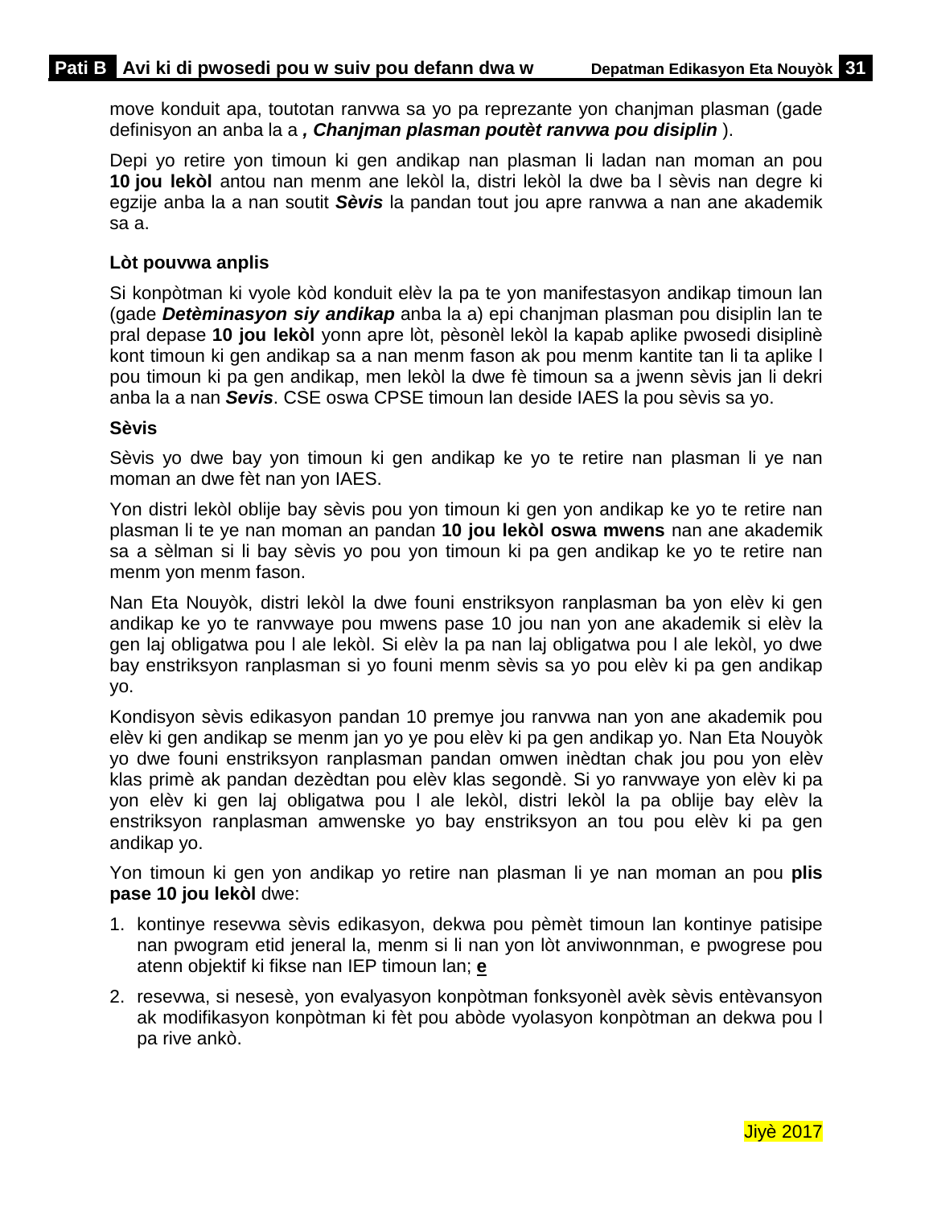move konduit apa, toutotan ranvwa sa yo pa reprezante yon chanjman plasman (gade definisyon an anba la a ***, Chanjman plasman poutèt ranvwa pou disiplin*** ).

Depi yo retire yon timoun ki gen andikap nan plasman li ladan nan moman an pou **10 jou lekòl** antou nan menm ane lekòl la, distri lekòl la dwe ba l sèvis nan degre ki egzije anba la a nan soutit ***Sèvis*** la pandan tout jou apre ranvwa a nan ane akademik sa a.

**Lòt pouvwa anplis**

Si konpòtman ki vyole kòd konduit elèv la pa te yon manifestasyon andikap timoun lan (gade ***Detèminasyon siy andikap*** anba la a) epi chanjman plasman pou disiplin lan te pral depase **10 jou lekòl** yonn apre lòt, pèsonèl lekòl la kapab aplike pwosedi disiplinè kont timoun ki gen andikap sa a nan menm fason ak pou menm kantite tan li ta aplike l pou timoun ki pa gen andikap, men lekòl la dwe fè timoun sa a jwenn sèvis jan li dekri anba la a nan ***Sevis***. CSE oswa CPSE timoun lan deside IAES la pou sèvis sa yo.

**Sèvis**

Sèvis yo dwe bay yon timoun ki gen andikap ke yo te retire nan plasman li ye nan moman an dwe fèt nan yon IAES.

Yon distri lekòl oblije bay sèvis pou yon timoun ki gen yon andikap ke yo te retire nan plasman li te ye nan moman an pandan **10 jou lekòl oswa mwens** nan ane akademik sa a sèlman si li bay sèvis yo pou yon timoun ki pa gen andikap ke yo te retire nan menm yon menm fason.

Nan Eta Nouyòk, distri lekòl la dwe founi enstriksyon ranplasman ba yon elèv ki gen andikap ke yo te ranvwaye pou mwens pase 10 jou nan yon ane akademik si elèv la gen laj obligatwa pou l ale lekòl. Si elèv la pa nan laj obligatwa pou l ale lekòl, yo dwe bay enstriksyon ranplasman si yo founi menm sèvis sa yo pou elèv ki pa gen andikap yo.

Kondisyon sèvis edikasyon pandan 10 premye jou ranvwa nan yon ane akademik pou elèv ki gen andikap se menm jan yo ye pou elèv ki pa gen andikap yo. Nan Eta Nouyòk yo dwe founi enstriksyon ranplasman pandan omwen inèdtan chak jou pou yon elèv klas primè ak pandan dezèdtan pou elèv klas segondè. Si yo ranvwaye yon elèv ki pa yon elèv ki gen laj obligatwa pou l ale lekòl, distri lekòl la pa oblije bay elèv la enstriksyon ranplasman amwenske yo bay enstriksyon an tou pou elèv ki pa gen andikap yo.

Yon timoun ki gen yon andikap yo retire nan plasman li ye nan moman an pou **plis pase 10 jou lekòl** dwe:

1. kontinye resevwa sèvis edikasyon, dekwa pou pèmèt timoun lan kontinye patisipe nan pwogram etid jeneral la, menm si li nan yon lòt anviwonnman, e pwogrese pou atenn objektif ki fikse nan IEP timoun lan; <u>**e**</u>
2. resevwa, si nesesè, yon evalyasyon konpòtman fonksyonèl avèk sèvis entèvansyon ak modifikasyon konpòtman ki fèt pou abòde vyolasyon konpòtman an dekwa pou l pa rive ankò.

Jiyè 2017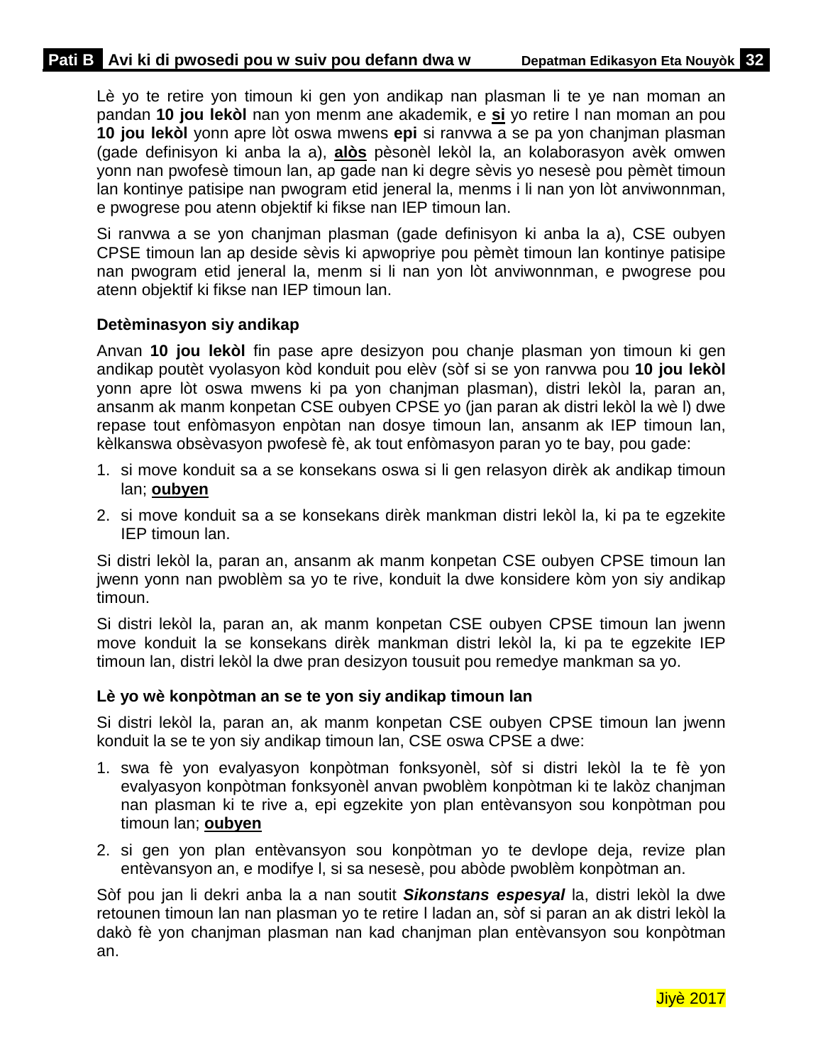Lè yo te retire yon timoun ki gen yon andikap nan plasman li te ye nan moman an pandan **10 jou lekòl** nan yon menm ane akademik, e **<u>si</u>** yo retire l nan moman an pou **10 jou lekòl** yonn apre lòt oswa mwens **epi** si ranvwa a se pa yon chanjman plasman (gade definisyon ki anba la a), **<u>alòs</u>** pèsonèl lekòl la, an kolaborasyon avèk omwen yonn nan pwofesè timoun lan, ap gade nan ki degre sèvis yo nesesè pou pèmèt timoun lan kontinye patisipe nan pwogram etid jeneral la, menms i li nan yon lòt anviwonnman, e pwogrese pou atenn objektif ki fikse nan IEP timoun lan.

Si ranvwa a se yon chanjman plasman (gade definisyon ki anba la a), CSE oubyen CPSE timoun lan ap deside sèvis ki apwopriye pou pèmèt timoun lan kontinye patisipe nan pwogram etid jeneral la, menm si li nan yon lòt anviwonnman, e pwogrese pou atenn objektif ki fikse nan IEP timoun lan.

**Detèminasyon siy andikap**

Anvan **10 jou lekòl** fin pase apre desizyon pou chanje plasman yon timoun ki gen andikap poutèt vyolasyon kòd konduit pou elèv (sòf si se yon ranvwa pou **10 jou lekòl** yonn apre lòt oswa mwens ki pa yon chanjman plasman), distri lekòl la, paran an, ansanm ak manm konpetan CSE oubyen CPSE yo (jan paran ak distri lekòl la wè l) dwe repase tout enfòmasyon enpòtan nan dosye timoun lan, ansanm ak IEP timoun lan, kèlkanswa obsèvasyon pwofesè fè, ak tout enfòmasyon paran yo te bay, pou gade:

1. si move konduit sa a se konsekans oswa si li gen relasyon dirèk ak andikap timoun lan; **<u>oubyen</u>**
2. si move konduit sa a se konsekans dirèk mankman distri lekòl la, ki pa te egzekite IEP timoun lan.

Si distri lekòl la, paran an, ansanm ak manm konpetan CSE oubyen CPSE timoun lan jwenn yonn nan pwoblèm sa yo te rive, konduit la dwe konsidere kòm yon siy andikap timoun.

Si distri lekòl la, paran an, ak manm konpetan CSE oubyen CPSE timoun lan jwenn move konduit la se konsekans dirèk mankman distri lekòl la, ki pa te egzekite IEP timoun lan, distri lekòl la dwe pran desizyon tousuit pou remedye mankman sa yo.

**Lè yo wè konpòtman an se te yon siy andikap timoun lan**

Si distri lekòl la, paran an, ak manm konpetan CSE oubyen CPSE timoun lan jwenn konduit la se te yon siy andikap timoun lan, CSE oswa CPSE a dwe:

1. swa fè yon evalyasyon konpòtman fonksyonèl, sòf si distri lekòl la te fè yon evalyasyon konpòtman fonksyonèl anvan pwoblèm konpòtman ki te lakòz chanjman nan plasman ki te rive a, epi egzekite yon plan entèvansyon sou konpòtman pou timoun lan; **<u>oubyen</u>**
2. si gen yon plan entèvansyon sou konpòtman yo te devlope deja, revize plan entèvansyon an, e modifye l, si sa nesesè, pou abòde pwoblèm konpòtman an.

Sòf pou jan li dekri anba la a nan soutit ***Sikonstans espesyal*** la, distri lekòl la dwe retounen timoun lan nan plasman yo te retire l ladan an, sòf si paran an ak distri lekòl la dakò fè yon chanjman plasman nan kad chanjman plan entèvansyon sou konpòtman an.

Jiyè 2017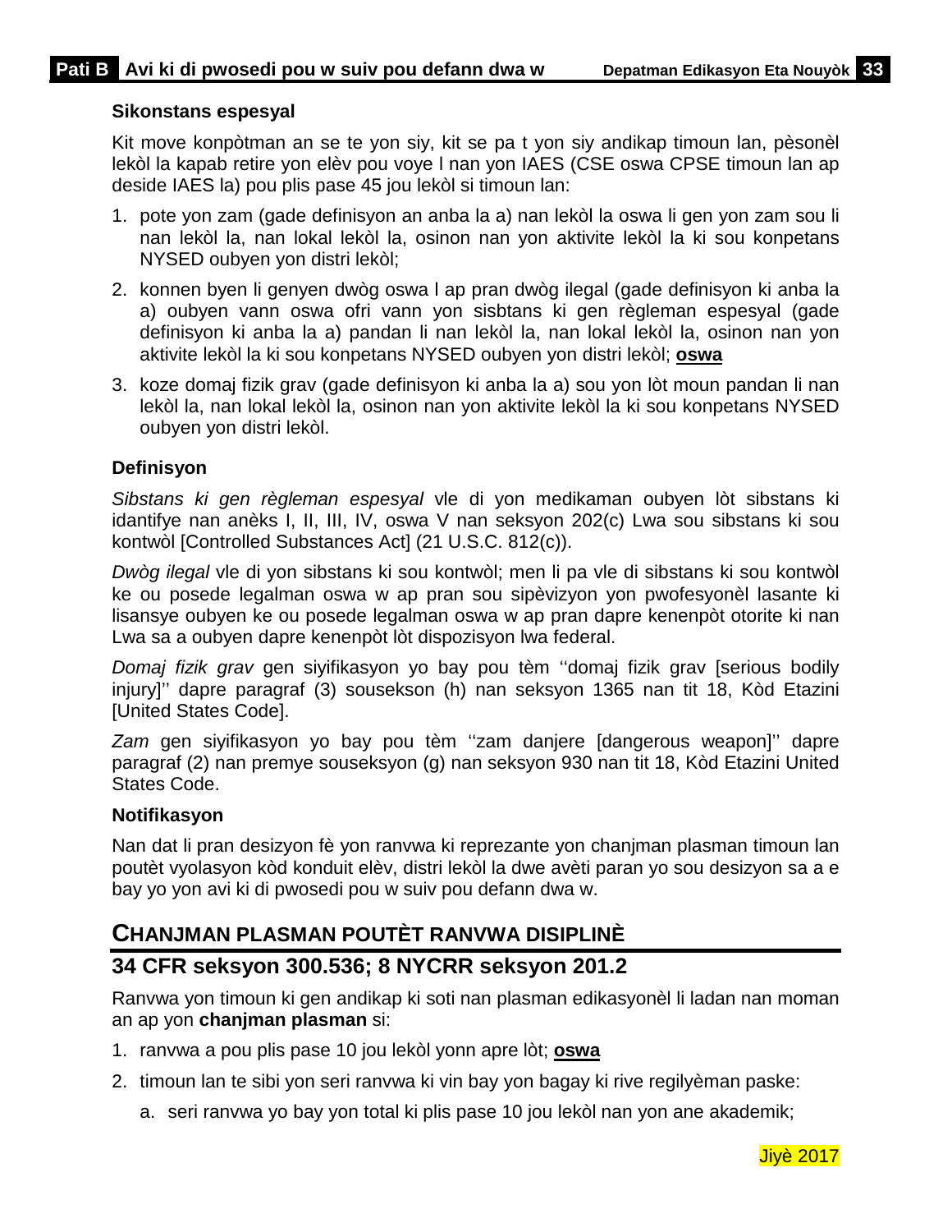**Sikonstans espesyal**

Kit move konpòtman an se te yon siy, kit se pa t yon siy andikap timoun lan, pèsonèl lekòl la kapab retire yon elèv pou voye l nan yon IAES (CSE oswa CPSE timoun lan ap deside IAES la) pou plis pase 45 jou lekòl si timoun lan:

1. pote yon zam (gade definisyon an anba la a) nan lekòl la oswa li gen yon zam sou li nan lekòl la, nan lokal lekòl la, osinon nan yon aktivite lekòl la ki sou konpetans NYSED oubyen yon distri lekòl;
2. konnen byen li genyen dwòg oswa l ap pran dwòg ilegal (gade definisyon ki anba la a) oubyen vann oswa ofri vann yon sisbtans ki gen règleman espesyal (gade definisyon ki anba la a) pandan li nan lekòl la, nan lokal lekòl la, osinon nan yon aktivite lekòl la ki sou konpetans NYSED oubyen yon distri lekòl; **oswa**
3. koze domaj fizik grav (gade definisyon ki anba la a) sou yon lòt moun pandan li nan lekòl la, nan lokal lekòl la, osinon nan yon aktivite lekòl la ki sou konpetans NYSED oubyen yon distri lekòl.

**Definisyon**

*Sibstans ki gen règleman espesyal* vle di yon medikaman oubyen lòt sibstans ki idantifye nan anèks I, II, III, IV, oswa V nan seksyon 202(c) Lwa sou sibstans ki sou kontwòl [Controlled Substances Act] (21 U.S.C. 812(c)).

*Dwòg ilegal* vle di yon sibstans ki sou kontwòl; men li pa vle di sibstans ki sou kontwòl ke ou posede legalman oswa w ap pran sou sipèvizyon yon pwofesyonèl lasante ki lisansye oubyen ke ou posede legalman oswa w ap pran dapre kenenpòt otorite ki nan Lwa sa a oubyen dapre kenenpòt lòt dispozisyon lwa federal.

*Domaj fizik grav* gen siyifikasyon yo bay pou tèm ''domaj fizik grav [serious bodily injury]'' dapre paragraf (3) sousekson (h) nan seksyon 1365 nan tit 18, Kòd Etazini [United States Code].

*Zam* gen siyifikasyon yo bay pou tèm ''zam danjere [dangerous weapon]'' dapre paragraf (2) nan premye souseksyon (g) nan seksyon 930 nan tit 18, Kòd Etazini United States Code.

**Notifikasyon**

Nan dat li pran desizyon fè yon ranvwa ki reprezante yon chanjman plasman timoun lan poutèt vyolasyon kòd konduit elèv, distri lekòl la dwe avèti paran yo sou desizyon sa a e bay yo yon avi ki di pwosedi pou w suiv pou defann dwa w.

## CHANJMAN PLASMAN POUTÈT RANVWA DISIPLINÈ

## 34 CFR seksyon 300.536; 8 NYCRR seksyon 201.2

Ranvwa yon timoun ki gen andikap ki soti nan plasman edikasyonèl li ladan nan moman an ap yon **chanjman plasman** si:

1. ranvwa a pou plis pase 10 jou lekòl yonn apre lòt; **oswa**
2. timoun lan te sibi yon seri ranvwa ki vin bay yon bagay ki rive regilyèman paske:
   a. seri ranvwa yo bay yon total ki plis pase 10 jou lekòl nan yon ane akademik;

Jiyè 2017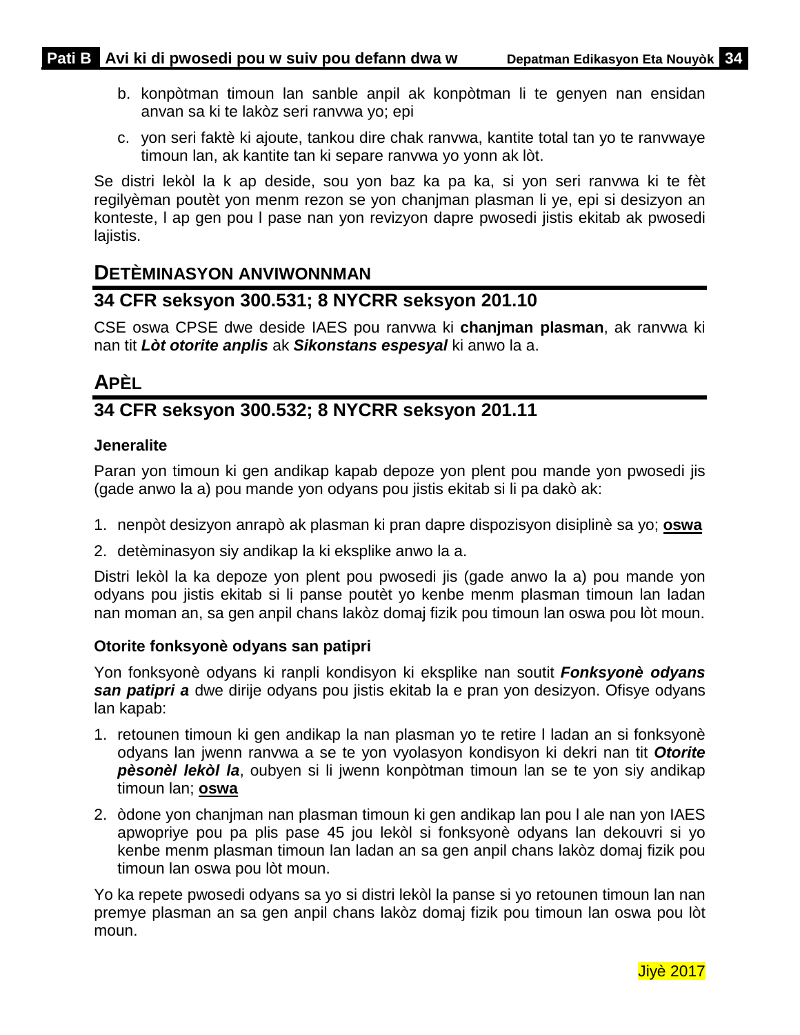b. konpòtman timoun lan sanble anpil ak konpòtman li te genyen nan ensidan anvan sa ki te lakòz seri ranvwa yo; epi

c. yon seri faktè ki ajoute, tankou dire chak ranvwa, kantite total tan yo te ranvwaye timoun lan, ak kantite tan ki separe ranvwa yo yonn ak lòt.

Se distri lekòl la k ap deside, sou yon baz ka pa ka, si yon seri ranvwa ki te fèt regilyèman poutèt yon menm rezon se yon chanjman plasman li ye, epi si desizyon an konteste, l ap gen pou l pase nan yon revizyon dapre pwosedi jistis ekitab ak pwosedi lajistis.

## DETÈMINASYON ANVIWONNMAN

### 34 CFR seksyon 300.531; 8 NYCRR seksyon 201.10

CSE oswa CPSE dwe deside IAES pou ranvwa ki **chanjman plasman**, ak ranvwa ki nan tit ***Lòt otorite anplis*** ak ***Sikonstans espesyal*** ki anwo la a.

## APÈL

### 34 CFR seksyon 300.532; 8 NYCRR seksyon 201.11

**Jeneralite**

Paran yon timoun ki gen andikap kapab depoze yon plent pou mande yon pwosedi jis (gade anwo la a) pou mande yon odyans pou jistis ekitab si li pa dakò ak:

1. nenpòt desizyon anrapò ak plasman ki pran dapre dispozisyon disiplinè sa yo; **oswa**
2. detèminasyon siy andikap la ki eksplike anwo la a.

Distri lekòl la ka depoze yon plent pou pwosedi jis (gade anwo la a) pou mande yon odyans pou jistis ekitab si li panse poutèt yo kenbe menm plasman timoun lan ladan nan moman an, sa gen anpil chans lakòz domaj fizik pou timoun lan oswa pou lòt moun.

**Otorite fonksyonè odyans san patipri**

Yon fonksyonè odyans ki ranpli kondisyon ki eksplike nan soutit ***Fonksyonè odyans san patipri a*** dwe dirije odyans pou jistis ekitab la e pran yon desizyon. Ofisye odyans lan kapab:

1. retounen timoun ki gen andikap la nan plasman yo te retire l ladan an si fonksyonè odyans lan jwenn ranvwa a se te yon vyolasyon kondisyon ki dekri nan tit ***Otorite pèsonèl lekòl la***, oubyen si li jwenn konpòtman timoun lan se te yon siy andikap timoun lan; **oswa**
2. òdone yon chanjman nan plasman timoun ki gen andikap lan pou l ale nan yon IAES apwopriye pou pa plis pase 45 jou lekòl si fonksyonè odyans lan dekouvri si yo kenbe menm plasman timoun lan ladan an sa gen anpil chans lakòz domaj fizik pou timoun lan oswa pou lòt moun.

Yo ka repete pwosedi odyans sa yo si distri lekòl la panse si yo retounen timoun lan nan premye plasman an sa gen anpil chans lakòz domaj fizik pou timoun lan oswa pou lòt moun.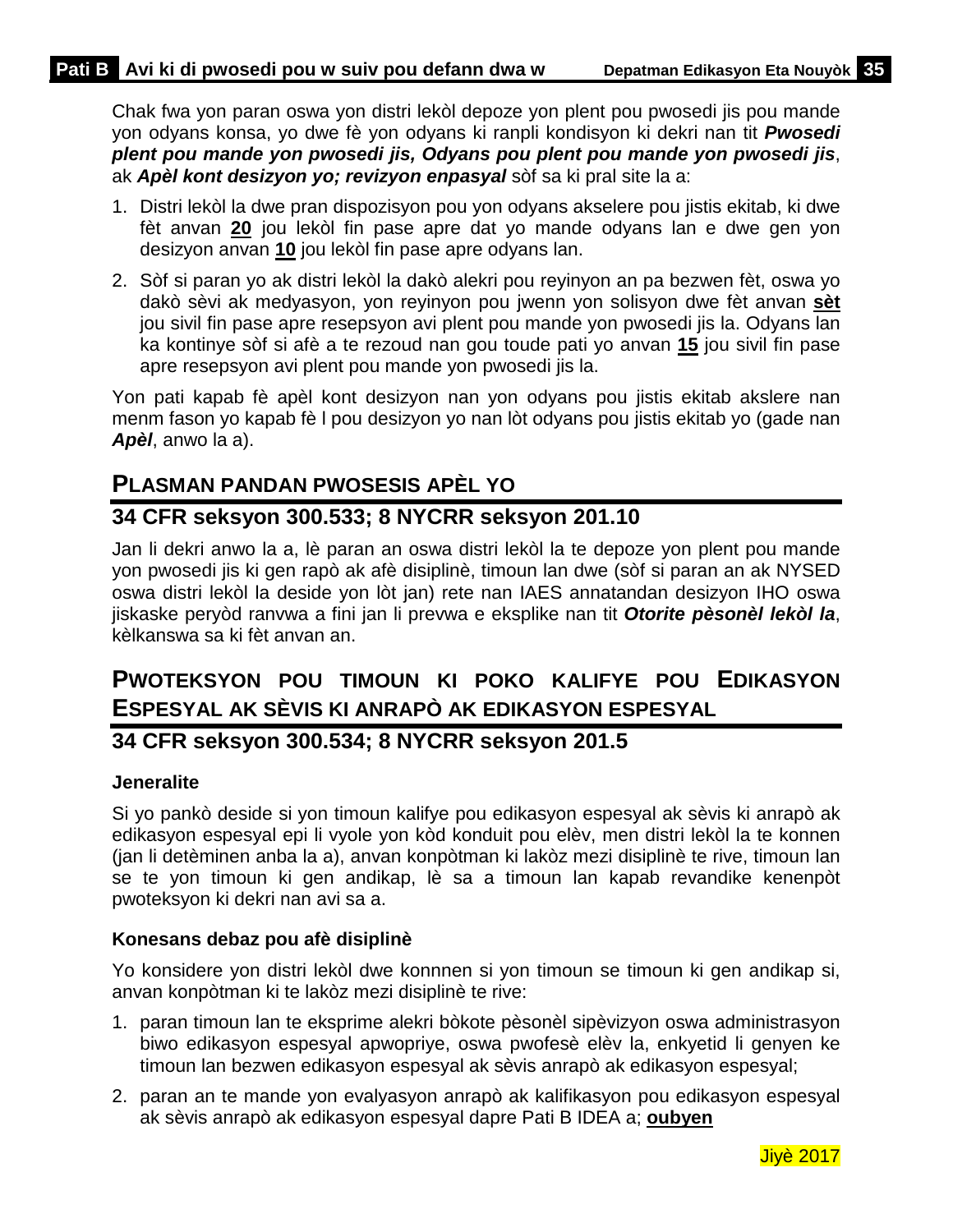Chak fwa yon paran oswa yon distri lekòl depoze yon plent pou pwosedi jis pou mande yon odyans konsa, yo dwe fè yon odyans ki ranpli kondisyon ki dekri nan tit ***Pwosedi plent pou mande yon pwosedi jis, Odyans pou plent pou mande yon pwosedi jis***, ak ***Apèl kont desizyon yo; revizyon enpasyal*** sòf sa ki pral site la a:

1. Distri lekòl la dwe pran dispozisyon pou yon odyans akselere pou jistis ekitab, ki dwe fèt anvan **20** jou lekòl fin pase apre dat yo mande odyans lan e dwe gen yon desizyon anvan **10** jou lekòl fin pase apre odyans lan.
2. Sòf si paran yo ak distri lekòl la dakò alekri pou reyinyon an pa bezwen fèt, oswa yo dakò sèvi ak medyasyon, yon reyinyon pou jwenn yon solisyon dwe fèt anvan **sèt** jou sivil fin pase apre resepsyon avi plent pou mande yon pwosedi jis la. Odyans lan ka kontinye sòf si afè a te rezoud nan gou toude pati yo anvan **15** jou sivil fin pase apre resepsyon avi plent pou mande yon pwosedi jis la.

Yon pati kapab fè apèl kont desizyon nan yon odyans pou jistis ekitab akslere nan menm fason yo kapab fè l pou desizyon yo nan lòt odyans pou jistis ekitab yo (gade nan ***Apèl***, anwo la a).

## PLASMAN PANDAN PWOSESIS APÈL YO

### 34 CFR seksyon 300.533; 8 NYCRR seksyon 201.10

Jan li dekri anwo la a, lè paran an oswa distri lekòl la te depoze yon plent pou mande yon pwosedi jis ki gen rapò ak afè disiplinè, timoun lan dwe (sòf si paran an ak NYSED oswa distri lekòl la deside yon lòt jan) rete nan IAES annatandan desizyon IHO oswa jiskaske peryòd ranvwa a fini jan li prevwa e eksplike nan tit ***Otorite pèsonèl lekòl la***, kèlkanswa sa ki fèt anvan an.

## PWOTEKSYON POU TIMOUN KI POKO KALIFYE POU EDIKASYON ESPESYAL AK SÈVIS KI ANRAPÒ AK EDIKASYON ESPESYAL

### 34 CFR seksyon 300.534; 8 NYCRR seksyon 201.5

#### Jeneralite

Si yo pankò deside si yon timoun kalifye pou edikasyon espesyal ak sèvis ki anrapò ak edikasyon espesyal epi li vyole yon kòd konduit pou elèv, men distri lekòl la te konnen (jan li detèminen anba la a), anvan konpòtman ki lakòz mezi disiplinè te rive, timoun lan se te yon timoun ki gen andikap, lè sa a timoun lan kapab revandike kenenpòt pwoteksyon ki dekri nan avi sa a.

#### Konesans debaz pou afè disiplinè

Yo konsidere yon distri lekòl dwe konnnen si yon timoun se timoun ki gen andikap si, anvan konpòtman ki te lakòz mezi disiplinè te rive:

1. paran timoun lan te eksprime alekri bòkote pèsonèl sipèvizyon oswa administrasyon biwo edikasyon espesyal apwopriye, oswa pwofesè elèv la, enkyetid li genyen ke timoun lan bezwen edikasyon espesyal ak sèvis anrapò ak edikasyon espesyal;
2. paran an te mande yon evalyasyon anrapò ak kalifikasyon pou edikasyon espesyal ak sèvis anrapò ak edikasyon espesyal dapre Pati B IDEA a; **oubyen**

Jiyè 2017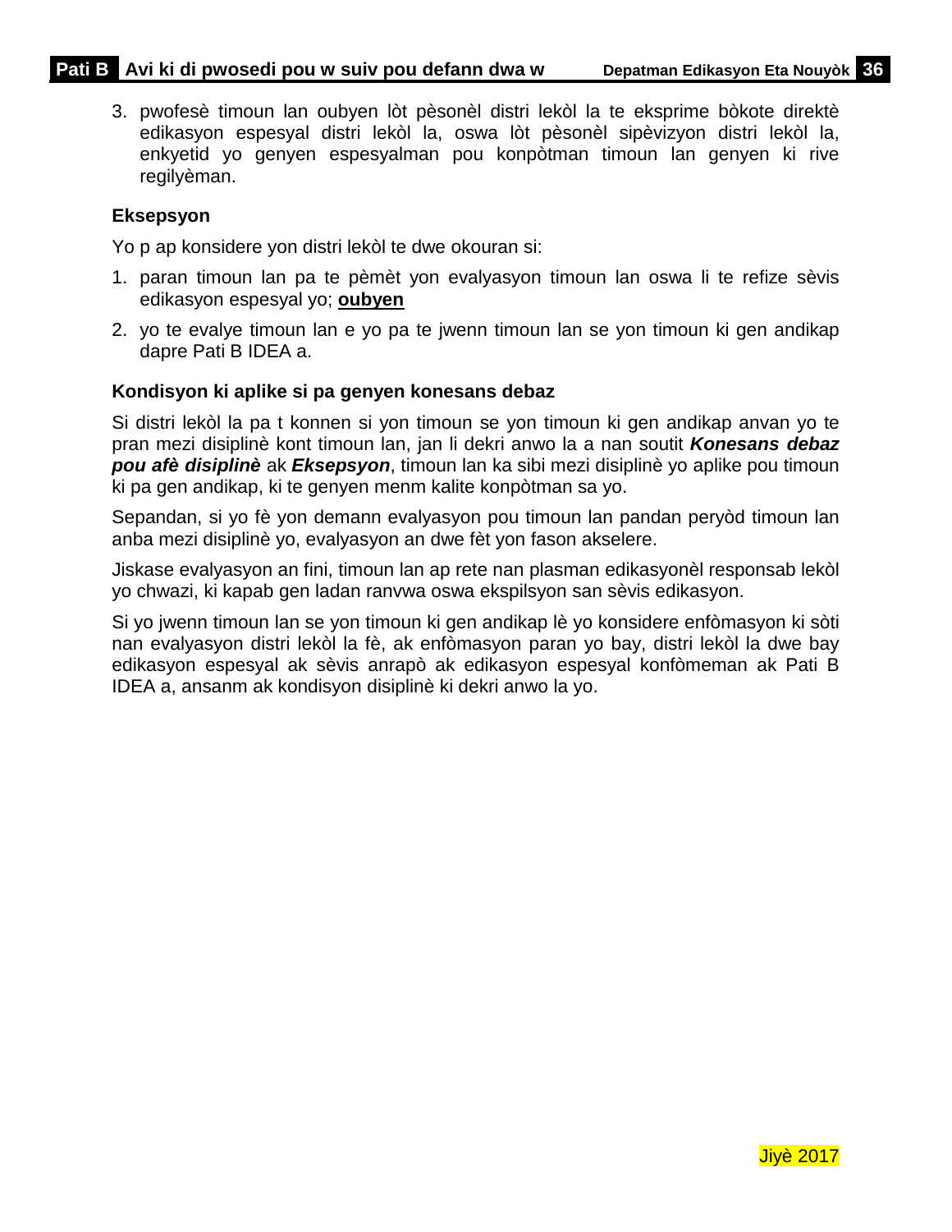3. pwofesè timoun lan oubyen lòt pèsonèl distri lekòl la te eksprime bòkote direktè edikasyon espesyal distri lekòl la, oswa lòt pèsonèl sipèvizyon distri lekòl la, enkyetid yo genyen espesyalman pou konpòtman timoun lan genyen ki rive regilyèman.

**Eksepsyon**

Yo p ap konsidere yon distri lekòl te dwe okouran si:

1. paran timoun lan pa te pèmèt yon evalyasyon timoun lan oswa li te refize sèvis edikasyon espesyal yo; **oubyen**
2. yo te evalye timoun lan e yo pa te jwenn timoun lan se yon timoun ki gen andikap dapre Pati B IDEA a.

**Kondisyon ki aplike si pa genyen konesans debaz**

Si distri lekòl la pa t konnen si yon timoun se yon timoun ki gen andikap anvan yo te pran mezi disiplinè kont timoun lan, jan li dekri anwo la a nan soutit ***Konesans debaz pou afè disiplinè*** ak ***Eksepsyon***, timoun lan ka sibi mezi disiplinè yo aplike pou timoun ki pa gen andikap, ki te genyen menm kalite konpòtman sa yo.

Sepandan, si yo fè yon demann evalyasyon pou timoun lan pandan peryòd timoun lan anba mezi disiplinè yo, evalyasyon an dwe fèt yon fason akselere.

Jiskase evalyasyon an fini, timoun lan ap rete nan plasman edikasyonèl responsab lekòl yo chwazi, ki kapab gen ladan ranvwa oswa ekspilsyon san sèvis edikasyon.

Si yo jwenn timoun lan se yon timoun ki gen andikap lè yo konsidere enfòmasyon ki sòti nan evalyasyon distri lekòl la fè, ak enfòmasyon paran yo bay, distri lekòl la dwe bay edikasyon espesyal ak sèvis anrapò ak edikasyon espesyal konfòmeman ak Pati B IDEA a, ansanm ak kondisyon disiplinè ki dekri anwo la yo.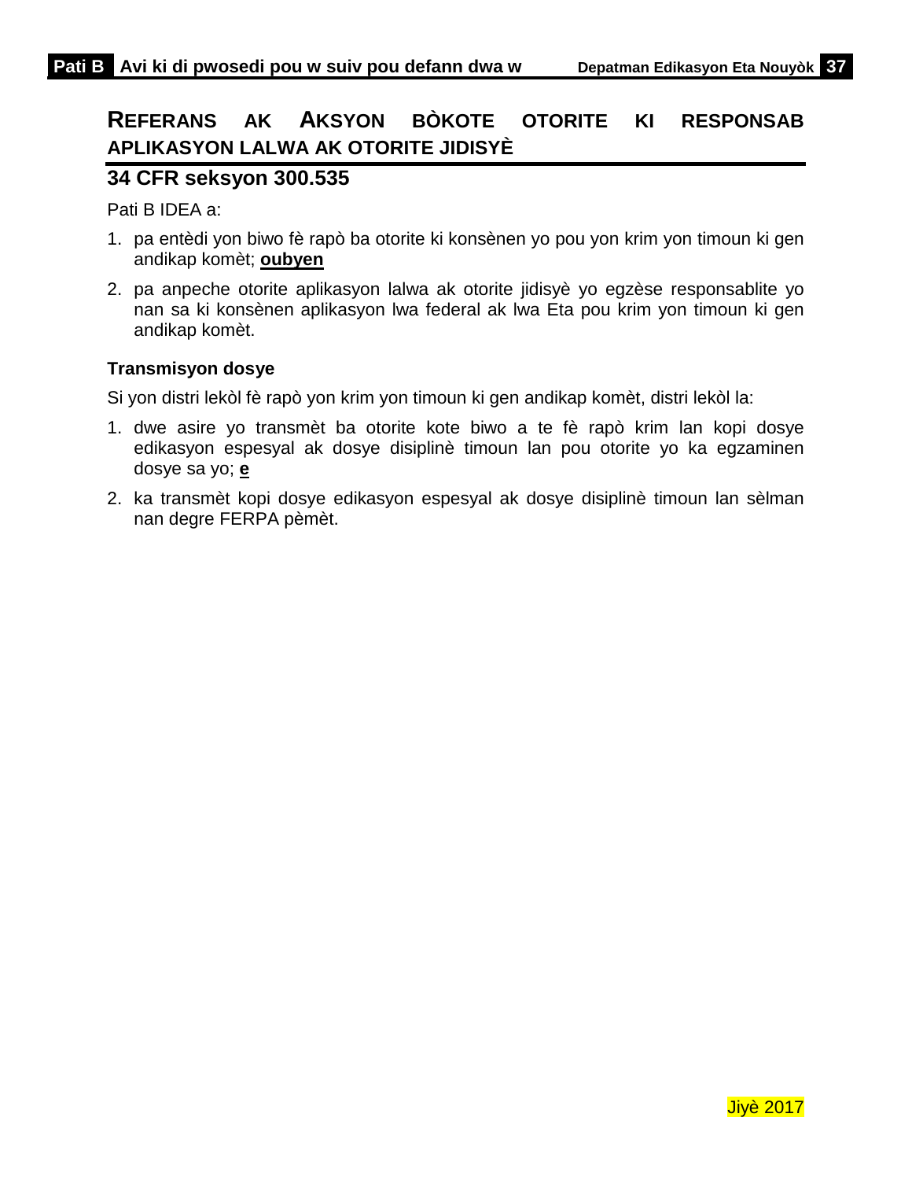## REFERANS AK AKSYON BÒKOTE OTORITE KI RESPONSAB APLIKASYON LALWA AK OTORITE JIDISYÈ

### 34 CFR seksyon 300.535

Pati B IDEA a:

1. pa entèdi yon biwo fè rapò ba otorite ki konsènen yo pou yon krim yon timoun ki gen andikap komèt; **oubyen**
2. pa anpeche otorite aplikasyon lalwa ak otorite jidisyè yo egzèse responsablite yo nan sa ki konsènen aplikasyon lwa federal ak lwa Eta pou krim yon timoun ki gen andikap komèt.

#### Transmisyon dosye

Si yon distri lekòl fè rapò yon krim yon timoun ki gen andikap komèt, distri lekòl la:

1. dwe asire yo transmèt ba otorite kote biwo a te fè rapò krim lan kopi dosye edikasyon espesyal ak dosye disiplinè timoun lan pou otorite yo ka egzaminen dosye sa yo; **e**
2. ka transmèt kopi dosye edikasyon espesyal ak dosye disiplinè timoun lan sèlman nan degre FERPA pèmèt.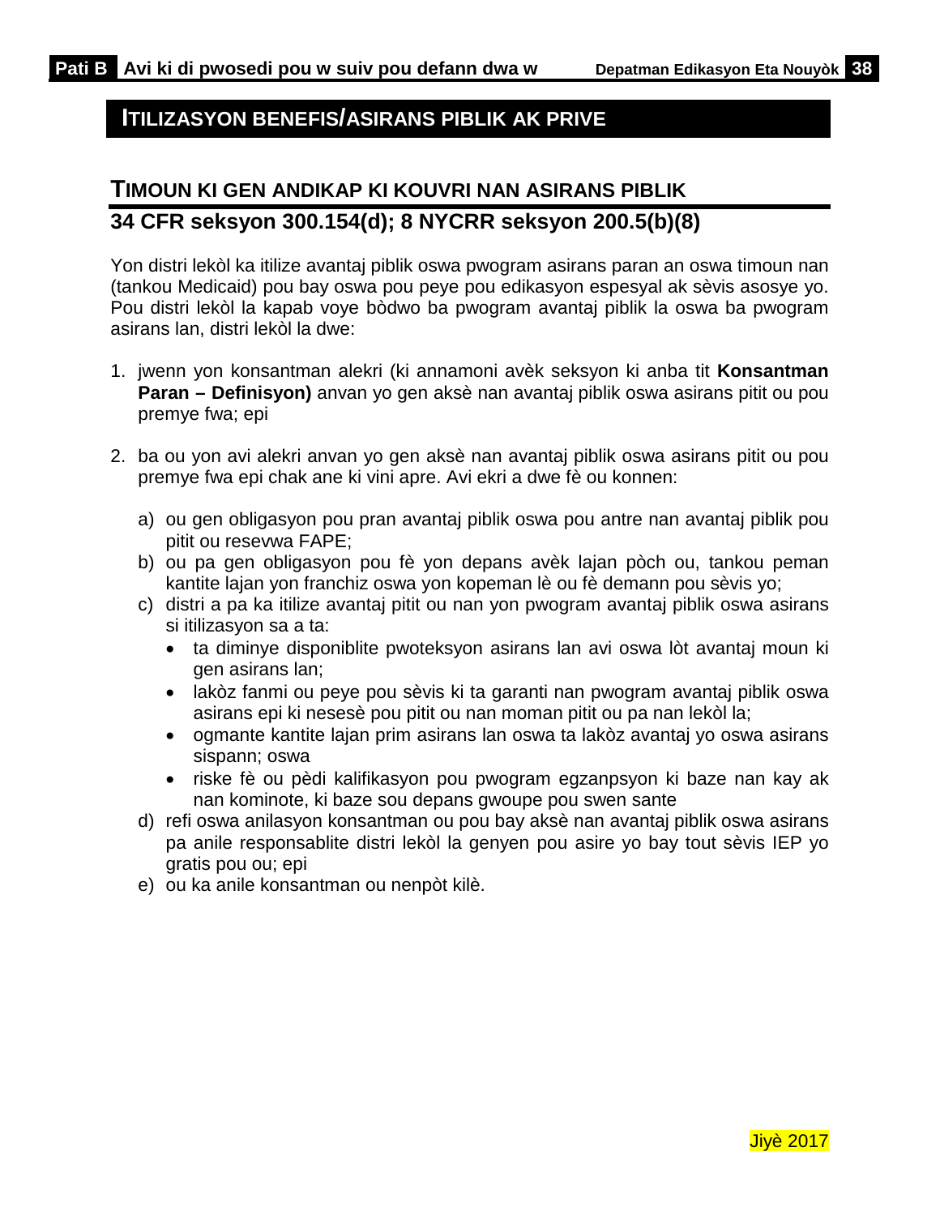## ITILIZASYON BENEFIS/ASIRANS PIBLIK AK PRIVE

### TIMOUN KI GEN ANDIKAP KI KOUVRI NAN ASIRANS PIBLIK

### 34 CFR seksyon 300.154(d); 8 NYCRR seksyon 200.5(b)(8)

Yon distri lekòl ka itilize avantaj piblik oswa pwogram asirans paran an oswa timoun nan (tankou Medicaid) pou bay oswa pou peye pou edikasyon espesyal ak sèvis asosye yo. Pou distri lekòl la kapab voye bòdwo ba pwogram avantaj piblik la oswa ba pwogram asirans lan, distri lekòl la dwe:

1. jwenn yon konsantman alekri (ki annamoni avèk seksyon ki anba tit **Konsantman Paran – Definisyon)** anvan yo gen aksè nan avantaj piblik oswa asirans pitit ou pou premye fwa; epi

2. ba ou yon avi alekri anvan yo gen aksè nan avantaj piblik oswa asirans pitit ou pou premye fwa epi chak ane ki vini apre. Avi ekri a dwe fè ou konnen:

   a) ou gen obligasyon pou pran avantaj piblik oswa pou antre nan avantaj piblik pou pitit ou resevwa FAPE;
   b) ou pa gen obligasyon pou fè yon depans avèk lajan pòch ou, tankou peman kantite lajan yon franchiz oswa yon kopeman lè ou fè demann pou sèvis yo;
   c) distri a pa ka itilize avantaj pitit ou nan yon pwogram avantaj piblik oswa asirans si itilizasyon sa a ta:
      - ta diminye disponiblite pwoteksyon asirans lan avi oswa lòt avantaj moun ki gen asirans lan;
      - lakòz fanmi ou peye pou sèvis ki ta garanti nan pwogram avantaj piblik oswa asirans epi ki nesesè pou pitit ou nan moman pitit ou pa nan lekòl la;
      - ogmante kantite lajan prim asirans lan oswa ta lakòz avantaj yo oswa asirans sispann; oswa
      - riske fè ou pèdi kalifikasyon pou pwogram egzanpsyon ki baze nan kay ak nan kominote, ki baze sou depans gwoupe pou swen sante
   d) refi oswa anilasyon konsantman ou pou bay aksè nan avantaj piblik oswa asirans pa anile responsablite distri lekòl la genyen pou asire yo bay tout sèvis IEP yo gratis pou ou; epi
   e) ou ka anile konsantman ou nenpòt kilè.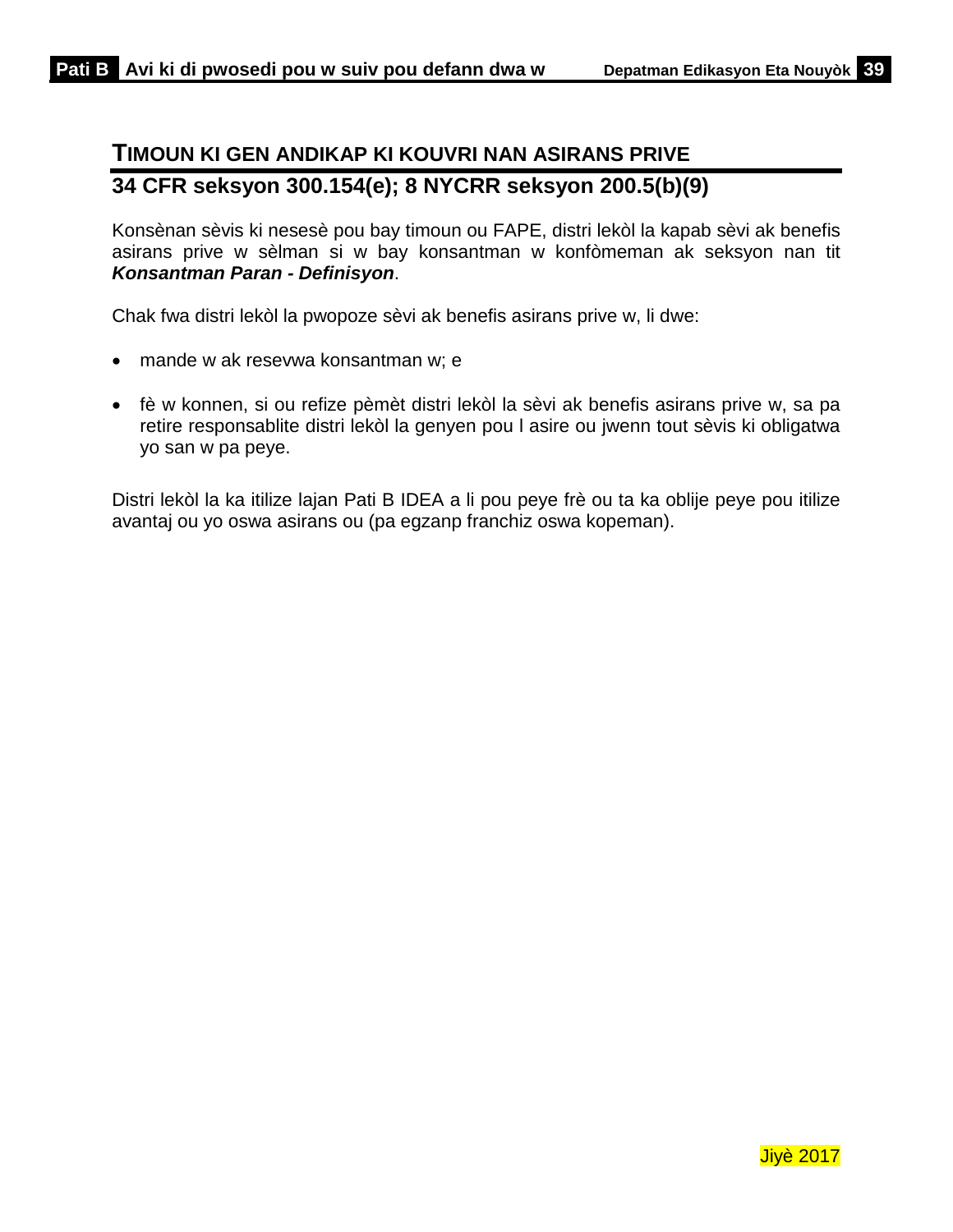## TIMOUN KI GEN ANDIKAP KI KOUVRI NAN ASIRANS PRIVE

## 34 CFR seksyon 300.154(e); 8 NYCRR seksyon 200.5(b)(9)

Konsènan sèvis ki nesesè pou bay timoun ou FAPE, distri lekòl la kapab sèvi ak benefis asirans prive w sèlman si w bay konsantman w konfòmeman ak seksyon nan tit ***Konsantman Paran - Definisyon***.

Chak fwa distri lekòl la pwopoze sèvi ak benefis asirans prive w, li dwe:

- mande w ak resevwa konsantman w; e
- fè w konnen, si ou refize pèmèt distri lekòl la sèvi ak benefis asirans prive w, sa pa retire responsablite distri lekòl la genyen pou l asire ou jwenn tout sèvis ki obligatwa yo san w pa peye.

Distri lekòl la ka itilize lajan Pati B IDEA a li pou peye frè ou ta ka oblije peye pou itilize avantaj ou yo oswa asirans ou (pa egzanp franchiz oswa kopeman).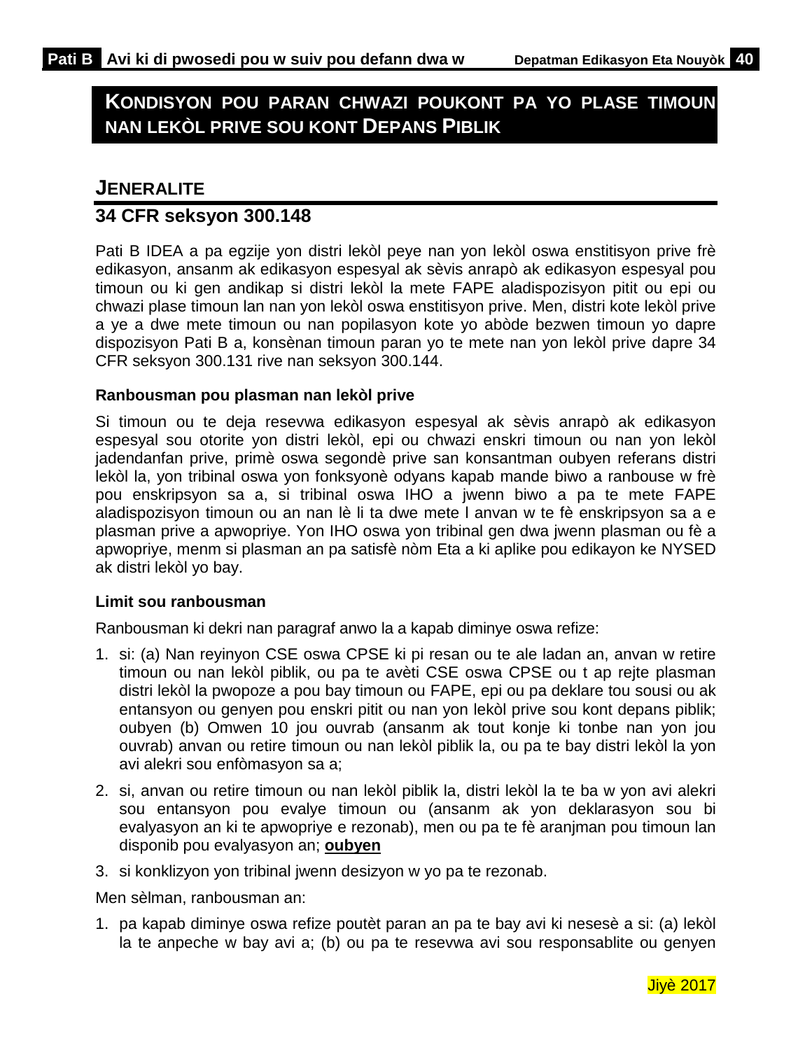## KONDISYON POU PARAN CHWAZI POUKONT PA YO PLASE TIMOUN NAN LEKÒL PRIVE SOU KONT DEPANS PIBLIK

### JENERALITE

### 34 CFR seksyon 300.148

Pati B IDEA a pa egzije yon distri lekòl peye nan yon lekòl oswa enstitisyon prive frè edikasyon, ansanm ak edikasyon espesyal ak sèvis anrapò ak edikasyon espesyal pou timoun ou ki gen andikap si distri lekòl la mete FAPE aladispozisyon pitit ou epi ou chwazi plase timoun lan nan yon lekòl oswa enstitisyon prive. Men, distri kote lekòl prive a ye a dwe mete timoun ou nan popilasyon kote yo abòde bezwen timoun yo dapre dispozisyon Pati B a, konsènan timoun paran yo te mete nan yon lekòl prive dapre 34 CFR seksyon 300.131 rive nan seksyon 300.144.

**Ranbousman pou plasman nan lekòl prive**

Si timoun ou te deja resevwa edikasyon espesyal ak sèvis anrapò ak edikasyon espesyal sou otorite yon distri lekòl, epi ou chwazi enskri timoun ou nan yon lekòl jadendanfan prive, primè oswa segondè prive san konsantman oubyen referans distri lekòl la, yon tribinal oswa yon fonksyonè odyans kapab mande biwo a ranbouse w frè pou enskripsyon sa a, si tribinal oswa IHO a jwenn biwo a pa te mete FAPE aladispozisyon timoun ou an nan lè li ta dwe mete l anvan w te fè enskripsyon sa a e plasman prive a apwopriye. Yon IHO oswa yon tribinal gen dwa jwenn plasman ou fè a apwopriye, menm si plasman an pa satisfè nòm Eta a ki aplike pou edikayon ke NYSED ak distri lekòl yo bay.

**Limit sou ranbousman**

Ranbousman ki dekri nan paragraf anwo la a kapab diminye oswa refize:

1. si: (a) Nan reyinyon CSE oswa CPSE ki pi resan ou te ale ladan an, anvan w retire timoun ou nan lekòl piblik, ou pa te avèti CSE oswa CPSE ou t ap rejte plasman distri lekòl la pwopoze a pou bay timoun ou FAPE, epi ou pa deklare tou sousi ou ak entansyon ou genyen pou enskri pitit ou nan yon lekòl prive sou kont depans piblik; oubyen (b) Omwen 10 jou ouvrab (ansanm ak tout konje ki tonbe nan yon jou ouvrab) anvan ou retire timoun ou nan lekòl piblik la, ou pa te bay distri lekòl la yon avi alekri sou enfòmasyon sa a;
2. si, anvan ou retire timoun ou nan lekòl piblik la, distri lekòl la te ba w yon avi alekri sou entansyon pou evalye timoun ou (ansanm ak yon deklarasyon sou bi evalyasyon an ki te apwopriye e rezonab), men ou pa te fè aranjman pou timoun lan disponib pou evalyasyon an; **oubyen**
3. si konklizyon yon tribinal jwenn desizyon w yo pa te rezonab.

Men sèlman, ranbousman an:

1. pa kapab diminye oswa refize poutèt paran an pa te bay avi ki nesesè a si: (a) lekòl la te anpeche w bay avi a; (b) ou pa te resevwa avi sou responsablite ou genyen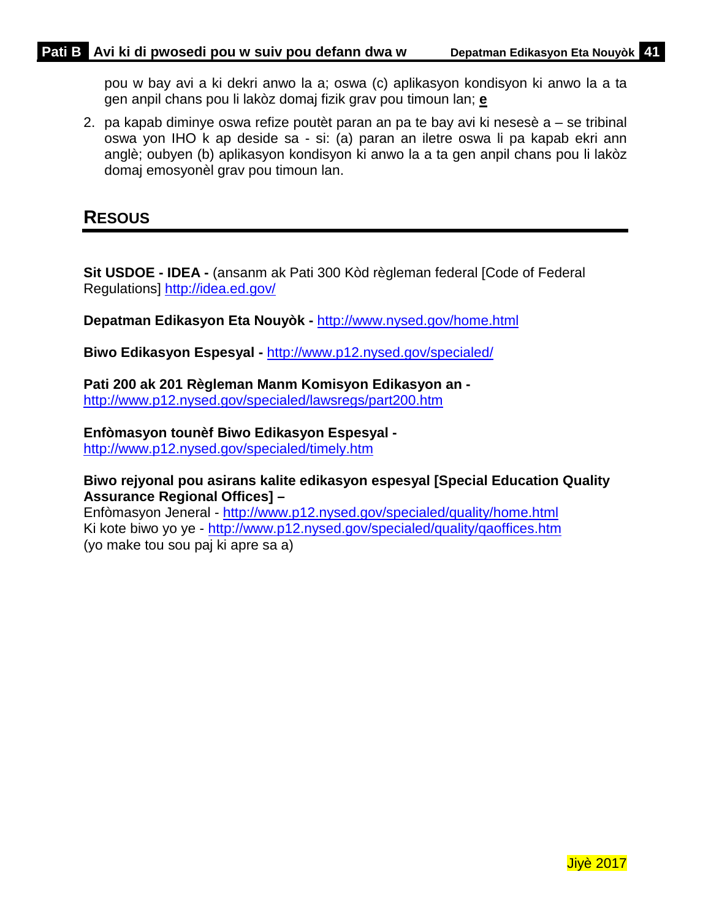pou w bay avi a ki dekri anwo la a; oswa (c) aplikasyon kondisyon ki anwo la a ta gen anpil chans pou li lakòz domaj fizik grav pou timoun lan; **e**

2. pa kapab diminye oswa refize poutèt paran an pa te bay avi ki nesesè a – se tribinal oswa yon IHO k ap deside sa - si: (a) paran an iletre oswa li pa kapab ekri ann anglè; oubyen (b) aplikasyon kondisyon ki anwo la a ta gen anpil chans pou li lakòz domaj emosyonèl grav pou timoun lan.

## RESOUS

**Sit USDOE - IDEA -** (ansanm ak Pati 300 Kòd règleman federal [Code of Federal Regulations] http://idea.ed.gov/

**Depatman Edikasyon Eta Nouyòk -** http://www.nysed.gov/home.html

**Biwo Edikasyon Espesyal -** http://www.p12.nysed.gov/specialed/

**Pati 200 ak 201 Règleman Manm Komisyon Edikasyon an -**
http://www.p12.nysed.gov/specialed/lawsregs/part200.htm

**Enfòmasyon tounèf Biwo Edikasyon Espesyal -**
http://www.p12.nysed.gov/specialed/timely.htm

**Biwo rejyonal pou asirans kalite edikasyon espesyal [Special Education Quality Assurance Regional Offices] –**
Enfòmasyon Jeneral - http://www.p12.nysed.gov/specialed/quality/home.html
Ki kote biwo yo ye - http://www.p12.nysed.gov/specialed/quality/qaoffices.htm
(yo make tou sou paj ki apre sa a)

Jiyè 2017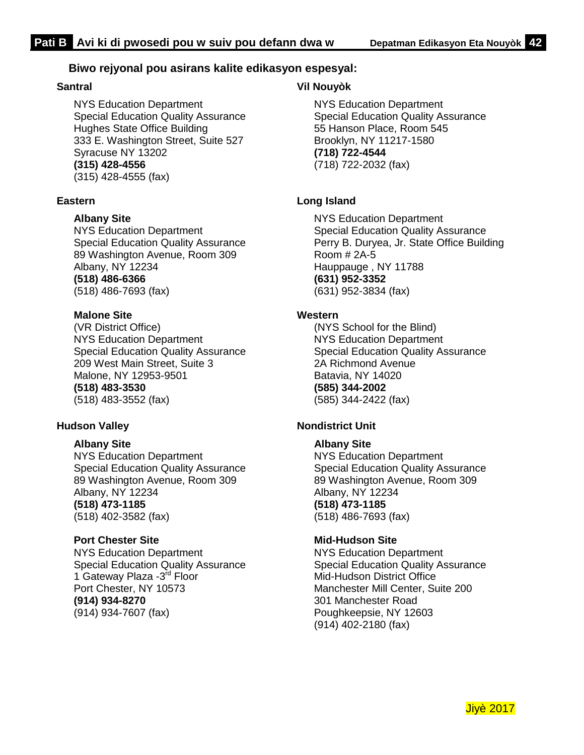## Biwo rejyonal pou asirans kalite edikasyon espesyal:

### Santral

NYS Education Department
Special Education Quality Assurance
Hughes State Office Building
333 E. Washington Street, Suite 527
Syracuse NY 13202
**(315) 428-4556**
(315) 428-4555 (fax)

### Eastern

**Albany Site**
NYS Education Department
Special Education Quality Assurance
89 Washington Avenue, Room 309
Albany, NY 12234
**(518) 486-6366**
(518) 486-7693 (fax)

**Malone Site**
(VR District Office)
NYS Education Department
Special Education Quality Assurance
209 West Main Street, Suite 3
Malone, NY 12953-9501
**(518) 483-3530**
(518) 483-3552 (fax)

### Hudson Valley

**Albany Site**
NYS Education Department
Special Education Quality Assurance
89 Washington Avenue, Room 309
Albany, NY 12234
**(518) 473-1185**
(518) 402-3582 (fax)

**Port Chester Site**
NYS Education Department
Special Education Quality Assurance
1 Gateway Plaza -3rd Floor
Port Chester, NY 10573
**(914) 934-8270**
(914) 934-7607 (fax)

### Vil Nouyòk

NYS Education Department
Special Education Quality Assurance
55 Hanson Place, Room 545
Brooklyn, NY 11217-1580
**(718) 722-4544**
(718) 722-2032 (fax)

### Long Island

NYS Education Department
Special Education Quality Assurance
Perry B. Duryea, Jr. State Office Building
Room # 2A-5
Hauppauge , NY 11788
**(631) 952-3352**
(631) 952-3834 (fax)

### Western

(NYS School for the Blind)
NYS Education Department
Special Education Quality Assurance
2A Richmond Avenue
Batavia, NY 14020
**(585) 344-2002**
(585) 344-2422 (fax)

### Nondistrict Unit

**Albany Site**
NYS Education Department
Special Education Quality Assurance
89 Washington Avenue, Room 309
Albany, NY 12234
**(518) 473-1185**
(518) 486-7693 (fax)

**Mid-Hudson Site**
NYS Education Department
Special Education Quality Assurance
Mid-Hudson District Office
Manchester Mill Center, Suite 200
301 Manchester Road
Poughkeepsie, NY 12603
(914) 402-2180 (fax)

Jiyè 2017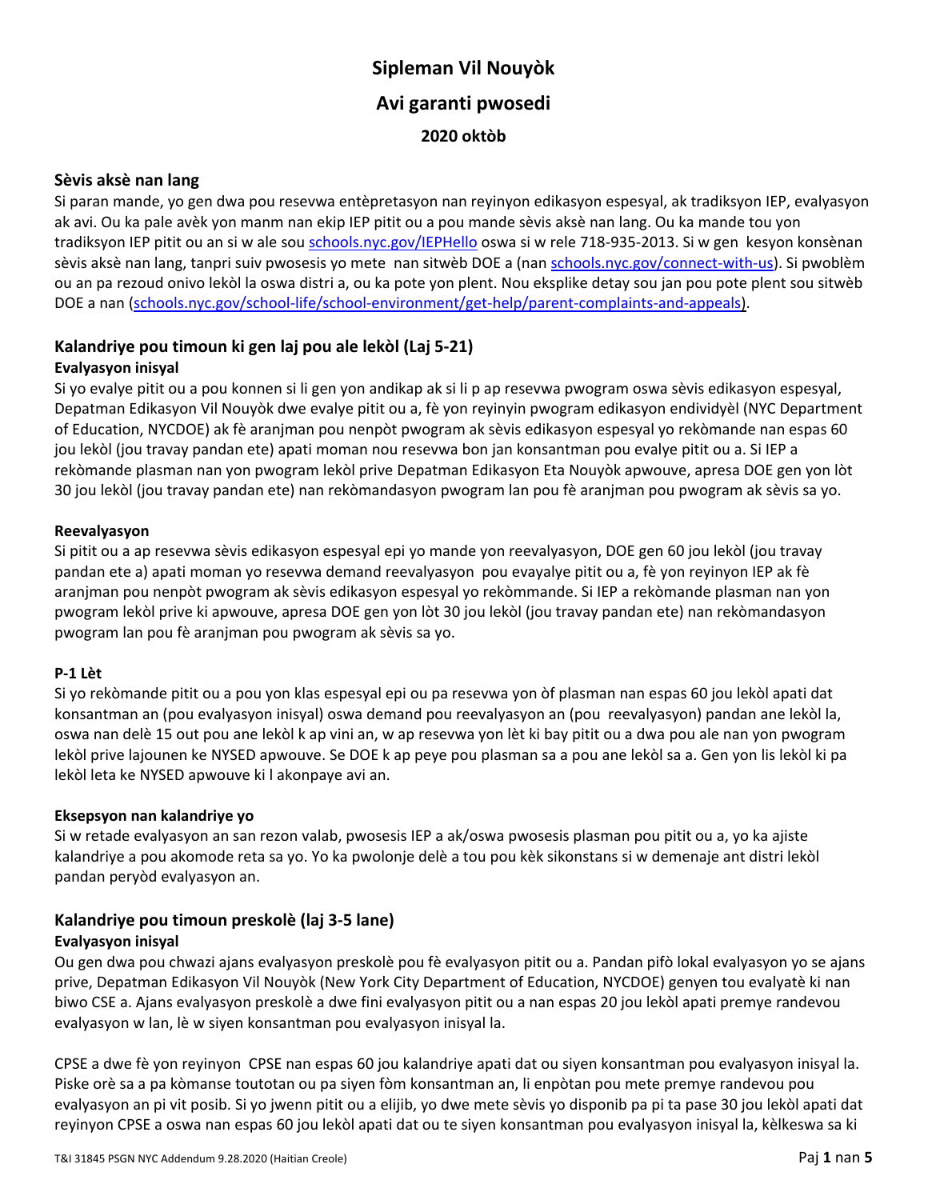# Sipleman Vil Nouyòk

## Avi garanti pwosedi

### 2020 oktòb

## Sèvis aksè nan lang

Si paran mande, yo gen dwa pou resevwa entèpretasyon nan reyinyon edikasyon espesyal, ak tradiksyon IEP, evalyasyon ak avi. Ou ka pale avèk yon manm nan ekip IEP pitit ou a pou mande sèvis aksè nan lang. Ou ka mande tou yon tradiksyon IEP pitit ou an si w ale sou schools.nyc.gov/IEPHello oswa si w rele 718-935-2013. Si w gen kesyon konsènan sèvis aksè nan lang, tanpri suiv pwosesis yo mete nan sitwèb DOE a (nan schools.nyc.gov/connect-with-us). Si pwoblèm ou an pa rezoud onivo lekòl la oswa distri a, ou ka pote yon plent. Nou eksplike detay sou jan pou pote plent sou sitwèb DOE a nan (schools.nyc.gov/school-life/school-environment/get-help/parent-complaints-and-appeals).

## Kalandriye pou timoun ki gen laj pou ale lekòl (Laj 5-21)

### Evalyasyon inisyal

Si yo evalye pitit ou a pou konnen si li gen yon andikap ak si li p ap resevwa pwogram oswa sèvis edikasyon espesyal, Depatman Edikasyon Vil Nouyòk dwe evalye pitit ou a, fè yon reyinyin pwogram edikasyon endividyèl (NYC Department of Education, NYCDOE) ak fè aranjman pou nenpòt pwogram ak sèvis edikasyon espesyal yo rekòmande nan espas 60 jou lekòl (jou travay pandan ete) apati moman nou resevwa bon jan konsantman pou evalye pitit ou a. Si IEP a rekòmande plasman nan yon pwogram lekòl prive Depatman Edikasyon Eta Nouyòk apwouve, apresa DOE gen yon lòt 30 jou lekòl (jou travay pandan ete) nan rekòmandasyon pwogram lan pou fè aranjman pou pwogram ak sèvis sa yo.

### Reevalyasyon

Si pitit ou a ap resevwa sèvis edikasyon espesyal epi yo mande yon reevalyasyon, DOE gen 60 jou lekòl (jou travay pandan ete a) apati moman yo resevwa demand reevalyasyon pou evayalye pitit ou a, fè yon reyinyon IEP ak fè aranjman pou nenpòt pwogram ak sèvis edikasyon espesyal yo rekòmmande. Si IEP a rekòmande plasman nan yon pwogram lekòl prive ki apwouve, apresa DOE gen yon lòt 30 jou lekòl (jou travay pandan ete) nan rekòmandasyon pwogram lan pou fè aranjman pou pwogram ak sèvis sa yo.

### P-1 Lèt

Si yo rekòmande pitit ou a pou yon klas espesyal epi ou pa resevwa yon òf plasman nan espas 60 jou lekòl apati dat konsantman an (pou evalyasyon inisyal) oswa demand pou reevalyasyon an (pou reevalyasyon) pandan ane lekòl la, oswa nan delè 15 out pou ane lekòl k ap vini an, w ap resevwa yon lèt ki bay pitit ou a dwa pou ale nan yon pwogram lekòl prive lajounen ke NYSED apwouve. Se DOE k ap peye pou plasman sa a pou ane lekòl sa a. Gen yon lis lekòl ki pa lekòl leta ke NYSED apwouve ki l akonpaye avi an.

### Eksepsyon nan kalandriye yo

Si w retade evalyasyon an san rezon valab, pwosesis IEP a ak/oswa pwosesis plasman pou pitit ou a, yo ka ajiste kalandriye a pou akomode reta sa yo. Yo ka pwolonje delè a tou pou kèk sikonstans si w demenaje ant distri lekòl pandan peryòd evalyasyon an.

## Kalandriye pou timoun preskolè (laj 3-5 lane)

### Evalyasyon inisyal

Ou gen dwa pou chwazi ajans evalyasyon preskolè pou fè evalyasyon pitit ou a. Pandan pifò lokal evalyasyon yo se ajans prive, Depatman Edikasyon Vil Nouyòk (New York City Department of Education, NYCDOE) genyen tou evalyatè ki nan biwo CSE a. Ajans evalyasyon preskolè a dwe fini evalyasyon pitit ou a nan espas 20 jou lekòl apati premye randevou evalyasyon w lan, lè w siyen konsantman pou evalyasyon inisyal la.

CPSE a dwe fè yon reyinyon CPSE nan espas 60 jou kalandriye apati dat ou siyen konsantman pou evalyasyon inisyal la. Piske orè sa a pa kòmanse toutotan ou pa siyen fòm konsantman an, li enpòtan pou mete premye randevou pou evalyasyon an pi vit posib. Si yo jwenn pitit ou a elijib, yo dwe mete sèvis yo disponib pa pi ta pase 30 jou lekòl apati dat reyinyon CPSE a oswa nan espas 60 jou lekòl apati dat ou te siyen konsantman pou evalyasyon inisyal la, kèlkeswa sa ki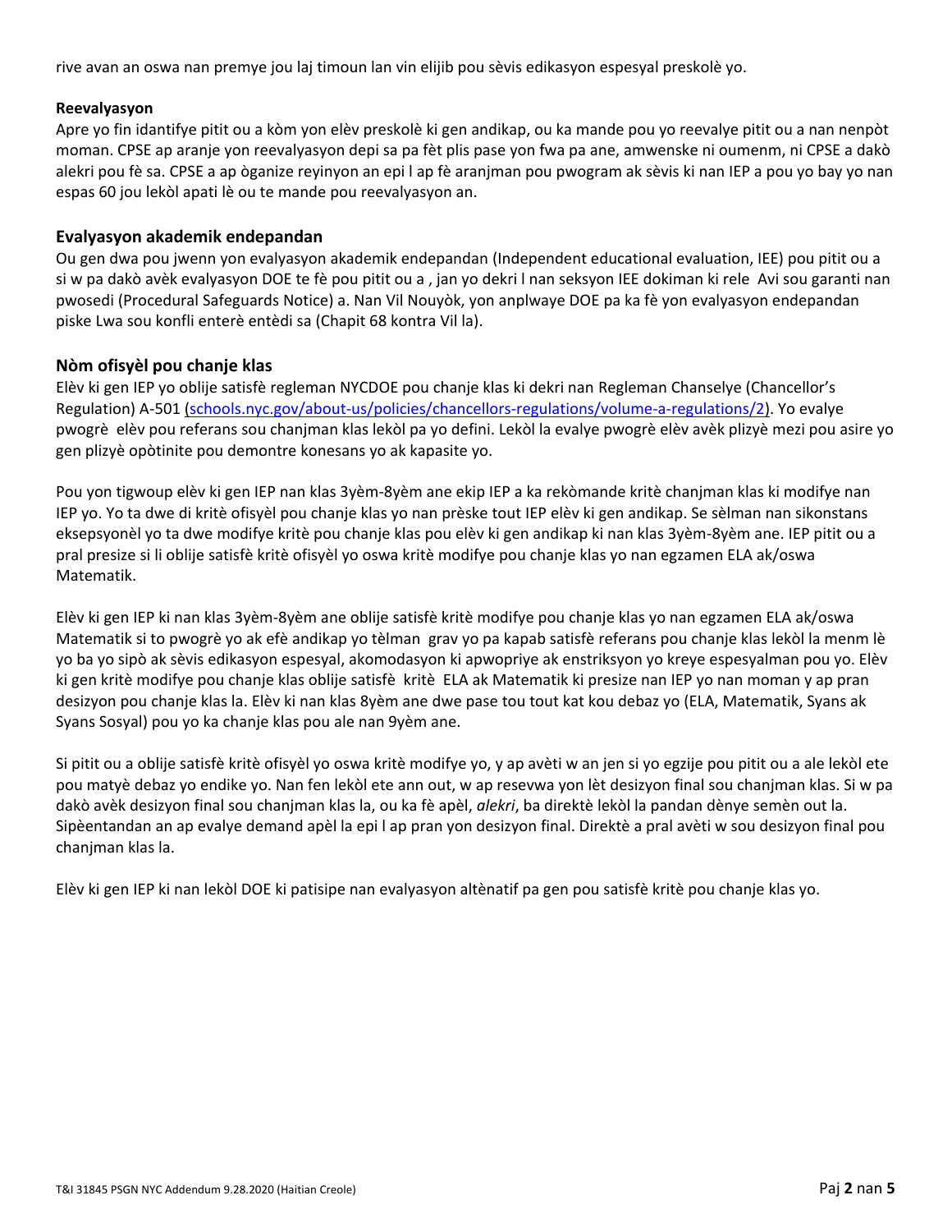rive avan an oswa nan premye jou laj timoun lan vin elijib pou sèvis edikasyon espesyal preskolè yo.

**Reevalyasyon**

Apre yo fin idantifye pitit ou a kòm yon elèv preskolè ki gen andikap, ou ka mande pou yo reevalye pitit ou a nan nenpòt moman. CPSE ap aranje yon reevalyasyon depi sa pa fèt plis pase yon fwa pa ane, amwenske ni oumenm, ni CPSE a dakò alekri pou fè sa. CPSE a ap òganize reyinyon an epi l ap fè aranjman pou pwogram ak sèvis ki nan IEP a pou yo bay yo nan espas 60 jou lekòl apati lè ou te mande pou reevalyasyon an.

### Evalyasyon akademik endepandan

Ou gen dwa pou jwenn yon evalyasyon akademik endepandan (Independent educational evaluation, IEE) pou pitit ou a si w pa dakò avèk evalyasyon DOE te fè pou pitit ou a , jan yo dekri l nan seksyon IEE dokiman ki rele Avi sou garanti nan pwosedi (Procedural Safeguards Notice) a. Nan Vil Nouyòk, yon anplwaye DOE pa ka fè yon evalyasyon endepandan piske Lwa sou konfli enterè entèdi sa (Chapit 68 kontra Vil la).

### Nòm ofisyèl pou chanje klas

Elèv ki gen IEP yo oblije satisfè regleman NYCDOE pou chanje klas ki dekri nan Regleman Chanselye (Chancellor's Regulation) A-501 (schools.nyc.gov/about-us/policies/chancellors-regulations/volume-a-regulations/2). Yo evalye pwogrè elèv pou referans sou chanjman klas lekòl pa yo defini. Lekòl la evalye pwogrè elèv avèk plizyè mezi pou asire yo gen plizyè opòtinite pou demontre konesans yo ak kapasite yo.

Pou yon tigwoup elèv ki gen IEP nan klas 3yèm-8yèm ane ekip IEP a ka rekòmande kritè chanjman klas ki modifye nan IEP yo. Yo ta dwe di kritè ofisyèl pou chanje klas yo nan prèske tout IEP elèv ki gen andikap. Se sèlman nan sikonstans eksepsyonèl yo ta dwe modifye kritè pou chanje klas pou elèv ki gen andikap ki nan klas 3yèm-8yèm ane. IEP pitit ou a pral presize si li oblije satisfè kritè ofisyèl yo oswa kritè modifye pou chanje klas yo nan egzamen ELA ak/oswa Matematik.

Elèv ki gen IEP ki nan klas 3yèm-8yèm ane oblije satisfè kritè modifye pou chanje klas yo nan egzamen ELA ak/oswa Matematik si to pwogrè yo ak efè andikap yo tèlman grav yo pa kapab satisfè referans pou chanje klas lekòl la menm lè yo ba yo sipò ak sèvis edikasyon espesyal, akomodasyon ki apwopriye ak enstriksyon yo kreye espesyalman pou yo. Elèv ki gen kritè modifye pou chanje klas oblije satisfè kritè ELA ak Matematik ki presize nan IEP yo nan moman y ap pran desizyon pou chanje klas la. Elèv ki nan klas 8yèm ane dwe pase tou tout kat kou debaz yo (ELA, Matematik, Syans ak Syans Sosyal) pou yo ka chanje klas pou ale nan 9yèm ane.

Si pitit ou a oblije satisfè kritè ofisyèl yo oswa kritè modifye yo, y ap avèti w an jen si yo egzije pou pitit ou a ale lekòl ete pou matyè debaz yo endike yo. Nan fen lekòl ete ann out, w ap resevwa yon lèt desizyon final sou chanjman klas. Si w pa dakò avèk desizyon final sou chanjman klas la, ou ka fè apèl, *alekri*, ba direktè lekòl la pandan dènye semèn out la. Sipèentandan an ap evalye demand apèl la epi l ap pran yon desizyon final. Direktè a pral avèti w sou desizyon final pou chanjman klas la.

Elèv ki gen IEP ki nan lekòl DOE ki patisipe nan evalyasyon altènatif pa gen pou satisfè kritè pou chanje klas yo.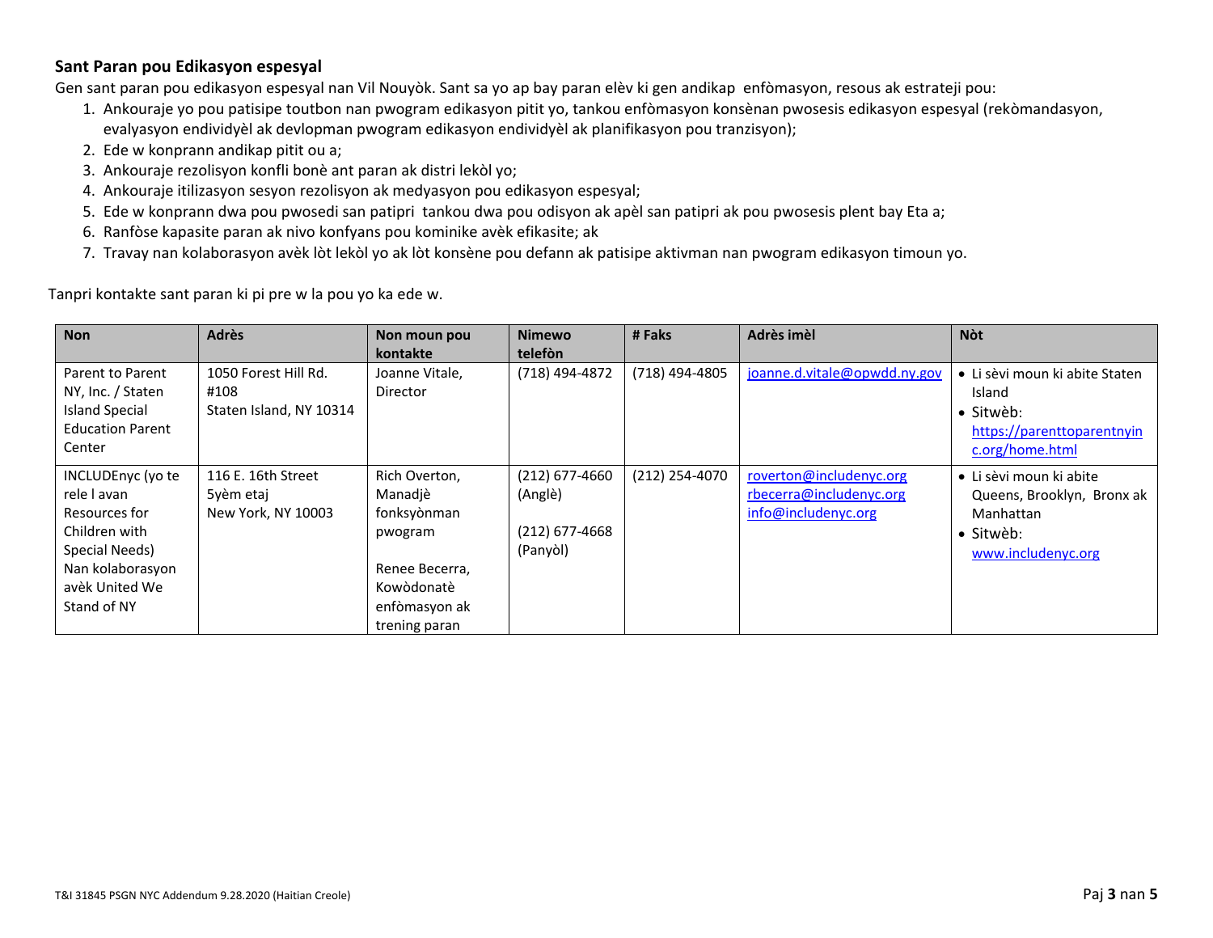**Sant Paran pou Edikasyon espesyal**

Gen sant paran pou edikasyon espesyal nan Vil Nouyòk. Sant sa yo ap bay paran elèv ki gen andikap enfòmasyon, resous ak estrateji pou:

1. Ankouraje yo pou patisipe toutbon nan pwogram edikasyon pitit yo, tankou enfòmasyon konsènan pwosesis edikasyon espesyal (rekòmandasyon, evalyasyon endividyèl ak devlopman pwogram edikasyon endividyèl ak planifikasyon pou tranzisyon);
2. Ede w konprann andikap pitit ou a;
3. Ankouraje rezolisyon konfli bonè ant paran ak distri lekòl yo;
4. Ankouraje itilizasyon sesyon rezolisyon ak medyasyon pou edikasyon espesyal;
5. Ede w konprann dwa pou pwosedi san patipri tankou dwa pou odisyon ak apèl san patipri ak pou pwosesis plent bay Eta a;
6. Ranfòse kapasite paran ak nivo konfyans pou kominike avèk efikasite; ak
7. Travay nan kolaborasyon avèk lòt lekòl yo ak lòt konsène pou defann ak patisipe aktivman nan pwogram edikasyon timoun yo.

Tanpri kontakte sant paran ki pi pre w la pou yo ka ede w.

| Non | Adrès | Non moun pou kontakte | Nimewo telefòn | # Faks | Adrès imèl | Nòt |
|---|---|---|---|---|---|---|
| Parent to Parent NY, Inc. / Staten Island Special Education Parent Center | 1050 Forest Hill Rd. #108<br>Staten Island, NY 10314 | Joanne Vitale, Director | (718) 494-4872 | (718) 494-4805 | joanne.d.vitale@opwdd.ny.gov | • Li sèvi moun ki abite Staten Island<br>• Sitwèb: https://parenttoparentnyinc.org/home.html |
| INCLUDEnyc (yo te rele l avan Resources for Children with Special Needs) Nan kolaborasyon avèk United We Stand of NY | 116 E. 16th Street<br>5yèm etaj<br>New York, NY 10003 | Rich Overton, Manadjè fonksyònman pwogram<br><br>Renee Becerra, Kowòdonatè enfòmasyon ak trening paran | (212) 677-4660 (Anglè)<br><br>(212) 677-4668 (Panyòl) | (212) 254-4070 | roverton@includenyc.org<br>rbecerra@includenyc.org<br>info@includenyc.org | • Li sèvi moun ki abite Queens, Brooklyn, Bronx ak Manhattan<br>• Sitwèb: www.includenyc.org |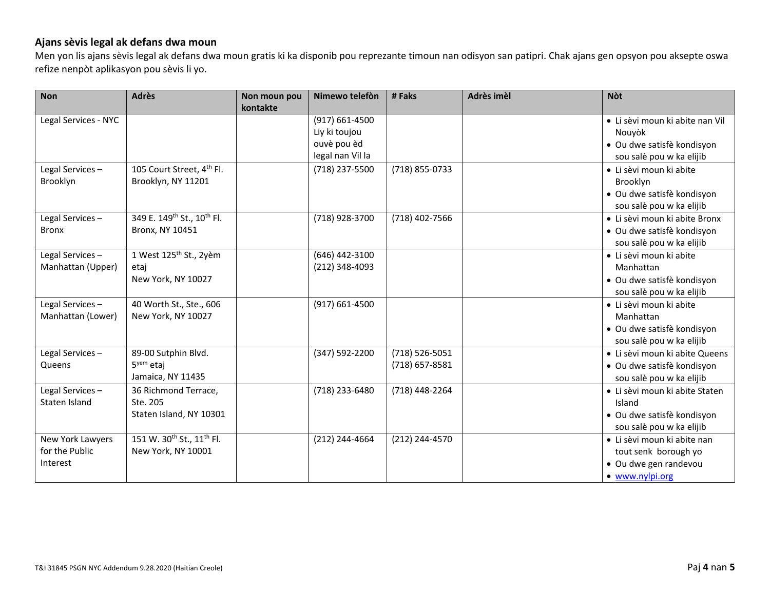**Ajans sèvis legal ak defans dwa moun**

Men yon lis ajans sèvis legal ak defans dwa moun gratis ki ka disponib pou reprezante timoun nan odisyon san patipri. Chak ajans gen opsyon pou aksepte oswa refize nenpòt aplikasyon pou sèvis li yo.

| Non | Adrès | Non moun pou kontakte | Nimewo telefòn | # Faks | Adrès imèl | Nòt |
|---|---|---|---|---|---|---|
| Legal Services - NYC | | | (917) 661-4500 Liy ki toujou ouvè pou èd legal nan Vil la | | | • Li sèvi moun ki abite nan Vil Nouyòk • Ou dwe satisfè kondisyon sou salè pou w ka elijib |
| Legal Services – Brooklyn | 105 Court Street, 4th Fl. Brooklyn, NY 11201 | | (718) 237-5500 | (718) 855-0733 | | • Li sèvi moun ki abite Brooklyn • Ou dwe satisfè kondisyon sou salè pou w ka elijib |
| Legal Services – Bronx | 349 E. 149th St., 10th Fl. Bronx, NY 10451 | | (718) 928-3700 | (718) 402-7566 | | • Li sèvi moun ki abite Bronx • Ou dwe satisfè kondisyon sou salè pou w ka elijib |
| Legal Services – Manhattan (Upper) | 1 West 125th St., 2yèm etaj New York, NY 10027 | | (646) 442-3100 (212) 348-4093 | | | • Li sèvi moun ki abite Manhattan • Ou dwe satisfè kondisyon sou salè pou w ka elijib |
| Legal Services – Manhattan (Lower) | 40 Worth St., Ste., 606 New York, NY 10027 | | (917) 661-4500 | | | • Li sèvi moun ki abite Manhattan • Ou dwe satisfè kondisyon sou salè pou w ka elijib |
| Legal Services – Queens | 89-00 Sutphin Blvd. 5yem etaj Jamaica, NY 11435 | | (347) 592-2200 | (718) 526-5051 (718) 657-8581 | | • Li sèvi moun ki abite Queens • Ou dwe satisfè kondisyon sou salè pou w ka elijib |
| Legal Services – Staten Island | 36 Richmond Terrace, Ste. 205 Staten Island, NY 10301 | | (718) 233-6480 | (718) 448-2264 | | • Li sèvi moun ki abite Staten Island • Ou dwe satisfè kondisyon sou salè pou w ka elijib |
| New York Lawyers for the Public Interest | 151 W. 30th St., 11th Fl. New York, NY 10001 | | (212) 244-4664 | (212) 244-4570 | | • Li sèvi moun ki abite nan tout senk borough yo • Ou dwe gen randevou • www.nylpi.org |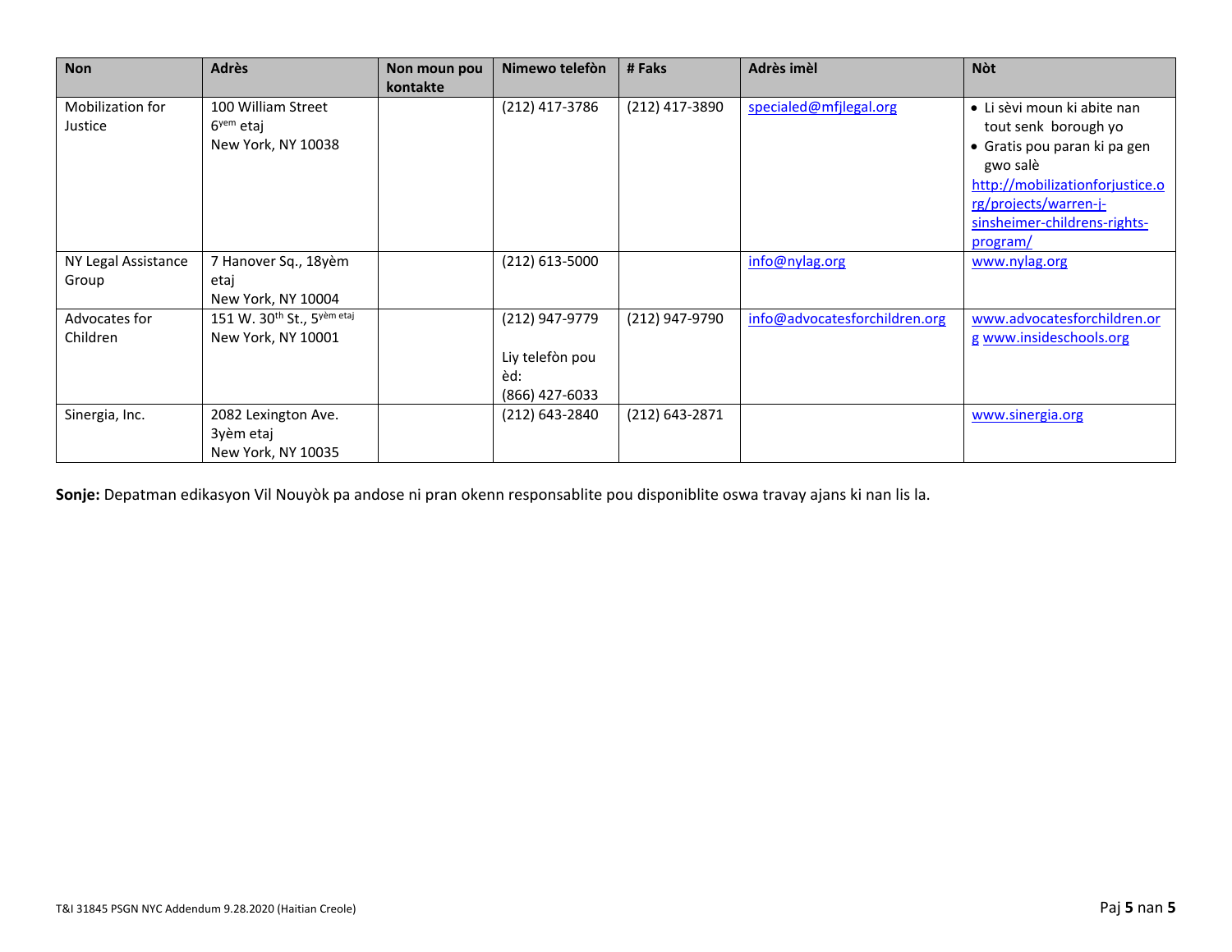| Non | Adrès | Non moun pou kontakte | Nimewo telefòn | # Faks | Adrès imèl | Nòt |
|---|---|---|---|---|---|---|
| Mobilization for Justice | 100 William Street<br>6yem etaj<br>New York, NY 10038 | | (212) 417-3786 | (212) 417-3890 | specialed@mfjlegal.org | • Li sèvi moun ki abite nan tout senk borough yo<br>• Gratis pou paran ki pa gen gwo salè<br>http://mobilizationforjustice.org/projects/warren-j-sinsheimer-childrens-rights-program/ |
| NY Legal Assistance Group | 7 Hanover Sq., 18yèm etaj<br>New York, NY 10004 | | (212) 613-5000 | | info@nylag.org | www.nylag.org |
| Advocates for Children | 151 W. 30th St., 5yèm etaj<br>New York, NY 10001 | | (212) 947-9779<br><br>Liy telefòn pou èd:<br>(866) 427-6033 | (212) 947-9790 | info@advocatesforchildren.org | www.advocatesforchildren.org www.insideschools.org |
| Sinergia, Inc. | 2082 Lexington Ave.<br>3yèm etaj<br>New York, NY 10035 | | (212) 643-2840 | (212) 643-2871 | | www.sinergia.org |

**Sonje:** Depatman edikasyon Vil Nouyòk pa andose ni pran okenn responsablite pou disponiblite oswa travay ajans ki nan lis la.

T&I 31845 PSGN NYC Addendum 9.28.2020 (Haitian Creole)